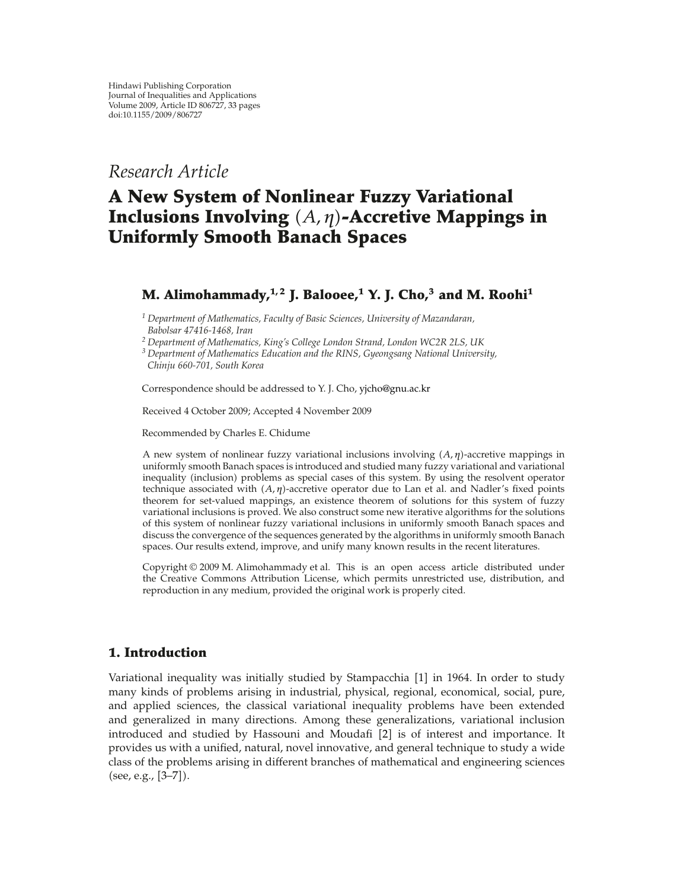Hindawi Publishing Corporation
Journal of Inequalities and Applications
Volume 2009, Article ID 806727, 33 pages
doi:10.1155/2009/806727

*Research Article*

# A New System of Nonlinear Fuzzy Variational Inclusions Involving $(A, \eta)$-Accretive Mappings in Uniformly Smooth Banach Spaces

**M. Alimohammady,[1,2] J. Balooee,[1] Y. J. Cho,[3] and M. Roohi[1]**

[1] *Department of Mathematics, Faculty of Basic Sciences, University of Mazandaran, Babolsar 47416-1468, Iran*
[2] *Department of Mathematics, King's College London Strand, London WC2R 2LS, UK*
[3] *Department of Mathematics Education and the RINS, Gyeongsang National University, Chinju 660-701, South Korea*

Correspondence should be addressed to Y. J. Cho, yjcho@gnu.ac.kr

Received 4 October 2009; Accepted 4 November 2009

Recommended by Charles E. Chidume

A new system of nonlinear fuzzy variational inclusions involving $(A, \eta)$-accretive mappings in uniformly smooth Banach spaces is introduced and studied many fuzzy variational and variational inequality (inclusion) problems as special cases of this system. By using the resolvent operator technique associated with $(A, \eta)$-accretive operator due to Lan et al. and Nadler's fixed points theorem for set-valued mappings, an existence theorem of solutions for this system of fuzzy variational inclusions is proved. We also construct some new iterative algorithms for the solutions of this system of nonlinear fuzzy variational inclusions in uniformly smooth Banach spaces and discuss the convergence of the sequences generated by the algorithms in uniformly smooth Banach spaces. Our results extend, improve, and unify many known results in the recent literatures.

Copyright © 2009 M. Alimohammady et al. This is an open access article distributed under the Creative Commons Attribution License, which permits unrestricted use, distribution, and reproduction in any medium, provided the original work is properly cited.

## 1. Introduction

Variational inequality was initially studied by Stampacchia [1] in 1964. In order to study many kinds of problems arising in industrial, physical, regional, economical, social, pure, and applied sciences, the classical variational inequality problems have been extended and generalized in many directions. Among these generalizations, variational inclusion introduced and studied by Hassouni and Moudafi [2] is of interest and importance. It provides us with a unified, natural, novel innovative, and general technique to study a wide class of the problems arising in different branches of mathematical and engineering sciences (see, e.g., [3–7]).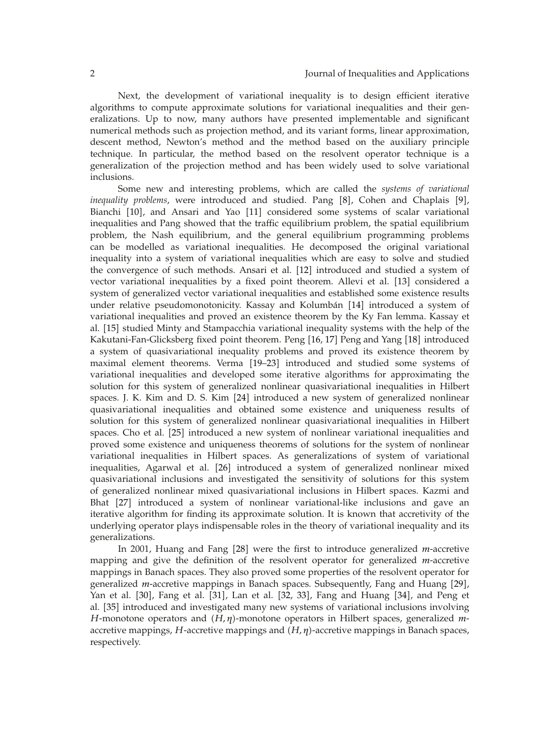Next, the development of variational inequality is to design efficient iterative algorithms to compute approximate solutions for variational inequalities and their generalizations. Up to now, many authors have presented implementable and significant numerical methods such as projection method, and its variant forms, linear approximation, descent method, Newton's method and the method based on the auxiliary principle technique. In particular, the method based on the resolvent operator technique is a generalization of the projection method and has been widely used to solve variational inclusions.

Some new and interesting problems, which are called the *systems of variational inequality problems*, were introduced and studied. Pang [8], Cohen and Chaplais [9], Bianchi [10], and Ansari and Yao [11] considered some systems of scalar variational inequalities and Pang showed that the traffic equilibrium problem, the spatial equilibrium problem, the Nash equilibrium, and the general equilibrium programming problems can be modelled as variational inequalities. He decomposed the original variational inequality into a system of variational inequalities which are easy to solve and studied the convergence of such methods. Ansari et al. [12] introduced and studied a system of vector variational inequalities by a fixed point theorem. Allevi et al. [13] considered a system of generalized vector variational inequalities and established some existence results under relative pseudomonotonicity. Kassay and Kolumbán [14] introduced a system of variational inequalities and proved an existence theorem by the Ky Fan lemma. Kassay et al. [15] studied Minty and Stampacchia variational inequality systems with the help of the Kakutani-Fan-Glicksberg fixed point theorem. Peng [16, 17] Peng and Yang [18] introduced a system of quasivariational inequality problems and proved its existence theorem by maximal element theorems. Verma [19–23] introduced and studied some systems of variational inequalities and developed some iterative algorithms for approximating the solution for this system of generalized nonlinear quasivariational inequalities in Hilbert spaces. J. K. Kim and D. S. Kim [24] introduced a new system of generalized nonlinear quasivariational inequalities and obtained some existence and uniqueness results of solution for this system of generalized nonlinear quasivariational inequalities in Hilbert spaces. Cho et al. [25] introduced a new system of nonlinear variational inequalities and proved some existence and uniqueness theorems of solutions for the system of nonlinear variational inequalities in Hilbert spaces. As generalizations of system of variational inequalities, Agarwal et al. [26] introduced a system of generalized nonlinear mixed quasivariational inclusions and investigated the sensitivity of solutions for this system of generalized nonlinear mixed quasivariational inclusions in Hilbert spaces. Kazmi and Bhat [27] introduced a system of nonlinear variational-like inclusions and gave an iterative algorithm for finding its approximate solution. It is known that accretivity of the underlying operator plays indispensable roles in the theory of variational inequality and its generalizations.

In 2001, Huang and Fang [28] were the first to introduce generalized $m$-accretive mapping and give the definition of the resolvent operator for generalized $m$-accretive mappings in Banach spaces. They also proved some properties of the resolvent operator for generalized $m$-accretive mappings in Banach spaces. Subsequently, Fang and Huang [29], Yan et al. [30], Fang et al. [31], Lan et al. [32, 33], Fang and Huang [34], and Peng et al. [35] introduced and investigated many new systems of variational inclusions involving $H$-monotone operators and $(H, \eta)$-monotone operators in Hilbert spaces, generalized $m$-accretive mappings, $H$-accretive mappings and $(H, \eta)$-accretive mappings in Banach spaces, respectively.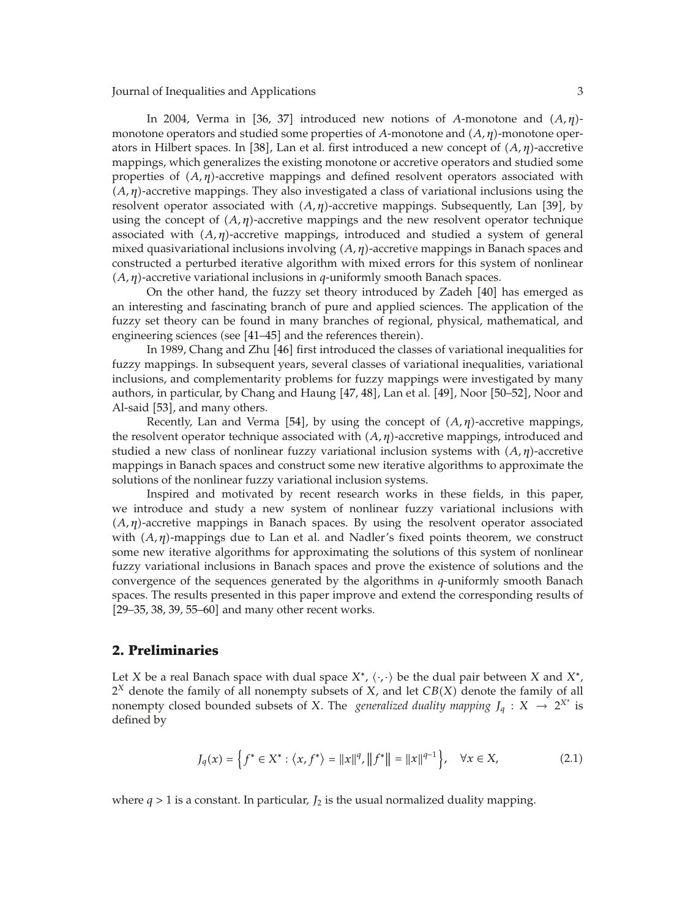In 2004, Verma in [36, 37] introduced new notions of $A$-monotone and $(A, \eta)$-monotone operators and studied some properties of $A$-monotone and $(A, \eta)$-monotone operators in Hilbert spaces. In [38], Lan et al. first introduced a new concept of $(A, \eta)$-accretive mappings, which generalizes the existing monotone or accretive operators and studied some properties of $(A, \eta)$-accretive mappings and defined resolvent operators associated with $(A, \eta)$-accretive mappings. They also investigated a class of variational inclusions using the resolvent operator associated with $(A, \eta)$-accretive mappings. Subsequently, Lan [39], by using the concept of $(A, \eta)$-accretive mappings and the new resolvent operator technique associated with $(A, \eta)$-accretive mappings, introduced and studied a system of general mixed quasivariational inclusions involving $(A, \eta)$-accretive mappings in Banach spaces and constructed a perturbed iterative algorithm with mixed errors for this system of nonlinear $(A, \eta)$-accretive variational inclusions in $q$-uniformly smooth Banach spaces.

On the other hand, the fuzzy set theory introduced by Zadeh [40] has emerged as an interesting and fascinating branch of pure and applied sciences. The application of the fuzzy set theory can be found in many branches of regional, physical, mathematical, and engineering sciences (see [41–45] and the references therein).

In 1989, Chang and Zhu [46] first introduced the classes of variational inequalities for fuzzy mappings. In subsequent years, several classes of variational inequalities, variational inclusions, and complementarity problems for fuzzy mappings were investigated by many authors, in particular, by Chang and Haung [47, 48], Lan et al. [49], Noor [50–52], Noor and Al-said [53], and many others.

Recently, Lan and Verma [54], by using the concept of $(A, \eta)$-accretive mappings, the resolvent operator technique associated with $(A, \eta)$-accretive mappings, introduced and studied a new class of nonlinear fuzzy variational inclusion systems with $(A, \eta)$-accretive mappings in Banach spaces and construct some new iterative algorithms to approximate the solutions of the nonlinear fuzzy variational inclusion systems.

Inspired and motivated by recent research works in these fields, in this paper, we introduce and study a new system of nonlinear fuzzy variational inclusions with $(A, \eta)$-accretive mappings in Banach spaces. By using the resolvent operator associated with $(A, \eta)$-mappings due to Lan et al. and Nadler's fixed points theorem, we construct some new iterative algorithms for approximating the solutions of this system of nonlinear fuzzy variational inclusions in Banach spaces and prove the existence of solutions and the convergence of the sequences generated by the algorithms in $q$-uniformly smooth Banach spaces. The results presented in this paper improve and extend the corresponding results of [29–35, 38, 39, 55–60] and many other recent works.

## 2. Preliminaries

Let $X$ be a real Banach space with dual space $X^*$, $\langle \cdot, \cdot \rangle$ be the dual pair between $X$ and $X^*$, $2^X$ denote the family of all nonempty subsets of $X$, and let $CB(X)$ denote the family of all nonempty closed bounded subsets of $X$. The *generalized duality mapping* $J_q : X \to 2^{X^*}$ is defined by

$$J_q(x) = \left\{ f^* \in X^* : \langle x, f^* \rangle = \|x\|^q, \|f^*\| = \|x\|^{q-1} \right\}, \quad \forall x \in X, \tag{2.1}$$

where $q > 1$ is a constant. In particular, $J_2$ is the usual normalized duality mapping.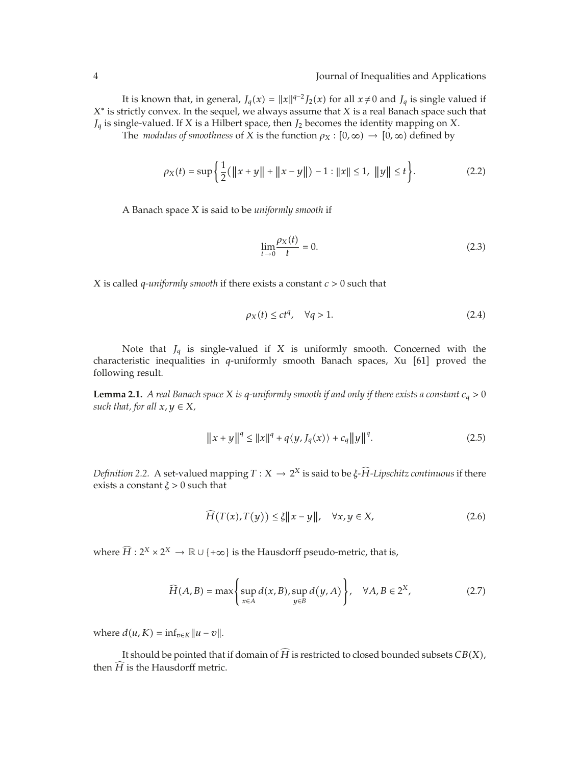It is known that, in general, $J_q(x) = \|x\|^{q-2}J_2(x)$ for all $x \neq 0$ and $J_q$ is single valued if $X^*$ is strictly convex. In the sequel, we always assume that $X$ is a real Banach space such that $J_q$ is single-valued. If $X$ is a Hilbert space, then $J_2$ becomes the identity mapping on $X$.

The *modulus of smoothness* of $X$ is the function $\rho_X : [0, \infty) \to [0, \infty)$ defined by

$$\rho_X(t) = \sup\left\{ \frac{1}{2}\left(\|x + y\| + \|x - y\|\right) - 1 : \|x\| \leq 1,\ \|y\| \leq t \right\}. \tag{2.2}$$

A Banach space $X$ is said to be *uniformly smooth* if

$$\lim_{t \to 0} \frac{\rho_X(t)}{t} = 0. \tag{2.3}$$

$X$ is called *q-uniformly smooth* if there exists a constant $c > 0$ such that

$$\rho_X(t) \leq ct^q, \quad \forall q > 1. \tag{2.4}$$

Note that $J_q$ is single-valued if $X$ is uniformly smooth. Concerned with the characteristic inequalities in $q$-uniformly smooth Banach spaces, Xu [61] proved the following result.

**Lemma 2.1.** *A real Banach space $X$ is $q$-uniformly smooth if and only if there exists a constant $c_q > 0$ such that, for all $x, y \in X$,*

$$\|x + y\|^q \leq \|x\|^q + q\langle y, J_q(x)\rangle + c_q\|y\|^q. \tag{2.5}$$

*Definition 2.2.* A set-valued mapping $T : X \to 2^X$ is said to be *$\xi$-$\widehat{H}$-Lipschitz continuous* if there exists a constant $\xi > 0$ such that

$$\widehat{H}(T(x), T(y)) \leq \xi\|x - y\|, \quad \forall x, y \in X, \tag{2.6}$$

where $\widehat{H} : 2^X \times 2^X \to \mathbb{R} \cup \{+\infty\}$ is the Hausdorff pseudo-metric, that is,

$$\widehat{H}(A, B) = \max\left\{ \sup_{x \in A} d(x, B), \sup_{y \in B} d(y, A) \right\}, \quad \forall A, B \in 2^X, \tag{2.7}$$

where $d(u, K) = \inf_{v \in K}\|u - v\|$.

It should be pointed that if domain of $\widehat{H}$ is restricted to closed bounded subsets $CB(X)$, then $\widehat{H}$ is the Hausdorff metric.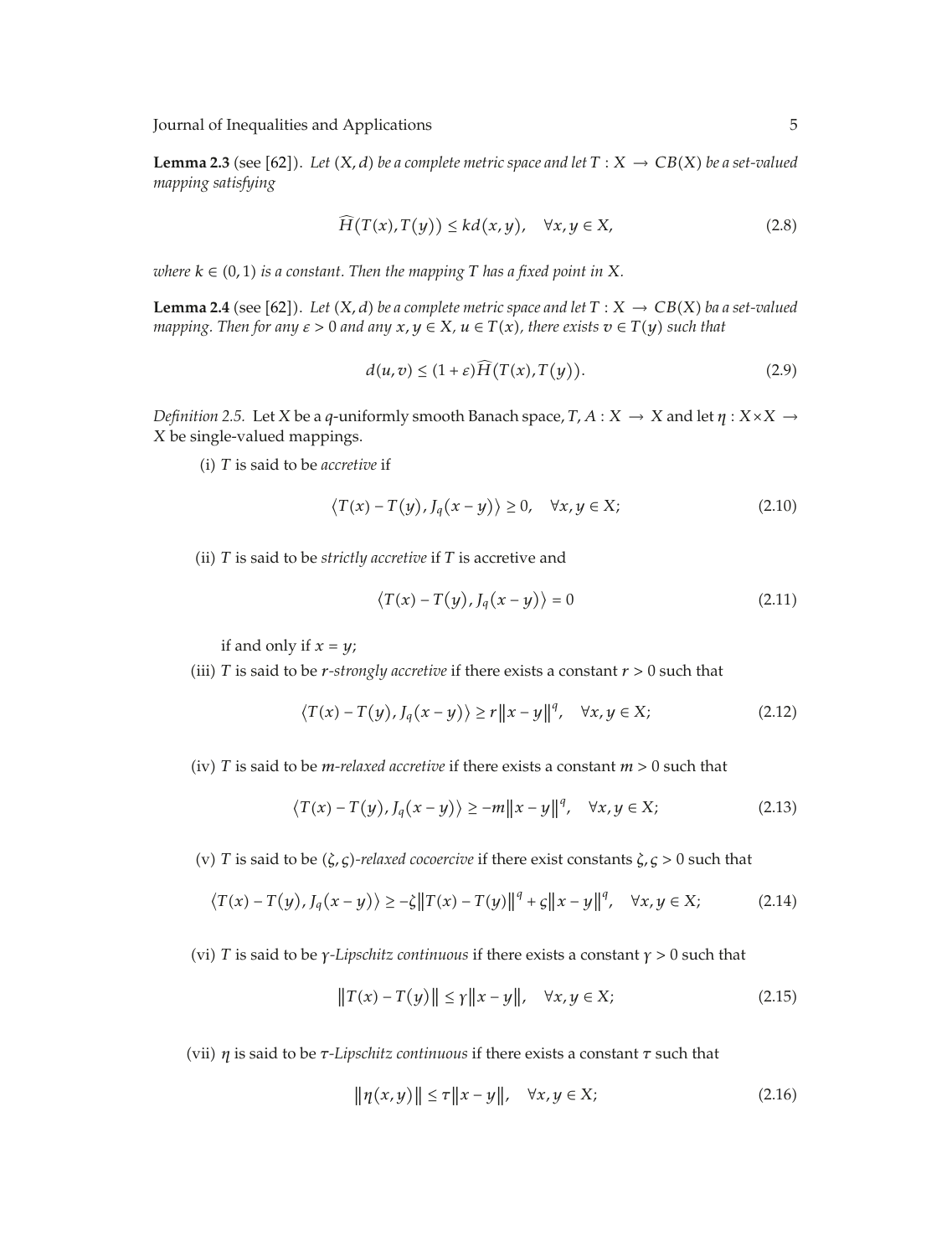**Lemma 2.3** (see [62]). *Let $(X, d)$ be a complete metric space and let $T : X \to CB(X)$ be a set-valued mapping satisfying*

$$\widehat{H}(T(x), T(y)) \leq kd(x, y), \quad \forall x, y \in X, \tag{2.8}$$

*where $k \in (0, 1)$ is a constant. Then the mapping $T$ has a fixed point in $X$.*

**Lemma 2.4** (see [62]). *Let $(X, d)$ be a complete metric space and let $T : X \to CB(X)$ ba a set-valued mapping. Then for any $\varepsilon > 0$ and any $x, y \in X$, $u \in T(x)$, there exists $v \in T(y)$ such that*

$$d(u, v) \leq (1 + \varepsilon)\widehat{H}(T(x), T(y)). \tag{2.9}$$

*Definition 2.5.* Let $X$ be a $q$-uniformly smooth Banach space, $T, A : X \to X$ and let $\eta : X \times X \to X$ be single-valued mappings.

(i) $T$ is said to be *accretive* if

$$\langle T(x) - T(y), J_q(x - y) \rangle \geq 0, \quad \forall x, y \in X; \tag{2.10}$$

(ii) $T$ is said to be *strictly accretive* if $T$ is accretive and

$$\langle T(x) - T(y), J_q(x - y) \rangle = 0 \tag{2.11}$$

if and only if $x = y$;

(iii) $T$ is said to be *$r$-strongly accretive* if there exists a constant $r > 0$ such that

$$\langle T(x) - T(y), J_q(x - y) \rangle \geq r\|x - y\|^q, \quad \forall x, y \in X; \tag{2.12}$$

(iv) $T$ is said to be *$m$-relaxed accretive* if there exists a constant $m > 0$ such that

$$\langle T(x) - T(y), J_q(x - y) \rangle \geq -m\|x - y\|^q, \quad \forall x, y \in X; \tag{2.13}$$

(v) $T$ is said to be *$(\zeta, \varsigma)$-relaxed cocoercive* if there exist constants $\zeta, \varsigma > 0$ such that

$$\langle T(x) - T(y), J_q(x - y) \rangle \geq -\zeta\|T(x) - T(y)\|^q + \varsigma\|x - y\|^q, \quad \forall x, y \in X; \tag{2.14}$$

(vi) $T$ is said to be *$\gamma$-Lipschitz continuous* if there exists a constant $\gamma > 0$ such that

$$\|T(x) - T(y)\| \leq \gamma\|x - y\|, \quad \forall x, y \in X; \tag{2.15}$$

(vii) $\eta$ is said to be *$\tau$-Lipschitz continuous* if there exists a constant $\tau$ such that

$$\|\eta(x, y)\| \leq \tau\|x - y\|, \quad \forall x, y \in X; \tag{2.16}$$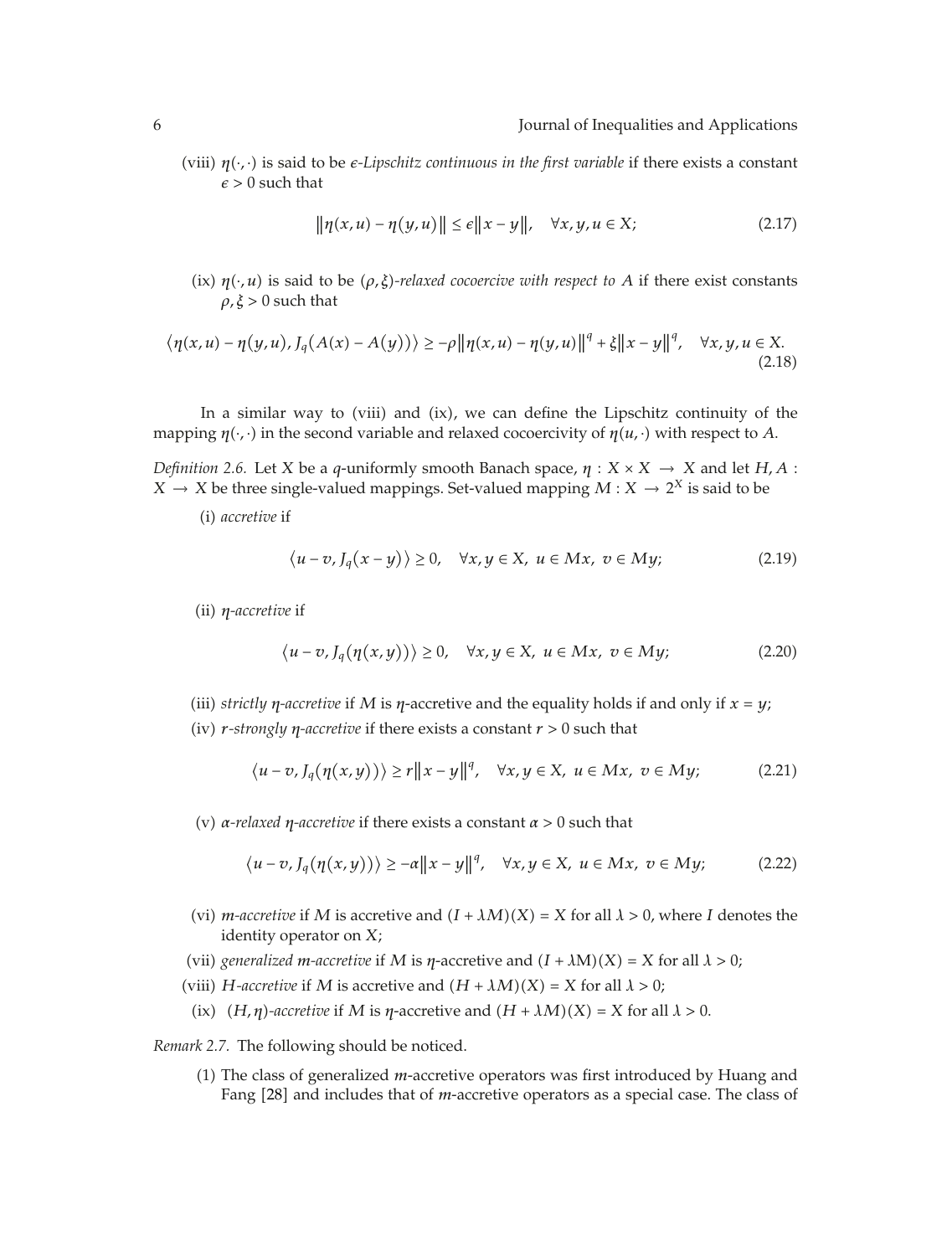(viii) $\eta(\cdot,\cdot)$ is said to be *$\epsilon$-Lipschitz continuous in the first variable* if there exists a constant $\epsilon > 0$ such that

$$\|\eta(x,u) - \eta(y,u)\| \leq \epsilon\|x-y\|, \quad \forall x,y,u \in X; \tag{2.17}$$

(ix) $\eta(\cdot,u)$ is said to be *$(\rho,\xi)$-relaxed cocoercive with respect to $A$* if there exist constants $\rho,\xi > 0$ such that

$$\langle \eta(x,u) - \eta(y,u), J_q(A(x) - A(y))\rangle \geq -\rho\|\eta(x,u) - \eta(y,u)\|^q + \xi\|x-y\|^q, \quad \forall x,y,u \in X. \tag{2.18}$$

In a similar way to (viii) and (ix), we can define the Lipschitz continuity of the mapping $\eta(\cdot,\cdot)$ in the second variable and relaxed cocoercivity of $\eta(u,\cdot)$ with respect to $A$.

*Definition 2.6.* Let $X$ be a $q$-uniformly smooth Banach space, $\eta : X \times X \to X$ and let $H, A : X \to X$ be three single-valued mappings. Set-valued mapping $M : X \to 2^X$ is said to be

(i) *accretive* if

$$\langle u - v, J_q(x-y)\rangle \geq 0, \quad \forall x,y \in X,\ u \in Mx,\ v \in My; \tag{2.19}$$

(ii) *$\eta$-accretive* if

$$\langle u - v, J_q(\eta(x,y))\rangle \geq 0, \quad \forall x,y \in X,\ u \in Mx,\ v \in My; \tag{2.20}$$

(iii) *strictly $\eta$-accretive* if $M$ is $\eta$-accretive and the equality holds if and only if $x = y$;

(iv) *$r$-strongly $\eta$-accretive* if there exists a constant $r > 0$ such that

$$\langle u - v, J_q(\eta(x,y))\rangle \geq r\|x-y\|^q, \quad \forall x,y \in X,\ u \in Mx,\ v \in My; \tag{2.21}$$

(v) *$\alpha$-relaxed $\eta$-accretive* if there exists a constant $\alpha > 0$ such that

$$\langle u - v, J_q(\eta(x,y))\rangle \geq -\alpha\|x-y\|^q, \quad \forall x,y \in X,\ u \in Mx,\ v \in My; \tag{2.22}$$

(vi) *$m$-accretive* if $M$ is accretive and $(I + \lambda M)(X) = X$ for all $\lambda > 0$, where $I$ denotes the identity operator on $X$;

(vii) *generalized $m$-accretive* if $M$ is $\eta$-accretive and $(I + \lambda M)(X) = X$ for all $\lambda > 0$;

(viii) *$H$-accretive* if $M$ is accretive and $(H + \lambda M)(X) = X$ for all $\lambda > 0$;

(ix) *$(H,\eta)$-accretive* if $M$ is $\eta$-accretive and $(H + \lambda M)(X) = X$ for all $\lambda > 0$.

*Remark 2.7.* The following should be noticed.

(1) The class of generalized $m$-accretive operators was first introduced by Huang and Fang [28] and includes that of $m$-accretive operators as a special case. The class of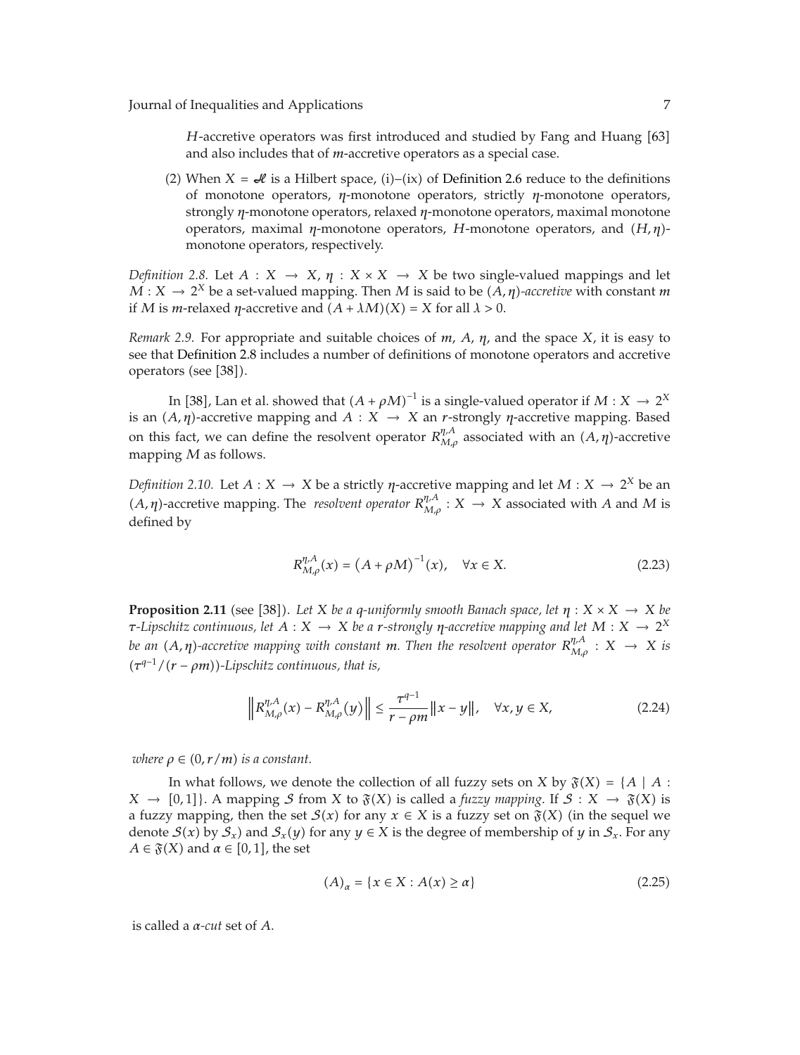$H$-accretive operators was first introduced and studied by Fang and Huang [63] and also includes that of $m$-accretive operators as a special case.

(2) When $X = \mathscr{H}$ is a Hilbert space, (i)–(ix) of Definition 2.6 reduce to the definitions of monotone operators, $\eta$-monotone operators, strictly $\eta$-monotone operators, strongly $\eta$-monotone operators, relaxed $\eta$-monotone operators, maximal monotone operators, maximal $\eta$-monotone operators, $H$-monotone operators, and $(H,\eta)$-monotone operators, respectively.

*Definition 2.8.* Let $A : X \to X$, $\eta : X \times X \to X$ be two single-valued mappings and let $M : X \to 2^X$ be a set-valued mapping. Then $M$ is said to be $(A,\eta)$*-accretive* with constant $m$ if $M$ is $m$-relaxed $\eta$-accretive and $(A + \lambda M)(X) = X$ for all $\lambda > 0$.

*Remark 2.9.* For appropriate and suitable choices of $m$, $A$, $\eta$, and the space $X$, it is easy to see that Definition 2.8 includes a number of definitions of monotone operators and accretive operators (see [38]).

In [38], Lan et al. showed that $(A + \rho M)^{-1}$ is a single-valued operator if $M : X \to 2^X$ is an $(A,\eta)$-accretive mapping and $A : X \to X$ an $r$-strongly $\eta$-accretive mapping. Based on this fact, we can define the resolvent operator $R^{\eta,A}_{M,\rho}$ associated with an $(A,\eta)$-accretive mapping $M$ as follows.

*Definition 2.10.* Let $A : X \to X$ be a strictly $\eta$-accretive mapping and let $M : X \to 2^X$ be an $(A,\eta)$-accretive mapping. The *resolvent operator* $R^{\eta,A}_{M,\rho} : X \to X$ associated with $A$ and $M$ is defined by

$$R^{\eta,A}_{M,\rho}(x) = (A + \rho M)^{-1}(x), \quad \forall x \in X. \tag{2.23}$$

**Proposition 2.11** (see [38]). *Let $X$ be a $q$-uniformly smooth Banach space, let $\eta : X \times X \to X$ be $\tau$-Lipschitz continuous, let $A : X \to X$ be a $r$-strongly $\eta$-accretive mapping and let $M : X \to 2^X$ be an $(A,\eta)$-accretive mapping with constant $m$. Then the resolvent operator $R^{\eta,A}_{M,\rho} : X \to X$ is $(\tau^{q-1}/(r - \rho m))$-Lipschitz continuous, that is,*

$$\left\| R^{\eta,A}_{M,\rho}(x) - R^{\eta,A}_{M,\rho}(y) \right\| \le \frac{\tau^{q-1}}{r - \rho m} \|x - y\|, \quad \forall x, y \in X, \tag{2.24}$$

*where $\rho \in (0, r/m)$ is a constant.*

In what follows, we denote the collection of all fuzzy sets on $X$ by $\mathfrak{F}(X) = \{A \mid A : X \to [0,1]\}$. A mapping $\mathcal{S}$ from $X$ to $\mathfrak{F}(X)$ is called a *fuzzy mapping*. If $\mathcal{S} : X \to \mathfrak{F}(X)$ is a fuzzy mapping, then the set $\mathcal{S}(x)$ for any $x \in X$ is a fuzzy set on $\mathfrak{F}(X)$ (in the sequel we denote $\mathcal{S}(x)$ by $\mathcal{S}_x$) and $\mathcal{S}_x(y)$ for any $y \in X$ is the degree of membership of $y$ in $\mathcal{S}_x$. For any $A \in \mathfrak{F}(X)$ and $\alpha \in [0,1]$, the set

$$(A)_\alpha = \{x \in X : A(x) \ge \alpha\} \tag{2.25}$$

is called a $\alpha$*-cut* set of $A$.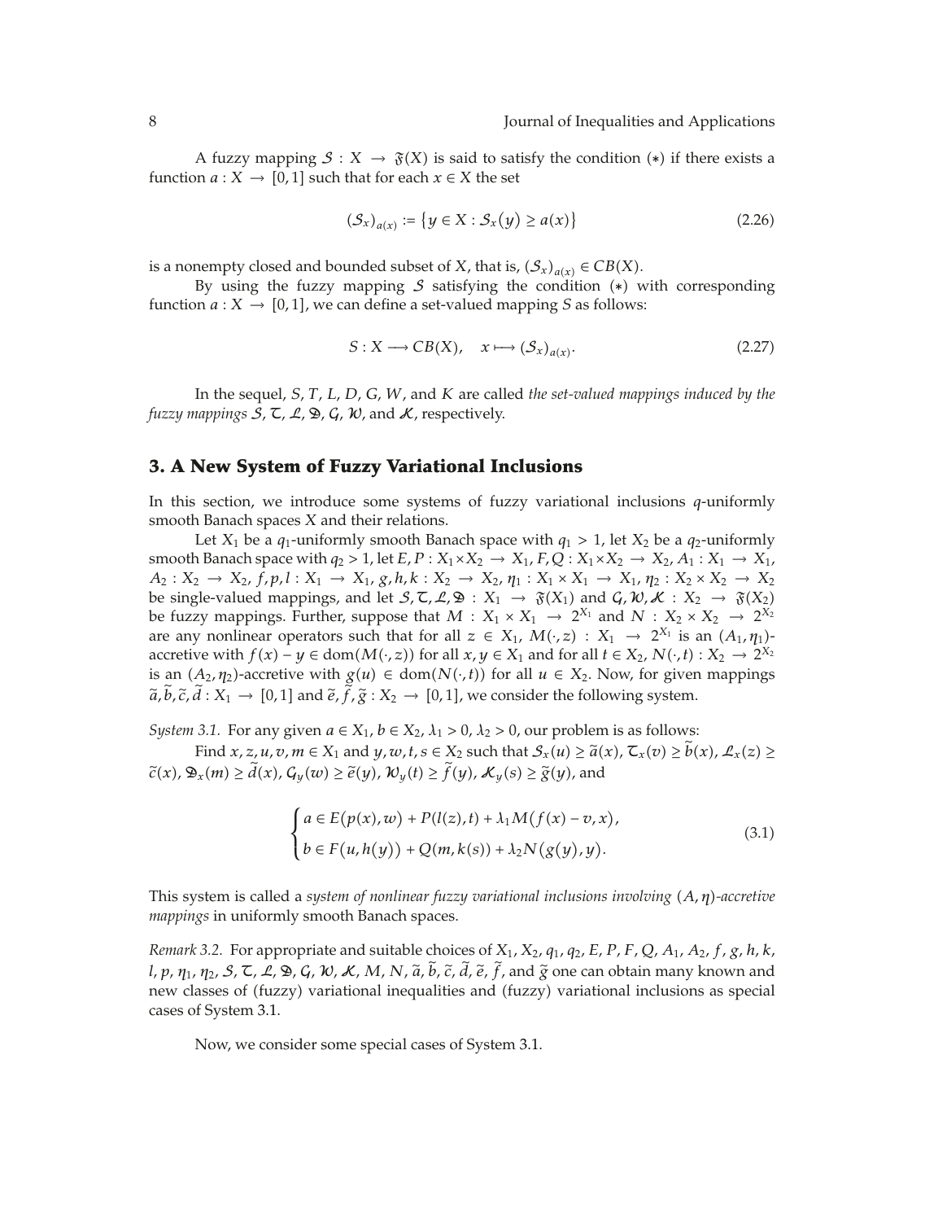A fuzzy mapping $\mathcal{S} : X \to \mathfrak{F}(X)$ is said to satisfy the condition $(*)$ if there exists a function $a : X \to [0,1]$ such that for each $x \in X$ the set

$$(\mathcal{S}_x)_{a(x)} := \{ y \in X : \mathcal{S}_x(y) \geq a(x) \} \tag{2.26}$$

is a nonempty closed and bounded subset of $X$, that is, $(\mathcal{S}_x)_{a(x)} \in CB(X)$.

By using the fuzzy mapping $\mathcal{S}$ satisfying the condition $(*)$ with corresponding function $a : X \to [0,1]$, we can define a set-valued mapping $S$ as follows:

$$S : X \longrightarrow CB(X), \quad x \longmapsto (\mathcal{S}_x)_{a(x)}. \tag{2.27}$$

In the sequel, $S$, $T$, $L$, $D$, $G$, $W$, and $K$ are called *the set-valued mappings induced by the fuzzy mappings* $\mathcal{S}$, $\mathcal{T}$, $\mathcal{L}$, $\mathfrak{D}$, $\mathcal{G}$, $\mathcal{W}$, and $\mathcal{K}$, respectively.

## 3. A New System of Fuzzy Variational Inclusions

In this section, we introduce some systems of fuzzy variational inclusions $q$-uniformly smooth Banach spaces $X$ and their relations.

Let $X_1$ be a $q_1$-uniformly smooth Banach space with $q_1 > 1$, let $X_2$ be a $q_2$-uniformly smooth Banach space with $q_2 > 1$, let $E, P : X_1 \times X_2 \to X_1$, $F, Q : X_1 \times X_2 \to X_2$, $A_1 : X_1 \to X_1$, $A_2 : X_2 \to X_2$, $f, p, l : X_1 \to X_1$, $g, h, k : X_2 \to X_2$, $\eta_1 : X_1 \times X_1 \to X_1$, $\eta_2 : X_2 \times X_2 \to X_2$ be single-valued mappings, and let $\mathcal{S}, \mathcal{T}, \mathcal{L}, \mathfrak{D} : X_1 \to \mathfrak{F}(X_1)$ and $\mathcal{G}, \mathcal{W}, \mathcal{K} : X_2 \to \mathfrak{F}(X_2)$ be fuzzy mappings. Further, suppose that $M : X_1 \times X_1 \to 2^{X_1}$ and $N : X_2 \times X_2 \to 2^{X_2}$ are any nonlinear operators such that for all $z \in X_1$, $M(\cdot, z) : X_1 \to 2^{X_1}$ is an $(A_1, \eta_1)$-accretive with $f(x) - y \in \operatorname{dom}(M(\cdot, z))$ for all $x, y \in X_1$ and for all $t \in X_2$, $N(\cdot, t) : X_2 \to 2^{X_2}$ is an $(A_2, \eta_2)$-accretive with $g(u) \in \operatorname{dom}(N(\cdot, t))$ for all $u \in X_2$. Now, for given mappings $\tilde{a}, \tilde{b}, \tilde{c}, \tilde{d} : X_1 \to [0,1]$ and $\tilde{e}, \tilde{f}, \tilde{g} : X_2 \to [0,1]$, we consider the following system.

*System 3.1.* For any given $a \in X_1$, $b \in X_2$, $\lambda_1 > 0$, $\lambda_2 > 0$, our problem is as follows:

Find $x, z, u, v, m \in X_1$ and $y, w, t, s \in X_2$ such that $\mathcal{S}_x(u) \geq \tilde{a}(x)$, $\mathcal{T}_x(v) \geq \tilde{b}(x)$, $\mathcal{L}_x(z) \geq \tilde{c}(x)$, $\mathfrak{D}_x(m) \geq \tilde{d}(x)$, $\mathcal{G}_y(w) \geq \tilde{e}(y)$, $\mathcal{W}_y(t) \geq \tilde{f}(y)$, $\mathcal{K}_y(s) \geq \tilde{g}(y)$, and

$$\begin{cases} a \in E(p(x), w) + P(l(z), t) + \lambda_1 M(f(x) - v, x), \\ b \in F(u, h(y)) + Q(m, k(s)) + \lambda_2 N(g(y), y). \end{cases} \tag{3.1}$$

This system is called a *system of nonlinear fuzzy variational inclusions involving* $(A, \eta)$*-accretive mappings* in uniformly smooth Banach spaces.

*Remark 3.2.* For appropriate and suitable choices of $X_1$, $X_2$, $q_1$, $q_2$, $E$, $P$, $F$, $Q$, $A_1$, $A_2$, $f$, $g$, $h$, $k$, $l$, $p$, $\eta_1$, $\eta_2$, $\mathcal{S}$, $\mathcal{T}$, $\mathcal{L}$, $\mathfrak{D}$, $\mathcal{G}$, $\mathcal{W}$, $\mathcal{K}$, $M$, $N$, $\tilde{a}$, $\tilde{b}$, $\tilde{c}$, $\tilde{d}$, $\tilde{e}$, $\tilde{f}$, and $\tilde{g}$ one can obtain many known and new classes of (fuzzy) variational inequalities and (fuzzy) variational inclusions as special cases of System 3.1.

Now, we consider some special cases of System 3.1.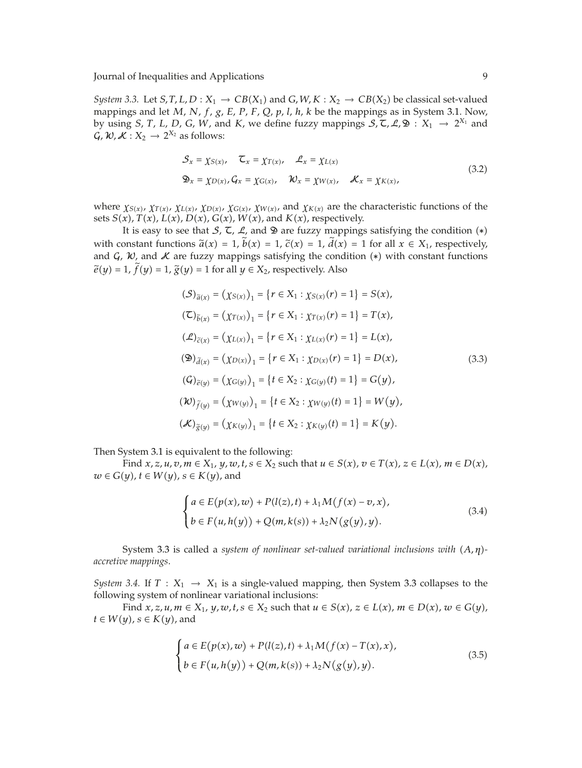*System 3.3.* Let $S, T, L, D : X_1 \to CB(X_1)$ and $G, W, K : X_2 \to CB(X_2)$ be classical set-valued mappings and let $M$, $N$, $f$, $g$, $E$, $P$, $F$, $Q$, $p$, $l$, $h$, $k$ be the mappings as in System 3.1. Now, by using $S$, $T$, $L$, $D$, $G$, $W$, and $K$, we define fuzzy mappings $\mathcal{S}, \mathcal{T}, \mathcal{L}, \mathfrak{D} : X_1 \to 2^{X_1}$ and $\mathcal{G}, \mathcal{W}, \mathcal{K} : X_2 \to 2^{X_2}$ as follows:

$$
\begin{aligned}
&\mathcal{S}_x = \chi_{S(x)}, \quad \mathcal{T}_x = \chi_{T(x)}, \quad \mathcal{L}_x = \chi_{L(x)} \\
&\mathfrak{D}_x = \chi_{D(x)}, \mathcal{G}_x = \chi_{G(x)}, \quad \mathcal{W}_x = \chi_{W(x)}, \quad \mathcal{K}_x = \chi_{K(x)},
\end{aligned}
\tag{3.2}
$$

where $\chi_{S(x)}$, $\chi_{T(x)}$, $\chi_{L(x)}$, $\chi_{D(x)}$, $\chi_{G(x)}$, $\chi_{W(x)}$, and $\chi_{K(x)}$ are the characteristic functions of the sets $S(x)$, $T(x)$, $L(x)$, $D(x)$, $G(x)$, $W(x)$, and $K(x)$, respectively.

It is easy to see that $\mathcal{S}$, $\mathcal{T}$, $\mathcal{L}$, and $\mathfrak{D}$ are fuzzy mappings satisfying the condition $(*)$ with constant functions $\widetilde{a}(x) = 1$, $\widetilde{b}(x) = 1$, $\widetilde{c}(x) = 1$, $\widetilde{d}(x) = 1$ for all $x \in X_1$, respectively, and $\mathcal{G}$, $\mathcal{W}$, and $\mathcal{K}$ are fuzzy mappings satisfying the condition $(*)$ with constant functions $\widetilde{e}(y) = 1$, $\widetilde{f}(y) = 1$, $\widetilde{g}(y) = 1$ for all $y \in X_2$, respectively. Also

$$
\begin{aligned}
(\mathcal{S})_{\widetilde{a}(x)} &= \left(\chi_{S(x)}\right)_1 = \left\{r \in X_1 : \chi_{S(x)}(r) = 1\right\} = S(x), \\
(\mathcal{T})_{\widetilde{b}(x)} &= \left(\chi_{T(x)}\right)_1 = \left\{r \in X_1 : \chi_{T(x)}(r) = 1\right\} = T(x), \\
(\mathcal{L})_{\widetilde{c}(x)} &= \left(\chi_{L(x)}\right)_1 = \left\{r \in X_1 : \chi_{L(x)}(r) = 1\right\} = L(x), \\
(\mathfrak{D})_{\widetilde{d}(x)} &= \left(\chi_{D(x)}\right)_1 = \left\{r \in X_1 : \chi_{D(x)}(r) = 1\right\} = D(x), \\
(\mathcal{G})_{\widetilde{e}(y)} &= \left(\chi_{G(y)}\right)_1 = \left\{t \in X_2 : \chi_{G(y)}(t) = 1\right\} = G(y), \\
(\mathcal{W})_{\widetilde{f}(y)} &= \left(\chi_{W(y)}\right)_1 = \left\{t \in X_2 : \chi_{W(y)}(t) = 1\right\} = W(y), \\
(\mathcal{K})_{\widetilde{g}(y)} &= \left(\chi_{K(y)}\right)_1 = \left\{t \in X_2 : \chi_{K(y)}(t) = 1\right\} = K(y).
\end{aligned}
\tag{3.3}
$$

Then System 3.1 is equivalent to the following:

Find $x, z, u, v, m \in X_1$, $y, w, t, s \in X_2$ such that $u \in S(x)$, $v \in T(x)$, $z \in L(x)$, $m \in D(x)$, $w \in G(y)$, $t \in W(y)$, $s \in K(y)$, and

$$
\begin{cases}
a \in E(p(x), w) + P(l(z), t) + \lambda_1 M(f(x) - v, x), \\
b \in F(u, h(y)) + Q(m, k(s)) + \lambda_2 N(g(y), y).
\end{cases}
\tag{3.4}
$$

System 3.3 is called a *system of nonlinear set-valued variational inclusions with $(A, \eta)$-accretive mappings*.

*System 3.4.* If $T : X_1 \to X_1$ is a single-valued mapping, then System 3.3 collapses to the following system of nonlinear variational inclusions:

Find $x, z, u, m \in X_1$, $y, w, t, s \in X_2$ such that $u \in S(x)$, $z \in L(x)$, $m \in D(x)$, $w \in G(y)$, $t \in W(y)$, $s \in K(y)$, and

$$
\begin{cases}
a \in E(p(x), w) + P(l(z), t) + \lambda_1 M(f(x) - T(x), x), \\
b \in F(u, h(y)) + Q(m, k(s)) + \lambda_2 N(g(y), y).
\end{cases}
\tag{3.5}
$$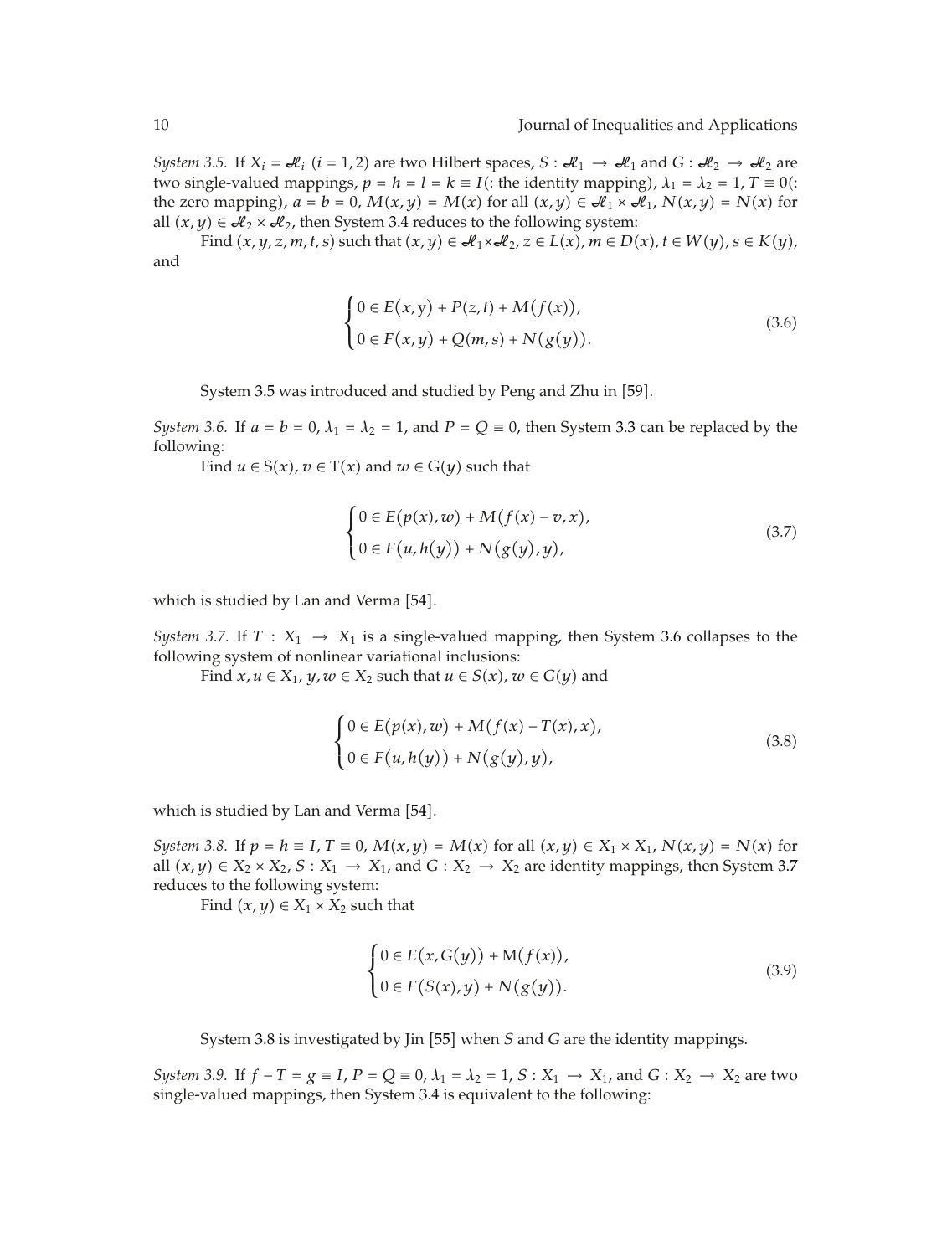*System 3.5.* If $X_i = \mathscr{H}_i$ $(i = 1, 2)$ are two Hilbert spaces, $S : \mathscr{H}_1 \to \mathscr{H}_1$ and $G : \mathscr{H}_2 \to \mathscr{H}_2$ are two single-valued mappings, $p = h = l = k \equiv I$(: the identity mapping), $\lambda_1 = \lambda_2 = 1$, $T \equiv 0$(: the zero mapping), $a = b = 0$, $M(x, y) = M(x)$ for all $(x, y) \in \mathscr{H}_1 \times \mathscr{H}_1$, $N(x, y) = N(x)$ for all $(x, y) \in \mathscr{H}_2 \times \mathscr{H}_2$, then System 3.4 reduces to the following system:

Find $(x, y, z, m, t, s)$ such that $(x, y) \in \mathscr{H}_1 \times \mathscr{H}_2$, $z \in L(x)$, $m \in D(x)$, $t \in W(y)$, $s \in K(y)$, and

$$
\begin{cases}
0 \in E(x, y) + P(z, t) + M(f(x)), \\
0 \in F(x, y) + Q(m, s) + N(g(y)).
\end{cases}
\tag{3.6}
$$

System 3.5 was introduced and studied by Peng and Zhu in [59].

*System 3.6.* If $a = b = 0$, $\lambda_1 = \lambda_2 = 1$, and $P = Q \equiv 0$, then System 3.3 can be replaced by the following:

Find $u \in S(x)$, $v \in T(x)$ and $w \in G(y)$ such that

$$
\begin{cases}
0 \in E(p(x), w) + M(f(x) - v, x), \\
0 \in F(u, h(y)) + N(g(y), y),
\end{cases}
\tag{3.7}
$$

which is studied by Lan and Verma [54].

*System 3.7.* If $T : X_1 \to X_1$ is a single-valued mapping, then System 3.6 collapses to the following system of nonlinear variational inclusions:

Find $x, u \in X_1$, $y, w \in X_2$ such that $u \in S(x)$, $w \in G(y)$ and

$$
\begin{cases}
0 \in E(p(x), w) + M(f(x) - T(x), x), \\
0 \in F(u, h(y)) + N(g(y), y),
\end{cases}
\tag{3.8}
$$

which is studied by Lan and Verma [54].

*System 3.8.* If $p = h \equiv I$, $T \equiv 0$, $M(x, y) = M(x)$ for all $(x, y) \in X_1 \times X_1$, $N(x, y) = N(x)$ for all $(x, y) \in X_2 \times X_2$, $S : X_1 \to X_1$, and $G : X_2 \to X_2$ are identity mappings, then System 3.7 reduces to the following system:

Find $(x, y) \in X_1 \times X_2$ such that

$$
\begin{cases}
0 \in E(x, G(y)) + M(f(x)), \\
0 \in F(S(x), y) + N(g(y)).
\end{cases}
\tag{3.9}
$$

System 3.8 is investigated by Jin [55] when $S$ and $G$ are the identity mappings.

*System 3.9.* If $f - T = g \equiv I$, $P = Q \equiv 0$, $\lambda_1 = \lambda_2 = 1$, $S : X_1 \to X_1$, and $G : X_2 \to X_2$ are two single-valued mappings, then System 3.4 is equivalent to the following: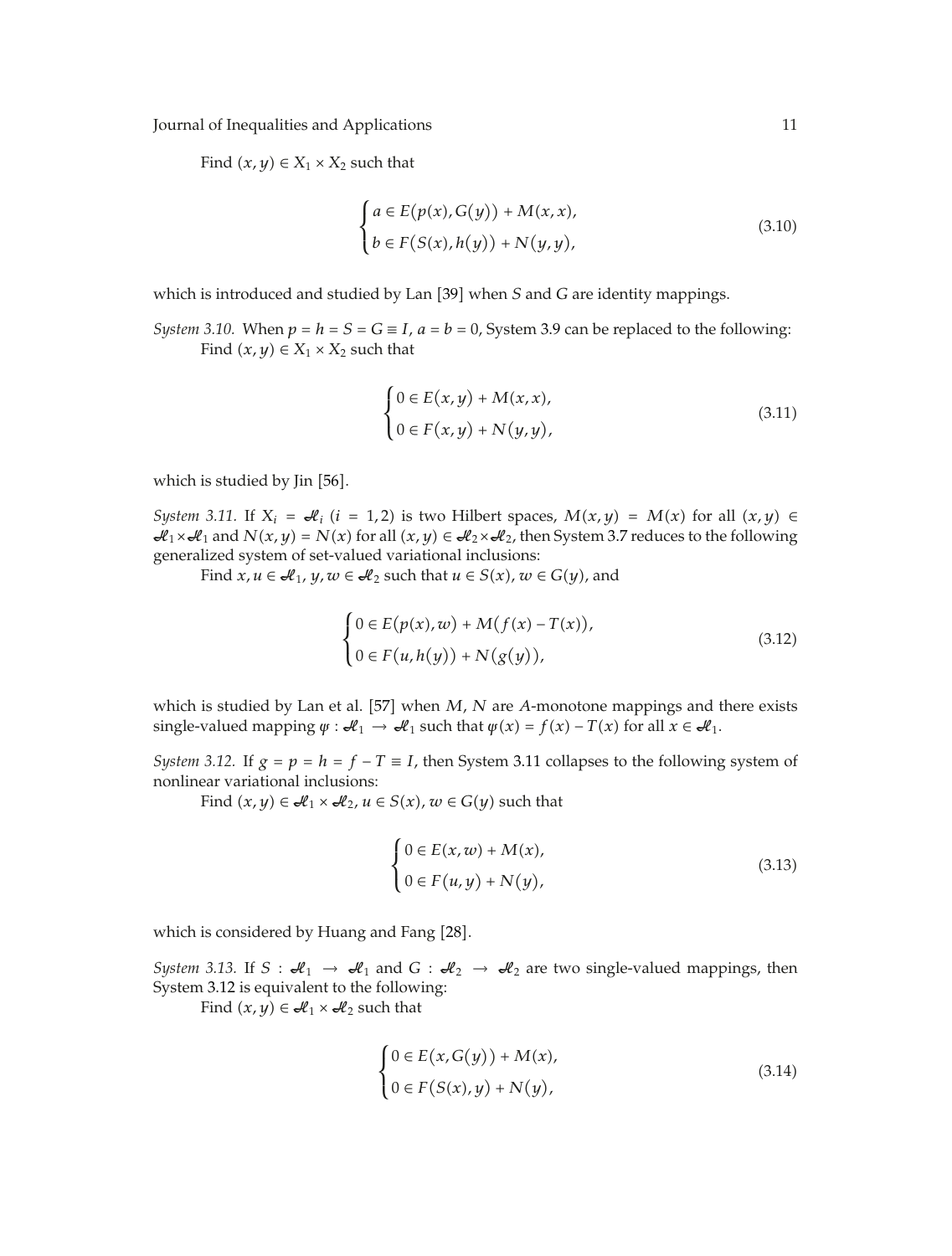Find $(x, y) \in X_1 \times X_2$ such that

$$
\begin{cases} a \in E(p(x), G(y)) + M(x, x), \\ b \in F(S(x), h(y)) + N(y, y), \end{cases} \tag{3.10}
$$

which is introduced and studied by Lan [39] when $S$ and $G$ are identity mappings.

*System 3.10.* When $p = h = S = G \equiv I$, $a = b = 0$, System 3.9 can be replaced to the following:

Find $(x, y) \in X_1 \times X_2$ such that

$$
\begin{cases} 0 \in E(x, y) + M(x, x), \\ 0 \in F(x, y) + N(y, y), \end{cases} \tag{3.11}
$$

which is studied by Jin [56].

*System 3.11.* If $X_i = \mathcal{H}_i$ $(i = 1, 2)$ is two Hilbert spaces, $M(x, y) = M(x)$ for all $(x, y) \in \mathcal{H}_1 \times \mathcal{H}_1$ and $N(x, y) = N(x)$ for all $(x, y) \in \mathcal{H}_2 \times \mathcal{H}_2$, then System 3.7 reduces to the following generalized system of set-valued variational inclusions:

Find $x, u \in \mathcal{H}_1$, $y, w \in \mathcal{H}_2$ such that $u \in S(x)$, $w \in G(y)$, and

$$
\begin{cases} 0 \in E(p(x), w) + M(f(x) - T(x)), \\ 0 \in F(u, h(y)) + N(g(y)), \end{cases} \tag{3.12}
$$

which is studied by Lan et al. [57] when $M$, $N$ are $A$-monotone mappings and there exists single-valued mapping $\psi : \mathcal{H}_1 \to \mathcal{H}_1$ such that $\psi(x) = f(x) - T(x)$ for all $x \in \mathcal{H}_1$.

*System 3.12.* If $g = p = h = f - T \equiv I$, then System 3.11 collapses to the following system of nonlinear variational inclusions:

Find $(x, y) \in \mathcal{H}_1 \times \mathcal{H}_2$, $u \in S(x)$, $w \in G(y)$ such that

$$
\begin{cases} 0 \in E(x, w) + M(x), \\ 0 \in F(u, y) + N(y), \end{cases} \tag{3.13}
$$

which is considered by Huang and Fang [28].

*System 3.13.* If $S : \mathcal{H}_1 \to \mathcal{H}_1$ and $G : \mathcal{H}_2 \to \mathcal{H}_2$ are two single-valued mappings, then System 3.12 is equivalent to the following:

Find $(x, y) \in \mathcal{H}_1 \times \mathcal{H}_2$ such that

$$
\begin{cases} 0 \in E(x, G(y)) + M(x), \\ 0 \in F(S(x), y) + N(y), \end{cases} \tag{3.14}
$$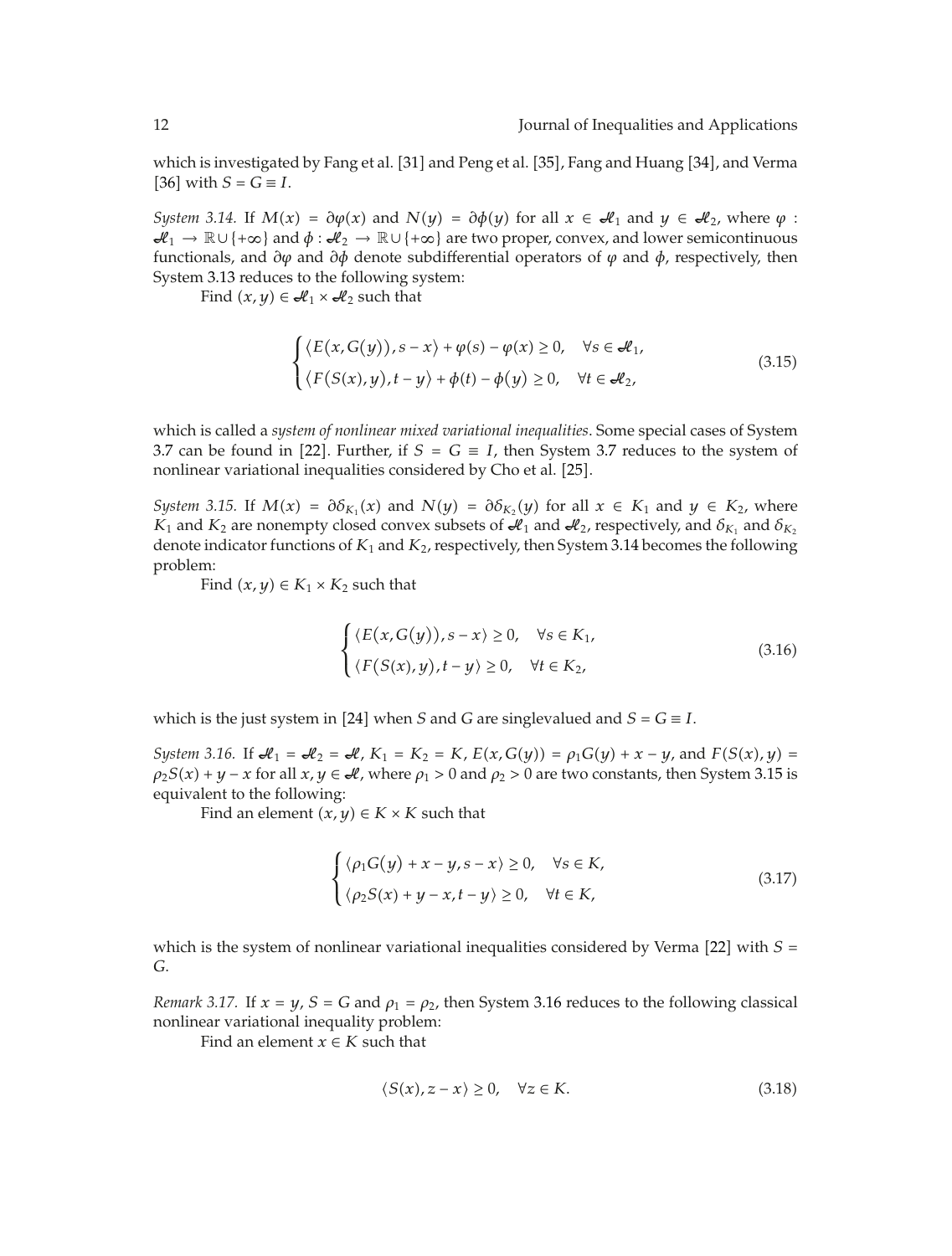which is investigated by Fang et al. [31] and Peng et al. [35], Fang and Huang [34], and Verma [36] with $S = G \equiv I$.

*System 3.14.* If $M(x) = \partial\varphi(x)$ and $N(y) = \partial\phi(y)$ for all $x \in \mathscr{H}_1$ and $y \in \mathscr{H}_2$, where $\varphi : \mathscr{H}_1 \to \mathbb{R} \cup \{+\infty\}$ and $\phi : \mathscr{H}_2 \to \mathbb{R} \cup \{+\infty\}$ are two proper, convex, and lower semicontinuous functionals, and $\partial\varphi$ and $\partial\phi$ denote subdifferential operators of $\varphi$ and $\phi$, respectively, then System 3.13 reduces to the following system:

Find $(x, y) \in \mathscr{H}_1 \times \mathscr{H}_2$ such that

$$\begin{cases} \langle E(x, G(y)), s - x \rangle + \varphi(s) - \varphi(x) \geq 0, \quad \forall s \in \mathscr{H}_1, \\ \langle F(S(x), y), t - y \rangle + \phi(t) - \phi(y) \geq 0, \quad \forall t \in \mathscr{H}_2, \end{cases} \tag{3.15}$$

which is called a *system of nonlinear mixed variational inequalities*. Some special cases of System 3.7 can be found in [22]. Further, if $S = G \equiv I$, then System 3.7 reduces to the system of nonlinear variational inequalities considered by Cho et al. [25].

*System 3.15.* If $M(x) = \partial\delta_{K_1}(x)$ and $N(y) = \partial\delta_{K_2}(y)$ for all $x \in K_1$ and $y \in K_2$, where $K_1$ and $K_2$ are nonempty closed convex subsets of $\mathscr{H}_1$ and $\mathscr{H}_2$, respectively, and $\delta_{K_1}$ and $\delta_{K_2}$ denote indicator functions of $K_1$ and $K_2$, respectively, then System 3.14 becomes the following problem:

Find $(x, y) \in K_1 \times K_2$ such that

$$\begin{cases} \langle E(x, G(y)), s - x \rangle \geq 0, \quad \forall s \in K_1, \\ \langle F(S(x), y), t - y \rangle \geq 0, \quad \forall t \in K_2, \end{cases} \tag{3.16}$$

which is the just system in [24] when $S$ and $G$ are singlevalued and $S = G \equiv I$.

*System 3.16.* If $\mathscr{H}_1 = \mathscr{H}_2 = \mathscr{H}$, $K_1 = K_2 = K$, $E(x, G(y)) = \rho_1 G(y) + x - y$, and $F(S(x), y) = \rho_2 S(x) + y - x$ for all $x, y \in \mathscr{H}$, where $\rho_1 > 0$ and $\rho_2 > 0$ are two constants, then System 3.15 is equivalent to the following:

Find an element $(x, y) \in K \times K$ such that

$$\begin{cases} \langle \rho_1 G(y) + x - y, s - x \rangle \geq 0, \quad \forall s \in K, \\ \langle \rho_2 S(x) + y - x, t - y \rangle \geq 0, \quad \forall t \in K, \end{cases} \tag{3.17}$$

which is the system of nonlinear variational inequalities considered by Verma [22] with $S = G$.

*Remark 3.17.* If $x = y$, $S = G$ and $\rho_1 = \rho_2$, then System 3.16 reduces to the following classical nonlinear variational inequality problem:

Find an element $x \in K$ such that

$$\langle S(x), z - x \rangle \geq 0, \quad \forall z \in K. \tag{3.18}$$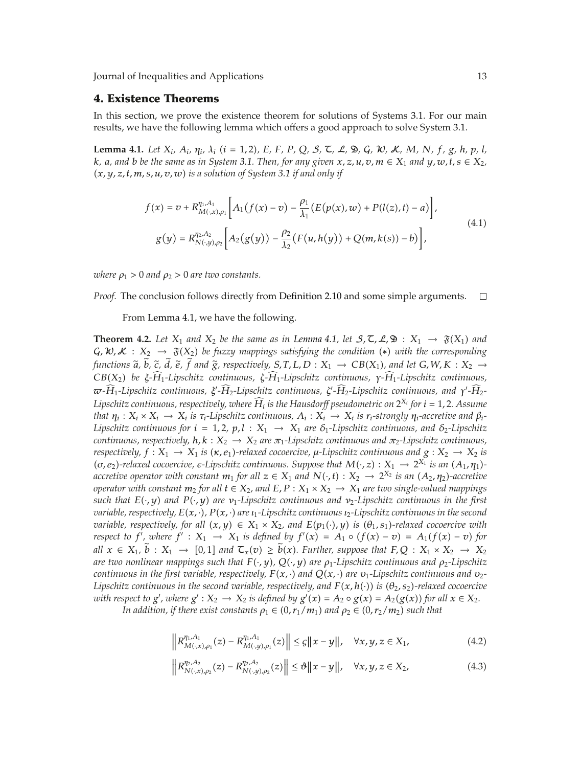## 4. Existence Theorems

In this section, we prove the existence theorem for solutions of Systems 3.1. For our main results, we have the following lemma which offers a good approach to solve System 3.1.

**Lemma 4.1.** *Let $X_i$, $A_i$, $\eta_i$, $\lambda_i$ $(i = 1, 2)$, $E$, $F$, $P$, $Q$, $\mathcal{S}$, $\mathcal{T}$, $\mathcal{L}$, $\mathfrak{D}$, $\mathcal{G}$, $\mathcal{W}$, $\mathcal{K}$, $M$, $N$, $f$, $g$, $h$, $p$, $l$, $k$, $a$, and $b$ be the same as in System 3.1. Then, for any given $x, z, u, v, m \in X_1$ and $y, w, t, s \in X_2$, $(x, y, z, t, m, s, u, v, w)$ is a solution of System 3.1 if and only if*

$$f(x) = v + R^{\eta_1, A_1}_{M(\cdot, x), \rho_1}\left[A_1(f(x) - v) - \frac{\rho_1}{\lambda_1}(E(p(x), w) + P(l(z), t) - a)\right],$$
$$g(y) = R^{\eta_2, A_2}_{N(\cdot, y), \rho_2}\left[A_2(g(y)) - \frac{\rho_2}{\lambda_2}(F(u, h(y)) + Q(m, k(s)) - b)\right], \tag{4.1}$$

*where $\rho_1 > 0$ and $\rho_2 > 0$ are two constants.*

*Proof.* The conclusion follows directly from Definition 2.10 and some simple arguments. $\square$

From Lemma 4.1, we have the following.

**Theorem 4.2.** *Let $X_1$ and $X_2$ be the same as in Lemma 4.1, let $\mathcal{S}, \mathcal{T}, \mathcal{L}, \mathfrak{D} : X_1 \to \mathfrak{F}(X_1)$ and $\mathcal{G}, \mathcal{W}, \mathcal{K} : X_2 \to \mathfrak{F}(X_2)$ be fuzzy mappings satisfying the condition $(*)$ with the corresponding functions $\tilde{a}$, $\tilde{b}$, $\tilde{c}$, $\tilde{d}$, $\tilde{e}$, $\tilde{f}$ and $\tilde{g}$, respectively, $S, T, L, D : X_1 \to CB(X_1)$, and let $G, W, K : X_2 \to CB(X_2)$ be $\xi$-$\widehat{H}_1$-Lipschitz continuous, $\zeta$-$\widehat{H}_1$-Lipschitz continuous, $\gamma$-$\widehat{H}_1$-Lipschitz continuous, $\varpi$-$\widehat{H}_1$-Lipschitz continuous, $\xi'$-$\widehat{H}_2$-Lipschitz continuous, $\zeta'$-$\widehat{H}_2$-Lipschitz continuous, and $\gamma'$-$\widehat{H}_2$-Lipschitz continuous, respectively, where $\widehat{H}_i$ is the Hausdorff pseudometric on $2^{X_i}$ for $i = 1, 2$. Assume that $\eta_i : X_i \times X_i \to X_i$ is $\tau_i$-Lipschitz continuous, $A_i : X_i \to X_i$ is $r_i$-strongly $\eta_i$-accretive and $\beta_i$-Lipschitz continuous for $i = 1, 2$, $p, l : X_1 \to X_1$ are $\delta_1$-Lipschitz continuous, and $\delta_2$-Lipschitz continuous, respectively, $h, k : X_2 \to X_2$ are $\pi_1$-Lipschitz continuous and $\pi_2$-Lipschitz continuous, respectively, $f : X_1 \to X_1$ is $(\kappa, e_1)$-relaxed cocoercive, $\mu$-Lipschitz continuous and $g : X_2 \to X_2$ is $(\sigma, e_2)$-relaxed cocoercive, $\epsilon$-Lipschitz continuous. Suppose that $M(\cdot, z) : X_1 \to 2^{X_1}$ is an $(A_1, \eta_1)$-accretive operator with constant $m_1$ for all $z \in X_1$ and $N(\cdot, t) : X_2 \to 2^{X_2}$ is an $(A_2, \eta_2)$-accretive operator with constant $m_2$ for all $t \in X_2$, and $E, P : X_1 \times X_2 \to X_1$ are two single-valued mappings such that $E(\cdot, y)$ and $P(\cdot, y)$ are $\nu_1$-Lipschitz continuous and $\nu_2$-Lipschitz continuous in the first variable, respectively, $E(x, \cdot)$, $P(x, \cdot)$ are $\iota_1$-Lipschitz continuous $\iota_2$-Lipschitz continuous in the second variable, respectively, for all $(x, y) \in X_1 \times X_2$, and $E(p_1(\cdot), y)$ is $(\theta_1, s_1)$-relaxed cocoercive with respect to $f'$, where $f' : X_1 \to X_1$ is defined by $f'(x) = A_1 \circ (f(x) - v) = A_1(f(x) - v)$ for all $x \in X_1$, $\tilde{b} : X_1 \to [0, 1]$ and $\mathcal{T}_x(v) \geq \tilde{b}(x)$. Further, suppose that $F, Q : X_1 \times X_2 \to X_2$ are two nonlinear mappings such that $F(\cdot, y)$, $Q(\cdot, y)$ are $\rho_1$-Lipschitz continuous and $\rho_2$-Lipschitz continuous in the first variable, respectively, $F(x, \cdot)$ and $Q(x, \cdot)$ are $\upsilon_1$-Lipschitz continuous and $\upsilon_2$-Lipschitz continuous in the second variable, respectively, and $F(x, h(\cdot))$ is $(\theta_2, s_2)$-relaxed cocoercive with respect to $g'$, where $g' : X_2 \to X_2$ is defined by $g'(x) = A_2 \circ g(x) = A_2(g(x))$ for all $x \in X_2$.*

*In addition, if there exist constants $\rho_1 \in (0, r_1/m_1)$ and $\rho_2 \in (0, r_2/m_2)$ such that*

$$\left\| R^{\eta_1, A_1}_{M(\cdot, x), \rho_1}(z) - R^{\eta_1, A_1}_{M(\cdot, y), \rho_1}(z) \right\| \leq \varsigma \|x - y\|, \quad \forall x, y, z \in X_1, \tag{4.2}$$

$$\left\| R^{\eta_2, A_2}_{N(\cdot, x), \rho_2}(z) - R^{\eta_2, A_2}_{N(\cdot, y), \rho_2}(z) \right\| \leq \vartheta \|x - y\|, \quad \forall x, y, z \in X_2, \tag{4.3}$$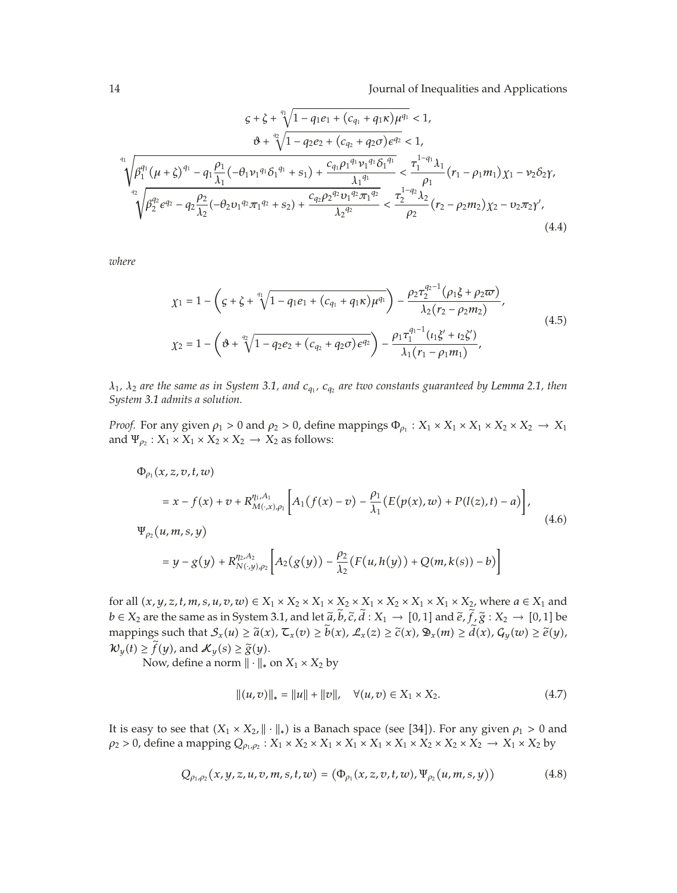$$
\begin{gathered}
\varsigma + \zeta + \sqrt[q_1]{1 - q_1 e_1 + (c_{q_1} + q_1 \kappa)\mu^{q_1}} < 1, \\
\vartheta + \sqrt[q_2]{1 - q_2 e_2 + (c_{q_2} + q_2 \sigma)\epsilon^{q_2}} < 1, \\
\sqrt[q_1]{\beta_1^{q_1}(\mu + \zeta)^{q_1} - q_1 \frac{\rho_1}{\lambda_1}\left(-\theta_1 \nu_1{}^{q_1} \delta_1{}^{q_1} + s_1\right) + \frac{c_{q_1} \rho_1{}^{q_1} \nu_1{}^{q_1} \delta_1{}^{q_1}}{\lambda_1{}^{q_1}}} < \frac{\tau_1^{1-q_1} \lambda_1}{\rho_1}(r_1 - \rho_1 m_1)\chi_1 - \nu_2 \delta_2 \gamma, \\
\sqrt[q_2]{\beta_2^{q_2} \epsilon^{q_2} - q_2 \frac{\rho_2}{\lambda_2}\left(-\theta_2 \upsilon_1{}^{q_2} \pi_1{}^{q_2} + s_2\right) + \frac{c_{q_2} \rho_2{}^{q_2} \upsilon_1{}^{q_2} \pi_1{}^{q_2}}{\lambda_2{}^{q_2}}} < \frac{\tau_2^{1-q_2} \lambda_2}{\rho_2}(r_2 - \rho_2 m_2)\chi_2 - \upsilon_2 \pi_2 \gamma',
\end{gathered}
\tag{4.4}
$$

*where*

$$
\begin{aligned}
\chi_1 &= 1 - \left(\varsigma + \zeta + \sqrt[q_1]{1 - q_1 e_1 + (c_{q_1} + q_1 \kappa)\mu^{q_1}}\right) - \frac{\rho_2 \tau_2^{q_2 - 1}(\rho_1 \xi + \rho_2 \varpi)}{\lambda_2(r_2 - \rho_2 m_2)}, \\
\chi_2 &= 1 - \left(\vartheta + \sqrt[q_2]{1 - q_2 e_2 + (c_{q_2} + q_2 \sigma)\epsilon^{q_2}}\right) - \frac{\rho_1 \tau_1^{q_1 - 1}(\iota_1 \xi' + \iota_2 \zeta')}{\lambda_1(r_1 - \rho_1 m_1)},
\end{aligned}
\tag{4.5}
$$

*$\lambda_1$, $\lambda_2$ are the same as in System 3.1, and $c_{q_1}$, $c_{q_2}$ are two constants guaranteed by Lemma 2.1, then System 3.1 admits a solution.*

*Proof.* For any given $\rho_1 > 0$ and $\rho_2 > 0$, define mappings $\Phi_{\rho_1} : X_1 \times X_1 \times X_1 \times X_2 \times X_2 \to X_1$ and $\Psi_{\rho_2} : X_1 \times X_1 \times X_2 \times X_2 \to X_2$ as follows:

$$
\begin{aligned}
&\Phi_{\rho_1}(x, z, v, t, w) \\
&\quad = x - f(x) + v + R^{\eta_1, A_1}_{M(\cdot, x), \rho_1}\left[A_1(f(x) - v) - \frac{\rho_1}{\lambda_1}\left(E(p(x), w) + P(l(z), t) - a\right)\right], \\
&\Psi_{\rho_2}(u, m, s, y) \\
&\quad = y - g(y) + R^{\eta_2, A_2}_{N(\cdot, y), \rho_2}\left[A_2(g(y)) - \frac{\rho_2}{\lambda_2}\left(F(u, h(y)) + Q(m, k(s)) - b\right)\right]
\end{aligned}
\tag{4.6}
$$

for all $(x, y, z, t, m, s, u, v, w) \in X_1 \times X_2 \times X_1 \times X_2 \times X_1 \times X_2 \times X_1 \times X_1 \times X_2$, where $a \in X_1$ and $b \in X_2$ are the same as in System 3.1, and let $\tilde{a}, \tilde{b}, \tilde{c}, \tilde{d} : X_1 \to [0,1]$ and $\tilde{e}, \tilde{f}, \tilde{g} : X_2 \to [0,1]$ be mappings such that $\mathcal{S}_x(u) \geq \tilde{a}(x)$, $\mathcal{T}_x(v) \geq \tilde{b}(x)$, $\mathcal{L}_x(z) \geq \tilde{c}(x)$, $\mathfrak{D}_x(m) \geq \tilde{d}(x)$, $\mathcal{G}_y(w) \geq \tilde{e}(y)$, $\mathcal{W}_y(t) \geq \tilde{f}(y)$, and $\mathcal{K}_y(s) \geq \tilde{g}(y)$.

Now, define a norm $\|\cdot\|_*$ on $X_1 \times X_2$ by

$$
\|(u, v)\|_* = \|u\| + \|v\|, \quad \forall (u, v) \in X_1 \times X_2.
\tag{4.7}
$$

It is easy to see that $(X_1 \times X_2, \|\cdot\|_*)$ is a Banach space (see [34]). For any given $\rho_1 > 0$ and $\rho_2 > 0$, define a mapping $Q_{\rho_1, \rho_2} : X_1 \times X_2 \times X_1 \times X_1 \times X_1 \times X_1 \times X_2 \times X_2 \times X_2 \to X_1 \times X_2$ by

$$
Q_{\rho_1, \rho_2}(x, y, z, u, v, m, s, t, w) = \left(\Phi_{\rho_1}(x, z, v, t, w), \Psi_{\rho_2}(u, m, s, y)\right)
\tag{4.8}
$$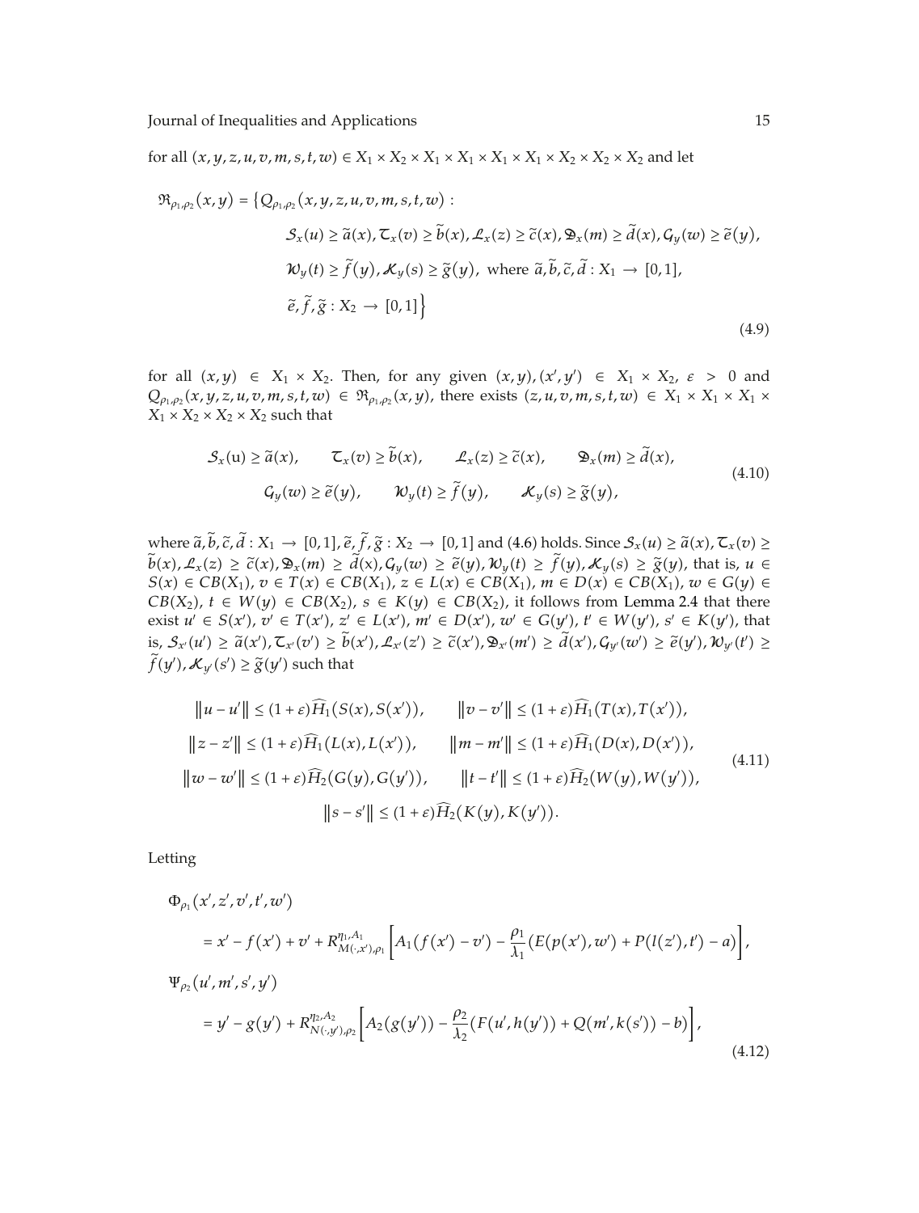for all $(x, y, z, u, v, m, s, t, w) \in X_1 \times X_2 \times X_1 \times X_1 \times X_1 \times X_1 \times X_2 \times X_2 \times X_2$ and let

$$
\begin{aligned}
\mathfrak{R}_{\rho_1,\rho_2}(x,y) = \{ Q_{\rho_1,\rho_2}(x,y,z,u,v,m,s,t,w) :\ & \\
& \mathcal{S}_x(u) \geq \tilde{a}(x), \mathcal{T}_x(v) \geq \tilde{b}(x), \mathcal{L}_x(z) \geq \tilde{c}(x), \mathfrak{D}_x(m) \geq \tilde{d}(x), \mathcal{G}_y(w) \geq \tilde{e}(y), \\
& \mathcal{W}_y(t) \geq \tilde{f}(y), \mathcal{K}_y(s) \geq \tilde{g}(y), \text{ where } \tilde{a}, \tilde{b}, \tilde{c}, \tilde{d} : X_1 \to [0,1], \\
& \tilde{e}, \tilde{f}, \tilde{g} : X_2 \to [0,1] \Big\}
\end{aligned}
\tag{4.9}
$$

for all $(x, y) \in X_1 \times X_2$. Then, for any given $(x, y), (x', y') \in X_1 \times X_2$, $\varepsilon > 0$ and $Q_{\rho_1,\rho_2}(x, y, z, u, v, m, s, t, w) \in \mathfrak{R}_{\rho_1,\rho_2}(x, y)$, there exists $(z, u, v, m, s, t, w) \in X_1 \times X_1 \times X_1 \times X_1 \times X_2 \times X_2 \times X_2$ such that

$$
\begin{gathered}
\mathcal{S}_x(u) \geq \tilde{a}(x), \qquad \mathcal{T}_x(v) \geq \tilde{b}(x), \qquad \mathcal{L}_x(z) \geq \tilde{c}(x), \qquad \mathfrak{D}_x(m) \geq \tilde{d}(x), \\
\mathcal{G}_y(w) \geq \tilde{e}(y), \qquad \mathcal{W}_y(t) \geq \tilde{f}(y), \qquad \mathcal{K}_y(s) \geq \tilde{g}(y),
\end{gathered}
\tag{4.10}
$$

where $\tilde{a}, \tilde{b}, \tilde{c}, \tilde{d} : X_1 \to [0,1]$, $\tilde{e}, \tilde{f}, \tilde{g} : X_2 \to [0,1]$ and (4.6) holds. Since $\mathcal{S}_x(u) \geq \tilde{a}(x), \mathcal{T}_x(v) \geq \tilde{b}(x), \mathcal{L}_x(z) \geq \tilde{c}(x), \mathfrak{D}_x(m) \geq \tilde{d}(x), \mathcal{G}_y(w) \geq \tilde{e}(y), \mathcal{W}_y(t) \geq \tilde{f}(y), \mathcal{K}_y(s) \geq \tilde{g}(y)$, that is, $u \in S(x) \in CB(X_1)$, $v \in T(x) \in CB(X_1)$, $z \in L(x) \in CB(X_1)$, $m \in D(x) \in CB(X_1)$, $w \in G(y) \in CB(X_2)$, $t \in W(y) \in CB(X_2)$, $s \in K(y) \in CB(X_2)$, it follows from Lemma 2.4 that there exist $u' \in S(x')$, $v' \in T(x')$, $z' \in L(x')$, $m' \in D(x')$, $w' \in G(y')$, $t' \in W(y')$, $s' \in K(y')$, that is, $\mathcal{S}_{x'}(u') \geq \tilde{a}(x'), \mathcal{T}_{x'}(v') \geq \tilde{b}(x'), \mathcal{L}_{x'}(z') \geq \tilde{c}(x'), \mathfrak{D}_{x'}(m') \geq \tilde{d}(x'), \mathcal{G}_{y'}(w') \geq \tilde{e}(y'), \mathcal{W}_{y'}(t') \geq \tilde{f}(y'), \mathcal{K}_{y'}(s') \geq \tilde{g}(y')$ such that

$$
\begin{gathered}
\|u - u'\| \leq (1+\varepsilon)\widehat{H}_1(S(x), S(x')), \qquad \|v - v'\| \leq (1+\varepsilon)\widehat{H}_1(T(x), T(x')), \\
\|z - z'\| \leq (1+\varepsilon)\widehat{H}_1(L(x), L(x')), \qquad \|m - m'\| \leq (1+\varepsilon)\widehat{H}_1(D(x), D(x')), \\
\|w - w'\| \leq (1+\varepsilon)\widehat{H}_2(G(y), G(y')), \qquad \|t - t'\| \leq (1+\varepsilon)\widehat{H}_2(W(y), W(y')), \\
\|s - s'\| \leq (1+\varepsilon)\widehat{H}_2(K(y), K(y')).
\end{gathered}
\tag{4.11}
$$

Letting

$$
\begin{aligned}
&\Phi_{\rho_1}(x', z', v', t', w') \\
&\quad = x' - f(x') + v' + R^{\eta_1, A_1}_{M(\cdot, x'), \rho_1}\left[ A_1(f(x') - v') - \frac{\rho_1}{\lambda_1}\big(E(p(x'), w') + P(l(z'), t') - a\big)\right], \\
&\Psi_{\rho_2}(u', m', s', y') \\
&\quad = y' - g(y') + R^{\eta_2, A_2}_{N(\cdot, y'), \rho_2}\left[ A_2(g(y')) - \frac{\rho_2}{\lambda_2}\big(F(u', h(y')) + Q(m', k(s')) - b\big)\right],
\end{aligned}
\tag{4.12}
$$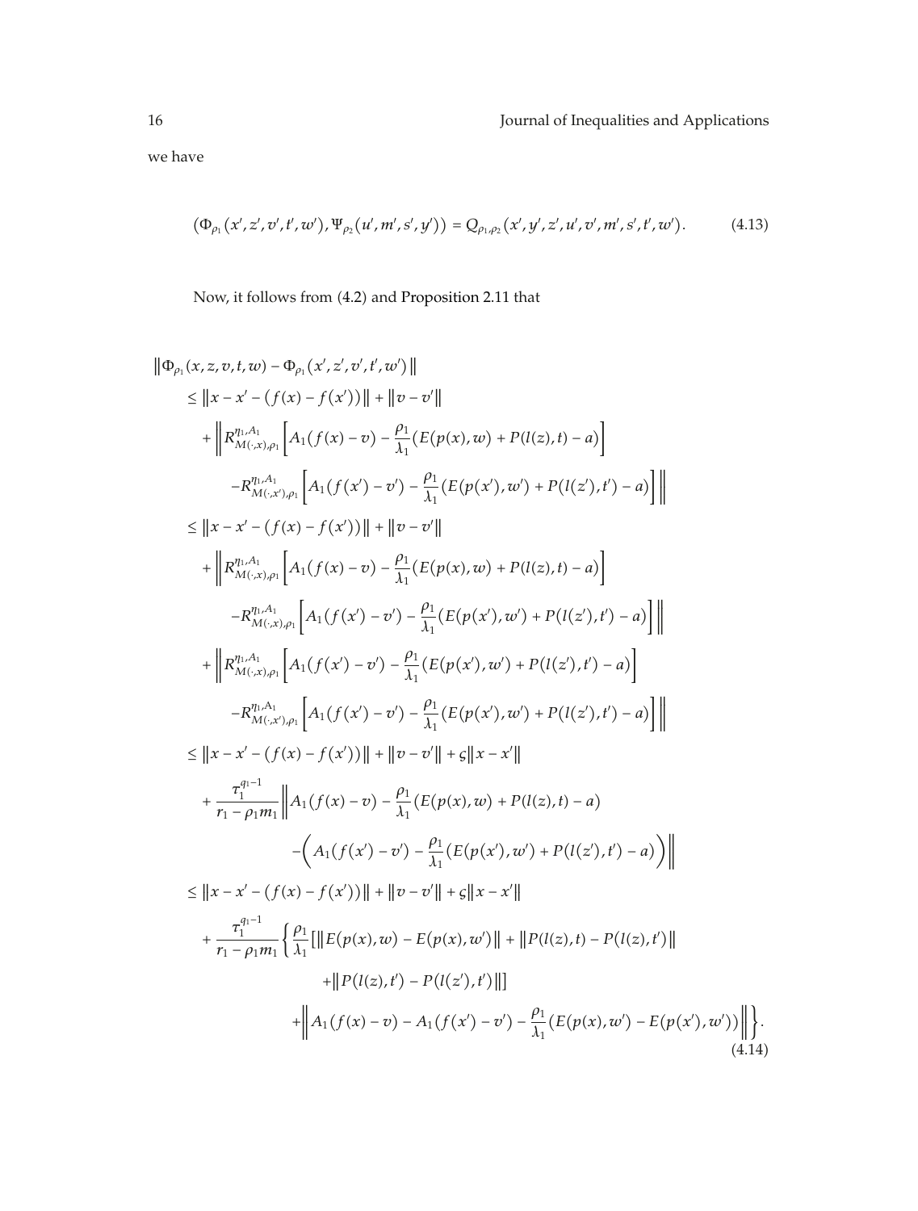we have

$$\left(\Phi_{\rho_1}(x', z', v', t', w'), \Psi_{\rho_2}(u', m', s', y')\right) = Q_{\rho_1,\rho_2}(x', y', z', u', v', m', s', t', w'). \tag{4.13}$$

Now, it follows from (4.2) and Proposition 2.11 that

$$\begin{aligned}
&\left\|\Phi_{\rho_1}(x, z, v, t, w) - \Phi_{\rho_1}(x', z', v', t', w')\right\| \\
&\quad \leq \left\|x - x' - (f(x) - f(x'))\right\| + \|v - v'\| \\
&\qquad + \left\| R^{\eta_1, A_1}_{M(\cdot, x), \rho_1}\left[A_1(f(x) - v) - \frac{\rho_1}{\lambda_1}(E(p(x), w) + P(l(z), t) - a)\right] \right. \\
&\qquad\qquad \left. - R^{\eta_1, A_1}_{M(\cdot, x'), \rho_1}\left[A_1(f(x') - v') - \frac{\rho_1}{\lambda_1}(E(p(x'), w') + P(l(z'), t') - a)\right] \right\| \\
&\quad \leq \left\|x - x' - (f(x) - f(x'))\right\| + \|v - v'\| \\
&\qquad + \left\| R^{\eta_1, A_1}_{M(\cdot, x), \rho_1}\left[A_1(f(x) - v) - \frac{\rho_1}{\lambda_1}(E(p(x), w) + P(l(z), t) - a)\right] \right. \\
&\qquad\qquad \left. - R^{\eta_1, A_1}_{M(\cdot, x), \rho_1}\left[A_1(f(x') - v') - \frac{\rho_1}{\lambda_1}(E(p(x'), w') + P(l(z'), t') - a)\right] \right\| \\
&\qquad + \left\| R^{\eta_1, A_1}_{M(\cdot, x), \rho_1}\left[A_1(f(x') - v') - \frac{\rho_1}{\lambda_1}(E(p(x'), w') + P(l(z'), t') - a)\right] \right. \\
&\qquad\qquad \left. - R^{\eta_1, A_1}_{M(\cdot, x'), \rho_1}\left[A_1(f(x') - v') - \frac{\rho_1}{\lambda_1}(E(p(x'), w') + P(l(z'), t') - a)\right] \right\| \\
&\quad \leq \left\|x - x' - (f(x) - f(x'))\right\| + \|v - v'\| + \varsigma\|x - x'\| \\
&\qquad + \frac{\tau_1^{q_1 - 1}}{r_1 - \rho_1 m_1}\left\| A_1(f(x) - v) - \frac{\rho_1}{\lambda_1}(E(p(x), w) + P(l(z), t) - a) \right. \\
&\qquad\qquad \left. - \left(A_1(f(x') - v') - \frac{\rho_1}{\lambda_1}(E(p(x'), w') + P(l(z'), t') - a)\right) \right\| \\
&\quad \leq \left\|x - x' - (f(x) - f(x'))\right\| + \|v - v'\| + \varsigma\|x - x'\| \\
&\qquad + \frac{\tau_1^{q_1 - 1}}{r_1 - \rho_1 m_1}\left\{ \frac{\rho_1}{\lambda_1}\left[\|E(p(x), w) - E(p(x), w')\| + \|P(l(z), t) - P(l(z), t')\| \right.\right. \\
&\qquad\qquad \left. + \|P(l(z), t') - P(l(z'), t')\|\right] \\
&\qquad\qquad \left. + \left\| A_1(f(x) - v) - A_1(f(x') - v') - \frac{\rho_1}{\lambda_1}(E(p(x), w') - E(p(x'), w')) \right\| \right\}.
\end{aligned} \tag{4.14}$$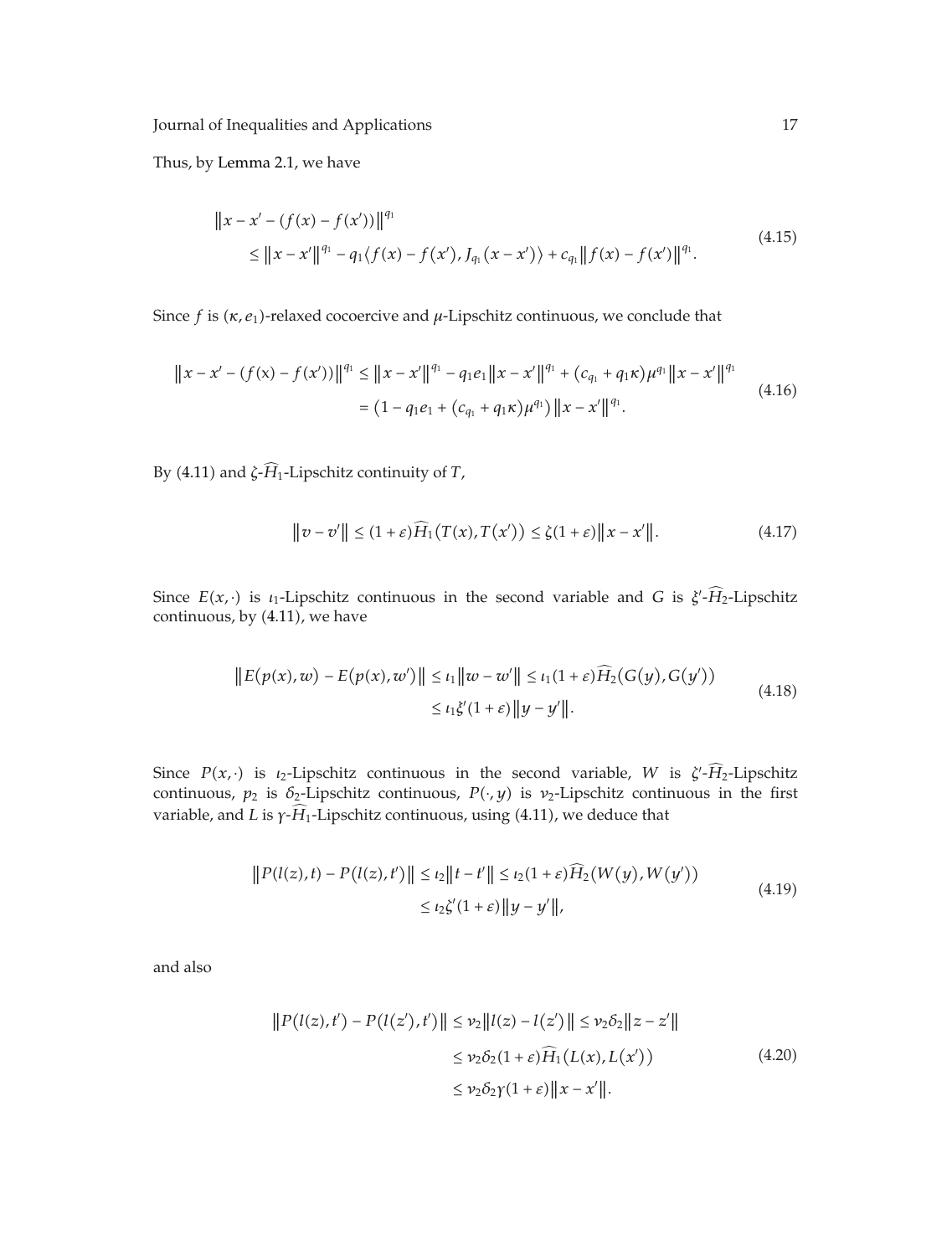Thus, by Lemma 2.1, we have

$$\begin{aligned} &\left\|x-x'-(f(x)-f(x'))\right\|^{q_1} \\ &\quad \le \left\|x-x'\right\|^{q_1} - q_1\left\langle f(x)-f(x'), J_{q_1}(x-x')\right\rangle + c_{q_1}\left\|f(x)-f(x')\right\|^{q_1}. \end{aligned} \tag{4.15}$$

Since $f$ is $(\kappa, e_1)$-relaxed cocoercive and $\mu$-Lipschitz continuous, we conclude that

$$\begin{aligned} \left\|x-x'-(f(x)-f(x'))\right\|^{q_1} &\le \left\|x-x'\right\|^{q_1} - q_1 e_1\left\|x-x'\right\|^{q_1} + \left(c_{q_1}+q_1\kappa\right)\mu^{q_1}\left\|x-x'\right\|^{q_1} \\ &= \left(1-q_1e_1+\left(c_{q_1}+q_1\kappa\right)\mu^{q_1}\right)\left\|x-x'\right\|^{q_1}. \end{aligned} \tag{4.16}$$

By (4.11) and $\zeta$-$\widehat{H}_1$-Lipschitz continuity of $T$,

$$\left\|v-v'\right\| \le (1+\varepsilon)\widehat{H}_1\left(T(x),T(x')\right) \le \zeta(1+\varepsilon)\left\|x-x'\right\|. \tag{4.17}$$

Since $E(x,\cdot)$ is $\iota_1$-Lipschitz continuous in the second variable and $G$ is $\xi'$-$\widehat{H}_2$-Lipschitz continuous, by (4.11), we have

$$\begin{aligned} \left\|E(p(x),w)-E(p(x),w')\right\| &\le \iota_1\left\|w-w'\right\| \le \iota_1(1+\varepsilon)\widehat{H}_2\left(G(y),G(y')\right) \\ &\le \iota_1\xi'(1+\varepsilon)\left\|y-y'\right\|. \end{aligned} \tag{4.18}$$

Since $P(x,\cdot)$ is $\iota_2$-Lipschitz continuous in the second variable, $W$ is $\zeta'$-$\widehat{H}_2$-Lipschitz continuous, $p_2$ is $\delta_2$-Lipschitz continuous, $P(\cdot,y)$ is $\nu_2$-Lipschitz continuous in the first variable, and $L$ is $\gamma$-$\widehat{H}_1$-Lipschitz continuous, using (4.11), we deduce that

$$\begin{aligned} \left\|P(l(z),t)-P(l(z),t')\right\| &\le \iota_2\left\|t-t'\right\| \le \iota_2(1+\varepsilon)\widehat{H}_2\left(W(y),W(y')\right) \\ &\le \iota_2\zeta'(1+\varepsilon)\left\|y-y'\right\|, \end{aligned} \tag{4.19}$$

and also

$$\begin{aligned} \left\|P(l(z),t')-P(l(z'),t')\right\| &\le \nu_2\left\|l(z)-l(z')\right\| \le \nu_2\delta_2\left\|z-z'\right\| \\ &\le \nu_2\delta_2(1+\varepsilon)\widehat{H}_1\left(L(x),L(x')\right) \\ &\le \nu_2\delta_2\gamma(1+\varepsilon)\left\|x-x'\right\|. \end{aligned} \tag{4.20}$$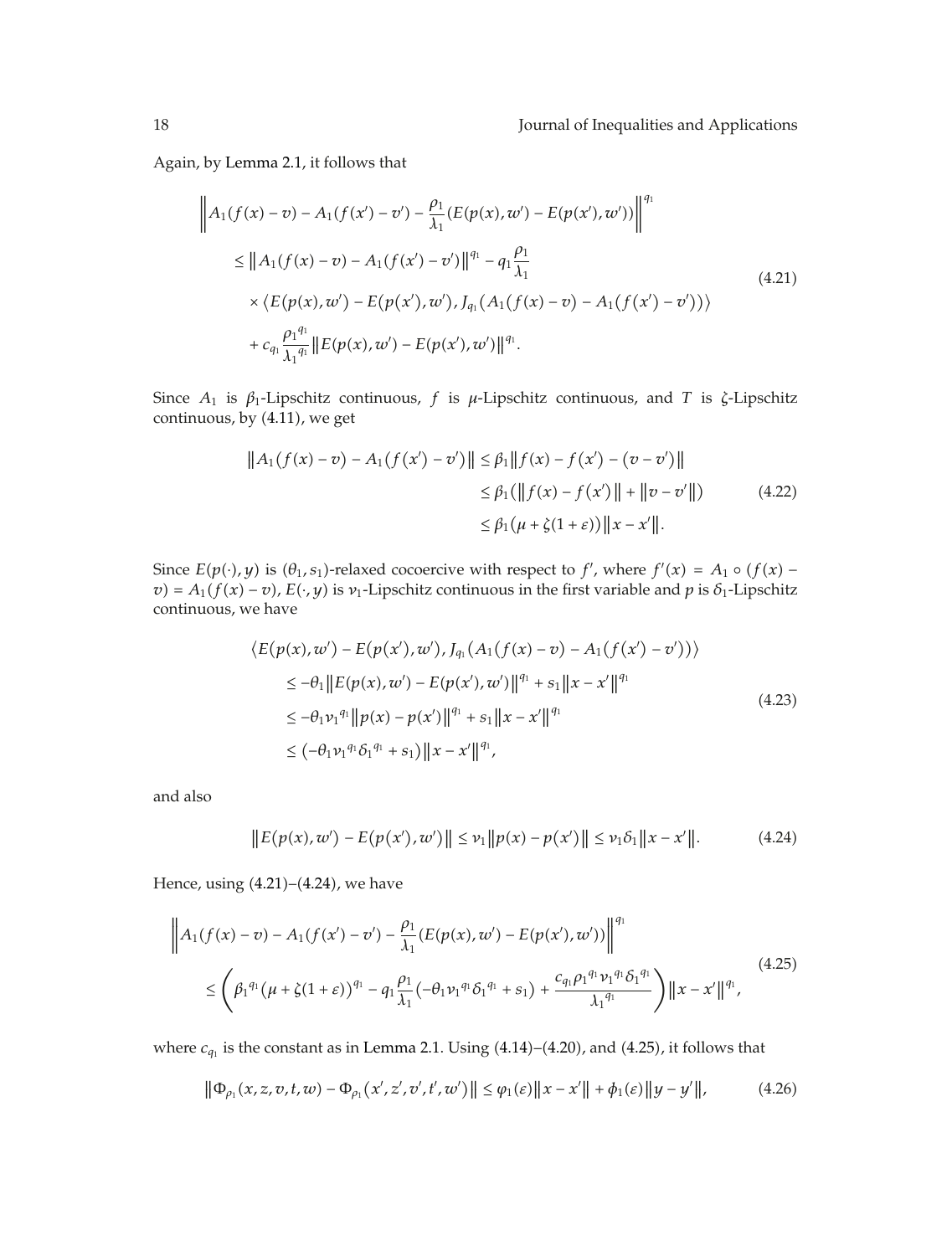Again, by Lemma 2.1, it follows that

$$
\begin{aligned}
&\left\| A_1(f(x)-v) - A_1(f(x')-v') - \frac{\rho_1}{\lambda_1}\left(E(p(x),w') - E(p(x'),w')\right)\right\|^{q_1} \\
&\quad \leq \left\| A_1(f(x)-v) - A_1(f(x')-v')\right\|^{q_1} - q_1\frac{\rho_1}{\lambda_1} \\
&\qquad \times \left\langle E(p(x),w') - E(p(x'),w'), J_{q_1}\left(A_1(f(x)-v) - A_1(f(x')-v')\right)\right\rangle \\
&\qquad + c_{q_1}\frac{\rho_1^{\,q_1}}{\lambda_1^{\,q_1}}\left\| E(p(x),w') - E(p(x'),w')\right\|^{q_1}.
\end{aligned}
\tag{4.21}
$$

Since $A_1$ is $\beta_1$-Lipschitz continuous, $f$ is $\mu$-Lipschitz continuous, and $T$ is $\zeta$-Lipschitz continuous, by (4.11), we get

$$
\begin{aligned}
\left\| A_1(f(x)-v) - A_1(f(x')-v')\right\| &\leq \beta_1\left\| f(x) - f(x') - (v-v')\right\| \\
&\leq \beta_1\left(\left\| f(x) - f(x')\right\| + \left\| v - v'\right\|\right) \\
&\leq \beta_1\left(\mu + \zeta(1+\varepsilon)\right)\left\| x - x'\right\|.
\end{aligned}
\tag{4.22}
$$

Since $E(p(\cdot),y)$ is $(\theta_1,s_1)$-relaxed cocoercive with respect to $f'$, where $f'(x) = A_1 \circ (f(x) - v) = A_1(f(x)-v)$, $E(\cdot,y)$ is $\nu_1$-Lipschitz continuous in the first variable and $p$ is $\delta_1$-Lipschitz continuous, we have

$$
\begin{aligned}
&\left\langle E(p(x),w') - E(p(x'),w'), J_{q_1}\left(A_1(f(x)-v) - A_1(f(x')-v')\right)\right\rangle \\
&\quad \leq -\theta_1\left\| E(p(x),w') - E(p(x'),w')\right\|^{q_1} + s_1\left\| x - x'\right\|^{q_1} \\
&\quad \leq -\theta_1\nu_1^{\,q_1}\left\| p(x) - p(x')\right\|^{q_1} + s_1\left\| x - x'\right\|^{q_1} \\
&\quad \leq \left(-\theta_1\nu_1^{\,q_1}\delta_1^{\,q_1} + s_1\right)\left\| x - x'\right\|^{q_1},
\end{aligned}
\tag{4.23}
$$

and also

$$
\left\| E(p(x),w') - E(p(x'),w')\right\| \leq \nu_1\left\| p(x) - p(x')\right\| \leq \nu_1\delta_1\left\| x - x'\right\|.
\tag{4.24}
$$

Hence, using (4.21)–(4.24), we have

$$
\begin{aligned}
&\left\| A_1(f(x)-v) - A_1(f(x')-v') - \frac{\rho_1}{\lambda_1}\left(E(p(x),w') - E(p(x'),w')\right)\right\|^{q_1} \\
&\quad \leq \left(\beta_1^{\,q_1}\left(\mu + \zeta(1+\varepsilon)\right)^{q_1} - q_1\frac{\rho_1}{\lambda_1}\left(-\theta_1\nu_1^{\,q_1}\delta_1^{\,q_1} + s_1\right) + \frac{c_{q_1}\rho_1^{\,q_1}\nu_1^{\,q_1}\delta_1^{\,q_1}}{\lambda_1^{\,q_1}}\right)\left\| x - x'\right\|^{q_1},
\end{aligned}
\tag{4.25}
$$

where $c_{q_1}$ is the constant as in Lemma 2.1. Using (4.14)–(4.20), and (4.25), it follows that

$$
\left\| \Phi_{\rho_1}(x,z,v,t,w) - \Phi_{\rho_1}(x',z',v',t',w')\right\| \leq \varphi_1(\varepsilon)\left\| x - x'\right\| + \phi_1(\varepsilon)\left\| y - y'\right\|,
\tag{4.26}
$$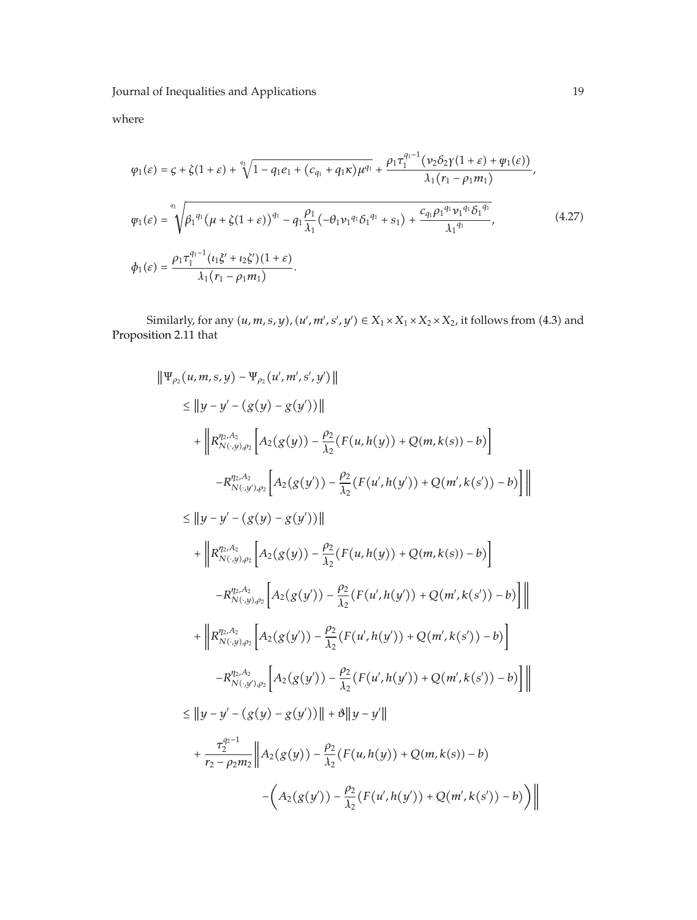where

$$
\begin{aligned}
\varphi_1(\varepsilon) &= \varsigma + \zeta(1+\varepsilon) + \sqrt[q_1]{1 - q_1 e_1 + (c_{q_1} + q_1\kappa)\mu^{q_1}} + \frac{\rho_1 \tau_1^{q_1-1}(\nu_2\delta_2\gamma(1+\varepsilon) + \psi_1(\varepsilon))}{\lambda_1(r_1 - \rho_1 m_1)}, \\
\psi_1(\varepsilon) &= \sqrt[q_1]{\beta_1{}^{q_1}(\mu + \zeta(1+\varepsilon))^{q_1} - q_1\frac{\rho_1}{\lambda_1}\left(-\theta_1\nu_1{}^{q_1}\delta_1{}^{q_1} + s_1\right) + \frac{c_{q_1}\rho_1{}^{q_1}\nu_1{}^{q_1}\delta_1{}^{q_1}}{\lambda_1{}^{q_1}}}, \qquad (4.27) \\
\phi_1(\varepsilon) &= \frac{\rho_1\tau_1^{q_1-1}(\iota_1\xi' + \iota_2\zeta')(1+\varepsilon)}{\lambda_1(r_1 - \rho_1 m_1)}.
\end{aligned}
$$

Similarly, for any $(u, m, s, y), (u', m', s', y') \in X_1 \times X_1 \times X_2 \times X_2$, it follows from (4.3) and Proposition 2.11 that

$$
\begin{aligned}
&\left\| \Psi_{\rho_2}(u, m, s, y) - \Psi_{\rho_2}(u', m', s', y') \right\| \\
&\quad \leq \left\| y - y' - (g(y) - g(y')) \right\| \\
&\qquad + \left\| R^{\eta_2, A_2}_{N(\cdot, y), \rho_2}\left[ A_2(g(y)) - \frac{\rho_2}{\lambda_2}(F(u, h(y)) + Q(m, k(s)) - b) \right] \right. \\
&\qquad\qquad \left. - R^{\eta_2, A_2}_{N(\cdot, y'), \rho_2}\left[ A_2(g(y')) - \frac{\rho_2}{\lambda_2}(F(u', h(y')) + Q(m', k(s')) - b) \right] \right\| \\
&\quad \leq \left\| y - y' - (g(y) - g(y')) \right\| \\
&\qquad + \left\| R^{\eta_2, A_2}_{N(\cdot, y), \rho_2}\left[ A_2(g(y)) - \frac{\rho_2}{\lambda_2}(F(u, h(y)) + Q(m, k(s)) - b) \right] \right. \\
&\qquad\qquad \left. - R^{\eta_2, A_2}_{N(\cdot, y), \rho_2}\left[ A_2(g(y')) - \frac{\rho_2}{\lambda_2}(F(u', h(y')) + Q(m', k(s')) - b) \right] \right\| \\
&\qquad + \left\| R^{\eta_2, A_2}_{N(\cdot, y), \rho_2}\left[ A_2(g(y')) - \frac{\rho_2}{\lambda_2}(F(u', h(y')) + Q(m', k(s')) - b) \right] \right. \\
&\qquad\qquad \left. - R^{\eta_2, A_2}_{N(\cdot, y'), \rho_2}\left[ A_2(g(y')) - \frac{\rho_2}{\lambda_2}(F(u', h(y')) + Q(m', k(s')) - b) \right] \right\| \\
&\quad \leq \left\| y - y' - (g(y) - g(y')) \right\| + \vartheta \left\| y - y' \right\| \\
&\qquad + \frac{\tau_2^{q_2-1}}{r_2 - \rho_2 m_2} \left\| A_2(g(y)) - \frac{\rho_2}{\lambda_2}(F(u, h(y)) + Q(m, k(s)) - b) \right. \\
&\qquad\qquad \left. - \left( A_2(g(y')) - \frac{\rho_2}{\lambda_2}(F(u', h(y')) + Q(m', k(s')) - b) \right) \right\|
\end{aligned}
$$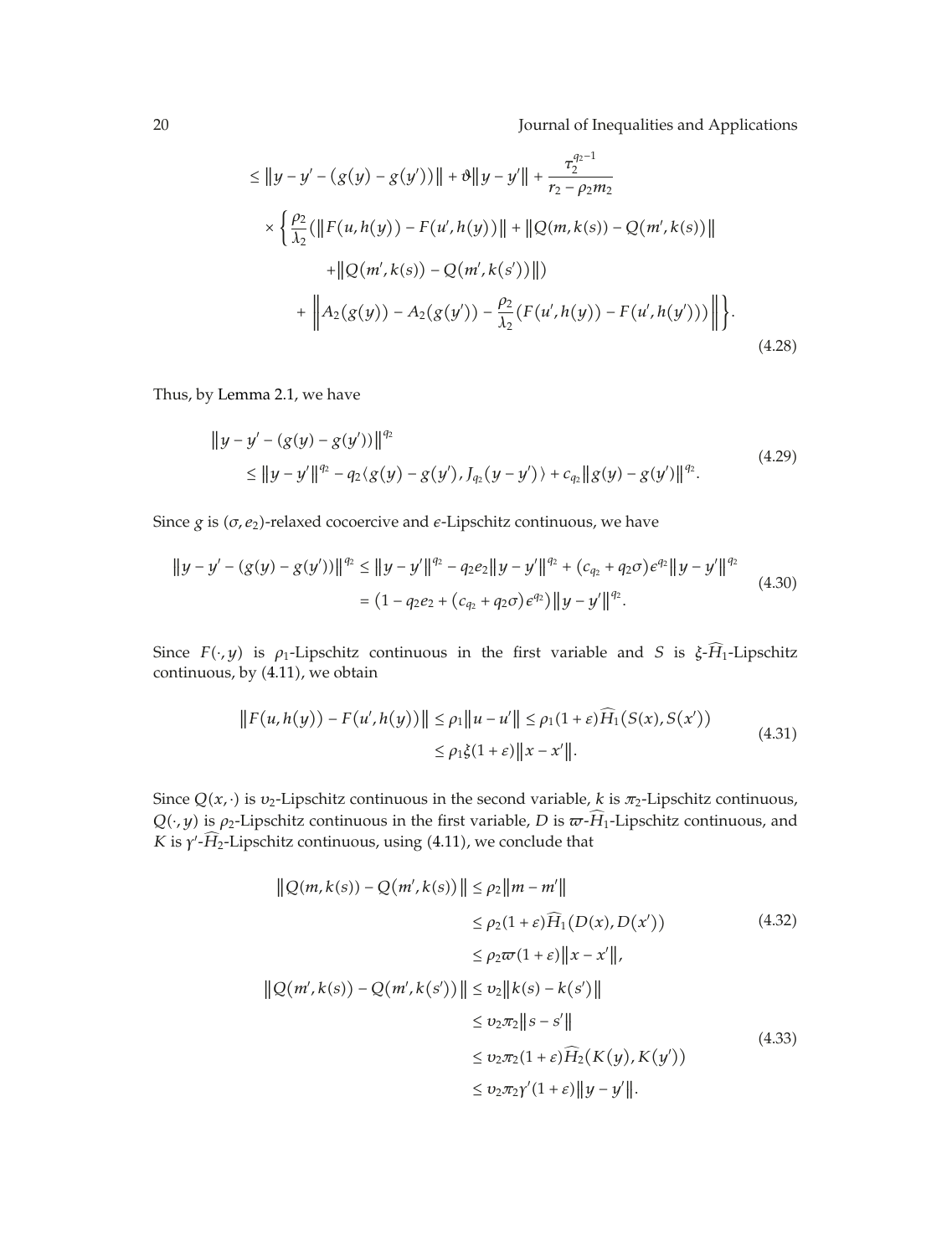$$
\begin{aligned}
&\leq \left\| y - y' - \left(g(y) - g(y')\right) \right\| + \vartheta \left\| y - y' \right\| + \frac{\tau_2^{q_2 - 1}}{r_2 - \rho_2 m_2} \\
&\quad \times \left\{ \frac{\rho_2}{\lambda_2} \left( \left\| F(u, h(y)) - F(u', h(y)) \right\| + \left\| Q(m, k(s)) - Q(m', k(s)) \right\| \right. \right. \\
&\qquad \left. + \left\| Q(m', k(s)) - Q(m', k(s')) \right\| \right) \\
&\qquad \left. + \left\| A_2(g(y)) - A_2(g(y')) - \frac{\rho_2}{\lambda_2} \left( F(u', h(y)) - F(u', h(y')) \right) \right\| \right\}.
\end{aligned} \tag{4.28}
$$

Thus, by Lemma 2.1, we have

$$
\begin{aligned}
&\left\| y - y' - \left(g(y) - g(y')\right) \right\|^{q_2} \\
&\quad \leq \left\| y - y' \right\|^{q_2} - q_2 \left\langle g(y) - g(y'), J_{q_2}(y - y') \right\rangle + c_{q_2} \left\| g(y) - g(y') \right\|^{q_2}.
\end{aligned} \tag{4.29}
$$

Since $g$ is $(\sigma, e_2)$-relaxed cocoercive and $\epsilon$-Lipschitz continuous, we have

$$
\begin{aligned}
\left\| y - y' - \left(g(y) - g(y')\right) \right\|^{q_2} &\leq \left\| y - y' \right\|^{q_2} - q_2 e_2 \left\| y - y' \right\|^{q_2} + \left(c_{q_2} + q_2 \sigma\right) \epsilon^{q_2} \left\| y - y' \right\|^{q_2} \\
&= \left(1 - q_2 e_2 + \left(c_{q_2} + q_2 \sigma\right) \epsilon^{q_2}\right) \left\| y - y' \right\|^{q_2}.
\end{aligned} \tag{4.30}
$$

Since $F(\cdot, y)$ is $\rho_1$-Lipschitz continuous in the first variable and $S$ is $\xi$-$\widehat{H}_1$-Lipschitz continuous, by (4.11), we obtain

$$
\begin{aligned}
\left\| F(u, h(y)) - F(u', h(y)) \right\| &\leq \rho_1 \left\| u - u' \right\| \leq \rho_1 (1 + \varepsilon) \widehat{H}_1\left(S(x), S(x')\right) \\
&\leq \rho_1 \xi (1 + \varepsilon) \left\| x - x' \right\|.
\end{aligned} \tag{4.31}
$$

Since $Q(x, \cdot)$ is $\upsilon_2$-Lipschitz continuous in the second variable, $k$ is $\pi_2$-Lipschitz continuous, $Q(\cdot, y)$ is $\rho_2$-Lipschitz continuous in the first variable, $D$ is $\varpi$-$\widehat{H}_1$-Lipschitz continuous, and $K$ is $\gamma'$-$\widehat{H}_2$-Lipschitz continuous, using (4.11), we conclude that

$$
\begin{aligned}
\left\| Q(m, k(s)) - Q(m', k(s)) \right\| &\leq \rho_2 \left\| m - m' \right\| \\
&\leq \rho_2 (1 + \varepsilon) \widehat{H}_1\left(D(x), D(x')\right) \\
&\leq \rho_2 \varpi (1 + \varepsilon) \left\| x - x' \right\|,
\end{aligned} \tag{4.32}
$$

$$
\begin{aligned}
\left\| Q(m', k(s)) - Q(m', k(s')) \right\| &\leq \upsilon_2 \left\| k(s) - k(s') \right\| \\
&\leq \upsilon_2 \pi_2 \left\| s - s' \right\| \\
&\leq \upsilon_2 \pi_2 (1 + \varepsilon) \widehat{H}_2\left(K(y), K(y')\right) \\
&\leq \upsilon_2 \pi_2 \gamma' (1 + \varepsilon) \left\| y - y' \right\|.
\end{aligned} \tag{4.33}
$$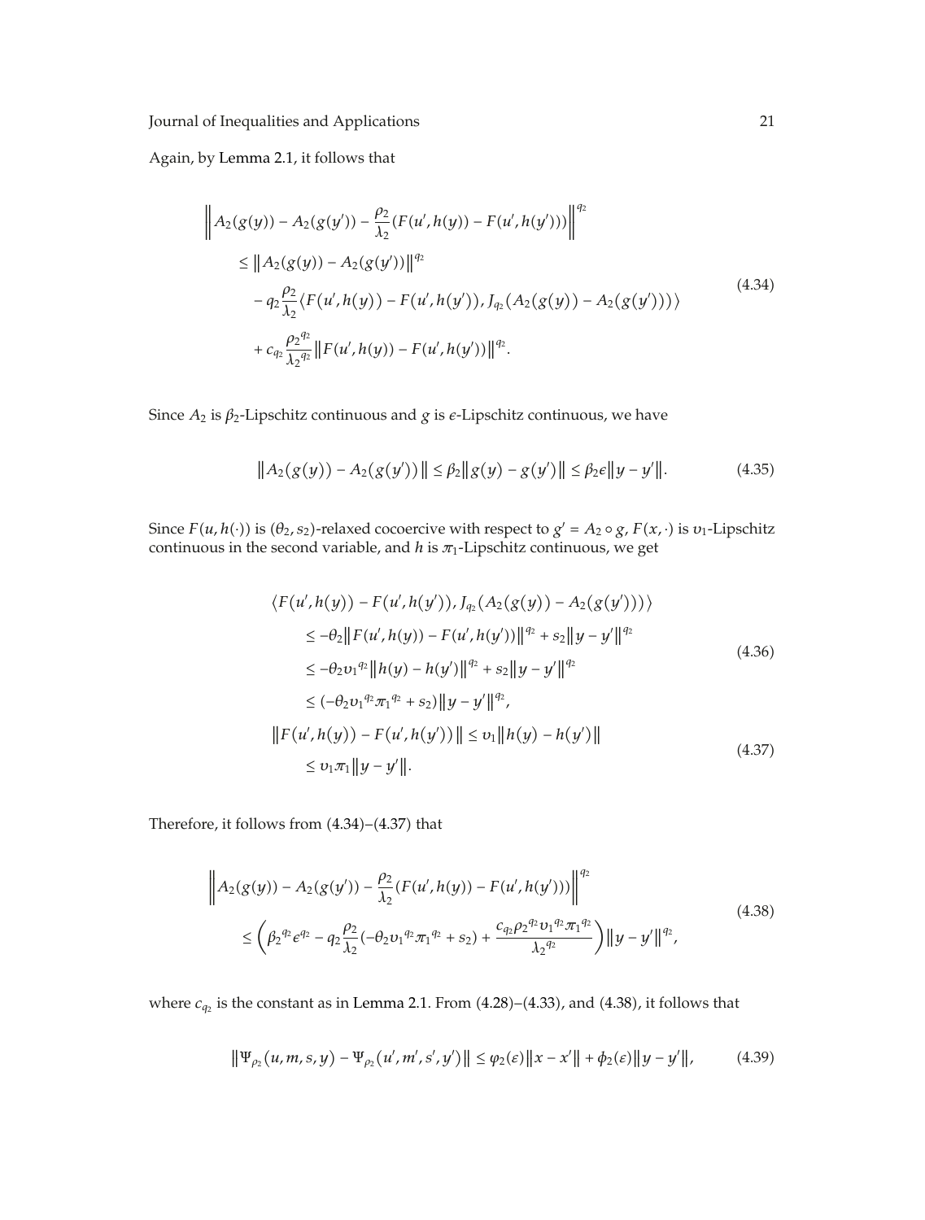Again, by Lemma 2.1, it follows that

$$
\begin{aligned}
&\left\| A_2(g(y)) - A_2(g(y')) - \frac{\rho_2}{\lambda_2}(F(u', h(y)) - F(u', h(y'))) \right\|^{q_2} \\
&\quad \le \left\| A_2(g(y)) - A_2(g(y')) \right\|^{q_2} \\
&\qquad - q_2 \frac{\rho_2}{\lambda_2} \langle F(u', h(y)) - F(u', h(y')), J_{q_2}(A_2(g(y)) - A_2(g(y'))) \rangle \\
&\qquad + c_{q_2} \frac{\rho_2^{q_2}}{\lambda_2^{q_2}} \left\| F(u', h(y)) - F(u', h(y')) \right\|^{q_2}.
\end{aligned}
\tag{4.34}
$$

Since $A_2$ is $\beta_2$-Lipschitz continuous and $g$ is $\epsilon$-Lipschitz continuous, we have

$$
\left\| A_2(g(y)) - A_2(g(y')) \right\| \le \beta_2 \left\| g(y) - g(y') \right\| \le \beta_2 \epsilon \left\| y - y' \right\|. \tag{4.35}
$$

Since $F(u, h(\cdot))$ is $(\theta_2, s_2)$-relaxed cocoercive with respect to $g' = A_2 \circ g$, $F(x, \cdot)$ is $\upsilon_1$-Lipschitz continuous in the second variable, and $h$ is $\pi_1$-Lipschitz continuous, we get

$$
\begin{aligned}
&\langle F(u', h(y)) - F(u', h(y')), J_{q_2}(A_2(g(y)) - A_2(g(y'))) \rangle \\
&\quad \le -\theta_2 \left\| F(u', h(y)) - F(u', h(y')) \right\|^{q_2} + s_2 \left\| y - y' \right\|^{q_2} \\
&\quad \le -\theta_2 \upsilon_1^{q_2} \left\| h(y) - h(y') \right\|^{q_2} + s_2 \left\| y - y' \right\|^{q_2} \\
&\quad \le (-\theta_2 \upsilon_1^{q_2} \pi_1^{q_2} + s_2) \left\| y - y' \right\|^{q_2},
\end{aligned}
\tag{4.36}
$$

$$
\begin{aligned}
\left\| F(u', h(y)) - F(u', h(y')) \right\| &\le \upsilon_1 \left\| h(y) - h(y') \right\| \\
&\le \upsilon_1 \pi_1 \left\| y - y' \right\|.
\end{aligned}
\tag{4.37}
$$

Therefore, it follows from (4.34)–(4.37) that

$$
\begin{aligned}
&\left\| A_2(g(y)) - A_2(g(y')) - \frac{\rho_2}{\lambda_2}(F(u', h(y)) - F(u', h(y'))) \right\|^{q_2} \\
&\quad \le \left( \beta_2^{q_2} \epsilon^{q_2} - q_2 \frac{\rho_2}{\lambda_2}(-\theta_2 \upsilon_1^{q_2} \pi_1^{q_2} + s_2) + \frac{c_{q_2} \rho_2^{q_2} \upsilon_1^{q_2} \pi_1^{q_2}}{\lambda_2^{q_2}} \right) \left\| y - y' \right\|^{q_2},
\end{aligned}
\tag{4.38}
$$

where $c_{q_2}$ is the constant as in Lemma 2.1. From (4.28)–(4.33), and (4.38), it follows that

$$
\left\| \Psi_{\rho_2}(u, m, s, y) - \Psi_{\rho_2}(u', m', s', y') \right\| \le \varphi_2(\varepsilon) \left\| x - x' \right\| + \phi_2(\varepsilon) \left\| y - y' \right\|, \tag{4.39}
$$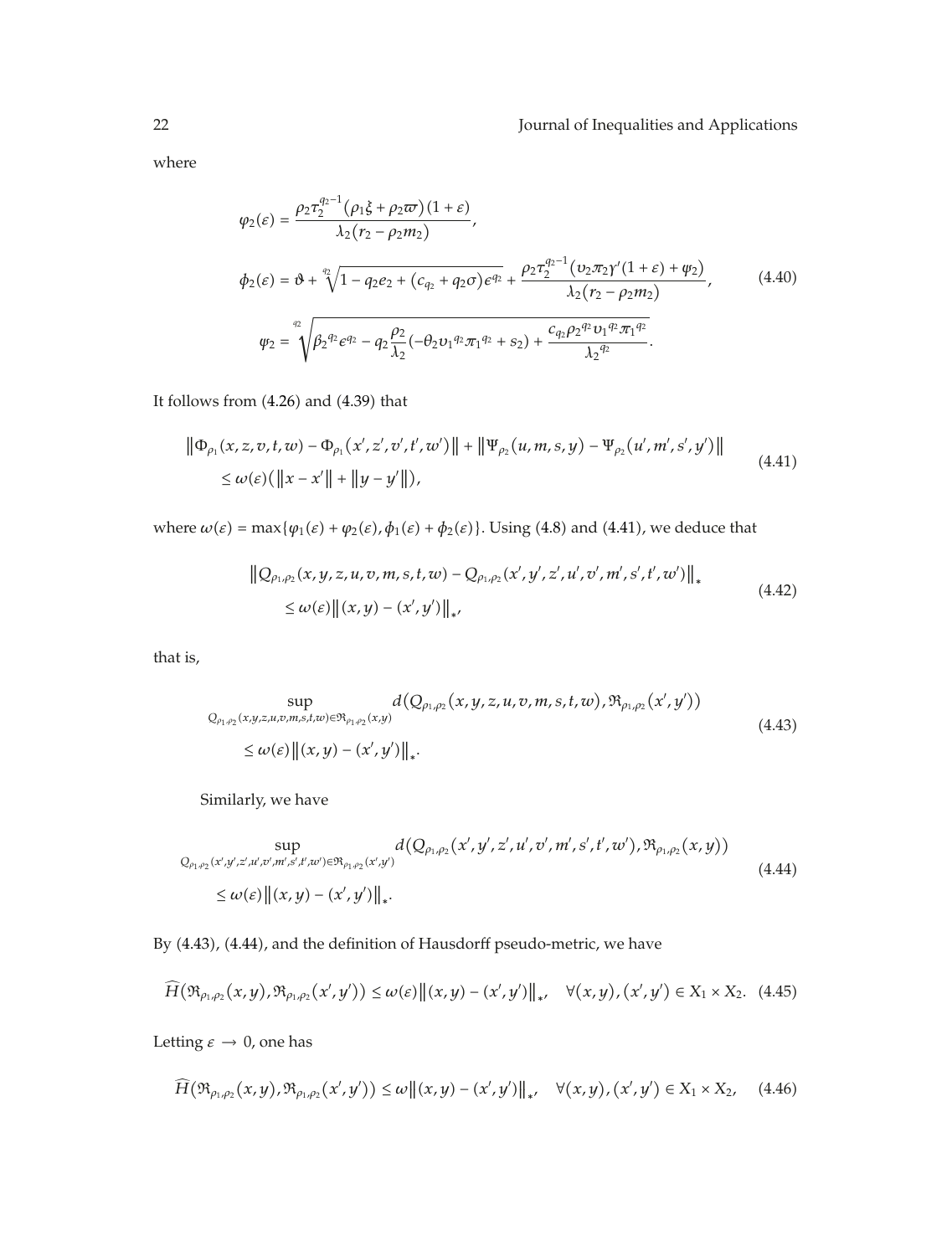where

$$
\begin{aligned}
\varphi_2(\varepsilon) &= \frac{\rho_2 \tau_2^{q_2-1}(\rho_1 \xi + \rho_2 \varpi)(1+\varepsilon)}{\lambda_2(r_2 - \rho_2 m_2)}, \\
\phi_2(\varepsilon) &= \vartheta + \sqrt[q_2]{1 - q_2 e_2 + (c_{q_2} + q_2 \sigma)\epsilon^{q_2}} + \frac{\rho_2 \tau_2^{q_2-1}(\upsilon_2 \pi_2 \gamma'(1+\varepsilon) + \psi_2)}{\lambda_2(r_2 - \rho_2 m_2)}, \\
\psi_2 &= \sqrt[q_2]{\beta_2{}^{q_2}\epsilon^{q_2} - q_2 \frac{\rho_2}{\lambda_2}(-\theta_2 \upsilon_1{}^{q_2}\pi_1{}^{q_2} + s_2) + \frac{c_{q_2}\rho_2{}^{q_2}\upsilon_1{}^{q_2}\pi_1{}^{q_2}}{\lambda_2{}^{q_2}}}.
\end{aligned}
\tag{4.40}
$$

It follows from (4.26) and (4.39) that

$$
\begin{aligned}
&\left\| \Phi_{\rho_1}(x,z,v,t,w) - \Phi_{\rho_1}(x',z',v',t',w') \right\| + \left\| \Psi_{\rho_2}(u,m,s,y) - \Psi_{\rho_2}(u',m',s',y') \right\| \\
&\quad \le \omega(\varepsilon)\left( \|x - x'\| + \|y - y'\| \right),
\end{aligned}
\tag{4.41}
$$

where $\omega(\varepsilon) = \max\{\varphi_1(\varepsilon) + \varphi_2(\varepsilon), \phi_1(\varepsilon) + \phi_2(\varepsilon)\}$. Using (4.8) and (4.41), we deduce that

$$
\begin{aligned}
&\left\| Q_{\rho_1,\rho_2}(x,y,z,u,v,m,s,t,w) - Q_{\rho_1,\rho_2}(x',y',z',u',v',m',s',t',w') \right\|_* \\
&\quad \le \omega(\varepsilon)\left\| (x,y) - (x',y') \right\|_*,
\end{aligned}
\tag{4.42}
$$

that is,

$$
\begin{aligned}
&\sup_{Q_{\rho_1,\rho_2}(x,y,z,u,v,m,s,t,w) \in \mathfrak{R}_{\rho_1,\rho_2}(x,y)} d\left( Q_{\rho_1,\rho_2}(x,y,z,u,v,m,s,t,w), \mathfrak{R}_{\rho_1,\rho_2}(x',y') \right) \\
&\quad \le \omega(\varepsilon)\left\| (x,y) - (x',y') \right\|_*.
\end{aligned}
\tag{4.43}
$$

Similarly, we have

$$
\begin{aligned}
&\sup_{Q_{\rho_1,\rho_2}(x',y',z',u',v',m',s',t',w') \in \mathfrak{R}_{\rho_1,\rho_2}(x',y')} d\left( Q_{\rho_1,\rho_2}(x',y',z',u',v',m',s',t',w'), \mathfrak{R}_{\rho_1,\rho_2}(x,y) \right) \\
&\quad \le \omega(\varepsilon)\left\| (x,y) - (x',y') \right\|_*.
\end{aligned}
\tag{4.44}
$$

By (4.43), (4.44), and the definition of Hausdorff pseudo-metric, we have

$$
\widehat{H}\left( \mathfrak{R}_{\rho_1,\rho_2}(x,y), \mathfrak{R}_{\rho_1,\rho_2}(x',y') \right) \le \omega(\varepsilon)\left\| (x,y) - (x',y') \right\|_*, \quad \forall (x,y),(x',y') \in X_1 \times X_2. \tag{4.45}
$$

Letting $\varepsilon \to 0$, one has

$$
\widehat{H}\left( \mathfrak{R}_{\rho_1,\rho_2}(x,y), \mathfrak{R}_{\rho_1,\rho_2}(x',y') \right) \le \omega\left\| (x,y) - (x',y') \right\|_*, \quad \forall (x,y),(x',y') \in X_1 \times X_2, \tag{4.46}
$$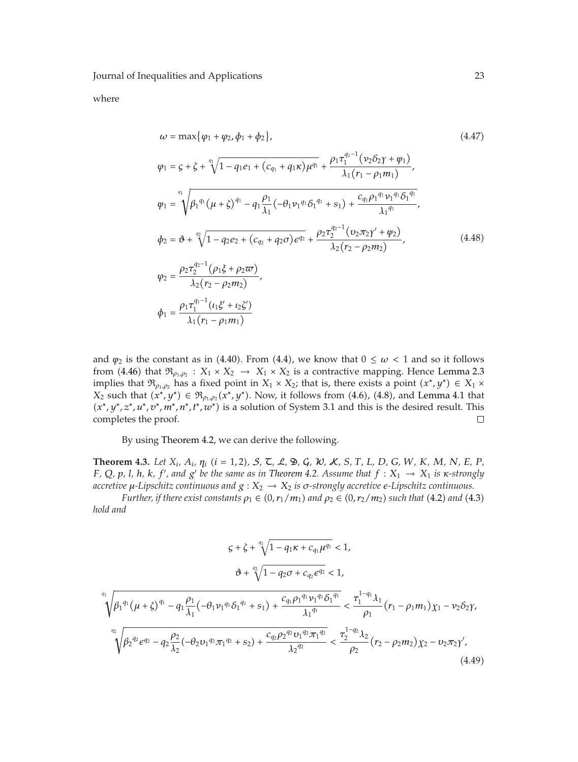where

$$\omega = \max\{\varphi_1 + \varphi_2, \phi_1 + \phi_2\}, \tag{4.47}$$

$$\begin{aligned}
\varphi_1 &= \varsigma + \zeta + \sqrt[q_1]{1 - q_1 e_1 + (c_{q_1} + q_1 \kappa)\mu^{q_1}} + \frac{\rho_1 \tau_1^{q_1 - 1}(\nu_2 \delta_2 \gamma + \psi_1)}{\lambda_1 (r_1 - \rho_1 m_1)}, \\
\psi_1 &= \sqrt[q_1]{\beta_1{}^{q_1}(\mu + \zeta)^{q_1} - q_1 \frac{\rho_1}{\lambda_1}\left(-\theta_1 \nu_1{}^{q_1}\delta_1{}^{q_1} + s_1\right) + \frac{c_{q_1}\rho_1{}^{q_1}\nu_1{}^{q_1}\delta_1{}^{q_1}}{\lambda_1{}^{q_1}}}, \\
\phi_2 &= \vartheta + \sqrt[q_2]{1 - q_2 e_2 + (c_{q_2} + q_2 \sigma)\epsilon^{q_2}} + \frac{\rho_2 \tau_2^{q_2 - 1}(\upsilon_2 \pi_2 \gamma' + \psi_2)}{\lambda_2 (r_2 - \rho_2 m_2)}, \\
\varphi_2 &= \frac{\rho_2 \tau_2^{q_2 - 1}(\rho_1 \xi + \rho_2 \varpi)}{\lambda_2 (r_2 - \rho_2 m_2)}, \\
\phi_1 &= \frac{\rho_1 \tau_1^{q_1 - 1}(\iota_1 \xi' + \iota_2 \zeta')}{\lambda_1 (r_1 - \rho_1 m_1)}
\end{aligned} \tag{4.48}$$

and $\psi_2$ is the constant as in (4.40). From (4.4), we know that $0 \le \omega < 1$ and so it follows from (4.46) that $\mathfrak{R}_{\rho_1,\rho_2} : X_1 \times X_2 \to X_1 \times X_2$ is a contractive mapping. Hence Lemma 2.3 implies that $\mathfrak{R}_{\rho_1,\rho_2}$ has a fixed point in $X_1 \times X_2$; that is, there exists a point $(x^*, y^*) \in X_1 \times X_2$ such that $(x^*, y^*) \in \mathfrak{R}_{\rho_1,\rho_2}(x^*, y^*)$. Now, it follows from (4.6), (4.8), and Lemma 4.1 that $(x^*, y^*, z^*, u^*, v^*, m^*, n^*, t^*, w^*)$ is a solution of System 3.1 and this is the desired result. This completes the proof. □

By using Theorem 4.2, we can derive the following.

**Theorem 4.3.** *Let $X_i$, $A_i$, $\eta_i$ $(i = 1, 2)$, $\mathcal{S}$, $\mathcal{T}$, $\mathcal{L}$, $\mathfrak{D}$, $\mathcal{G}$, $\mathcal{W}$, $\mathcal{K}$, $S$, $T$, $L$, $D$, $G$, $W$, $K$, $M$, $N$, $E$, $P$, $F$, $Q$, $p$, $l$, $h$, $k$, $f'$, and $g'$ be the same as in Theorem 4.2. Assume that $f : X_1 \to X_1$ is $\kappa$-strongly accretive $\mu$-Lipschitz continuous and $g : X_2 \to X_2$ is $\sigma$-strongly accretive $\epsilon$-Lipschitz continuous.*

*Further, if there exist constants $\rho_1 \in (0, r_1/m_1)$ and $\rho_2 \in (0, r_2/m_2)$ such that (4.2) and (4.3) hold and*

$$\begin{gathered}
\varsigma + \zeta + \sqrt[q_1]{1 - q_1 \kappa + c_{q_1}\mu^{q_1}} < 1, \\
\vartheta + \sqrt[q_2]{1 - q_2 \sigma + c_{q_2}\epsilon^{q_2}} < 1, \\
\sqrt[q_1]{\beta_1{}^{q_1}(\mu + \zeta)^{q_1} - q_1 \frac{\rho_1}{\lambda_1}\left(-\theta_1 \nu_1{}^{q_1}\delta_1{}^{q_1} + s_1\right) + \frac{c_{q_1}\rho_1{}^{q_1}\nu_1{}^{q_1}\delta_1{}^{q_1}}{\lambda_1{}^{q_1}}} < \frac{\tau_1^{1-q_1}\lambda_1}{\rho_1}(r_1 - \rho_1 m_1)\chi_1 - \nu_2 \delta_2 \gamma, \\
\sqrt[q_2]{\beta_2{}^{q_2}\epsilon^{q_2} - q_2 \frac{\rho_2}{\lambda_2}\left(-\theta_2 \upsilon_1{}^{q_2}\pi_1{}^{q_2} + s_2\right) + \frac{c_{q_2}\rho_2{}^{q_2}\upsilon_1{}^{q_2}\pi_1{}^{q_2}}{\lambda_2{}^{q_2}}} < \frac{\tau_2^{1-q_2}\lambda_2}{\rho_2}(r_2 - \rho_2 m_2)\chi_2 - \upsilon_2 \pi_2 \gamma',
\end{gathered} \tag{4.49}$$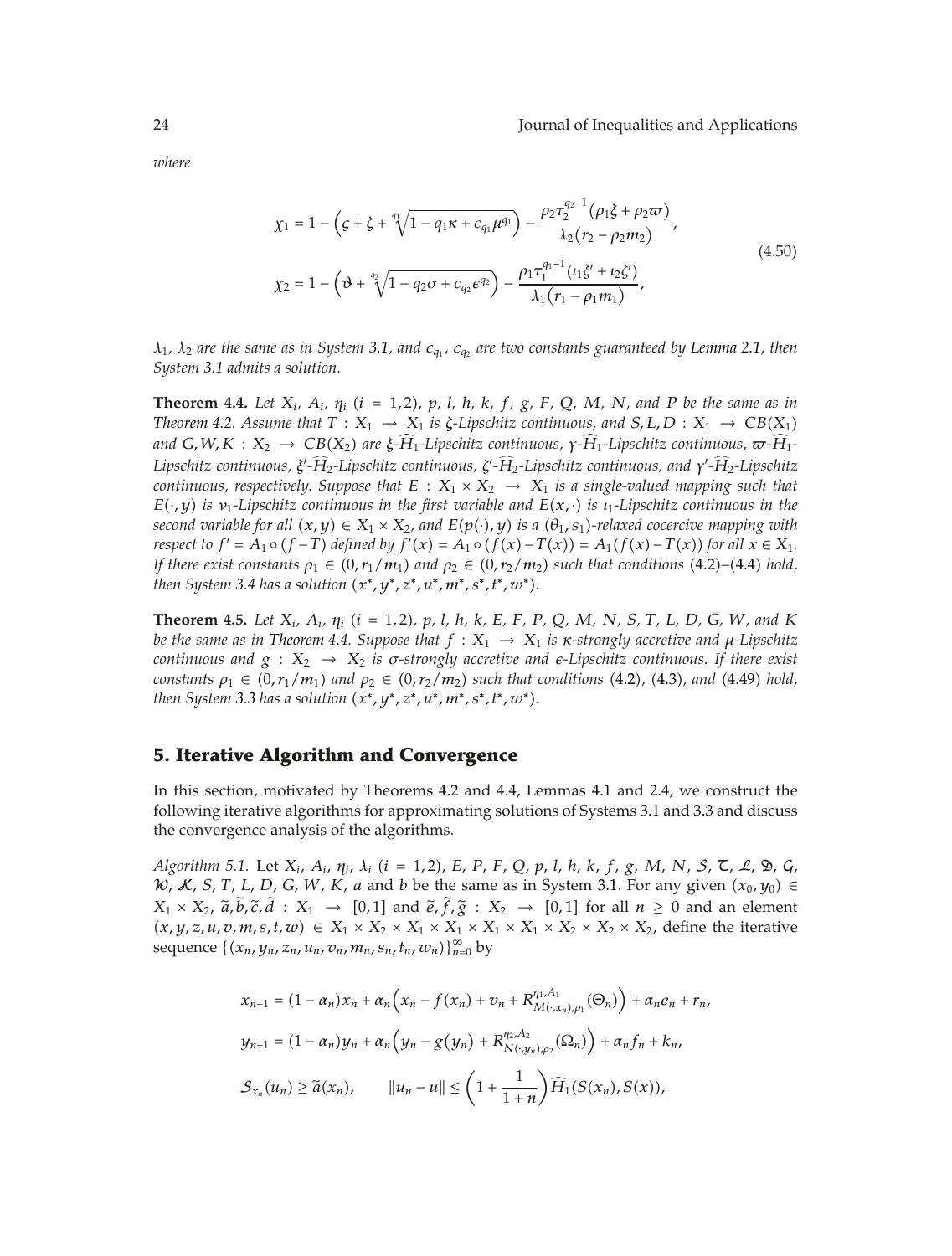*where*

$$
\begin{aligned}
\chi_1 &= 1 - \left(\varsigma + \zeta + \sqrt[q_1]{1 - q_1\kappa + c_{q_1}\mu^{q_1}}\right) - \frac{\rho_2 \tau_2^{q_2-1}(\rho_1 \xi + \rho_2 \varpi)}{\lambda_2(r_2 - \rho_2 m_2)}, \\
\chi_2 &= 1 - \left(\vartheta + \sqrt[q_2]{1 - q_2\sigma + c_{q_2}\epsilon^{q_2}}\right) - \frac{\rho_1 \tau_1^{q_1-1}(\iota_1 \xi' + \iota_2 \zeta')}{\lambda_1(r_1 - \rho_1 m_1)},
\end{aligned}
\tag{4.50}
$$

*$\lambda_1$, $\lambda_2$ are the same as in System 3.1, and $c_{q_1}$, $c_{q_2}$ are two constants guaranteed by Lemma 2.1, then System 3.1 admits a solution.*

**Theorem 4.4.** *Let $X_i$, $A_i$, $\eta_i$ $(i = 1,2)$, $p$, $l$, $h$, $k$, $f$, $g$, $F$, $Q$, $M$, $N$, and $P$ be the same as in Theorem 4.2. Assume that $T : X_1 \to X_1$ is $\zeta$-Lipschitz continuous, and $S, L, D : X_1 \to CB(X_1)$ and $G, W, K : X_2 \to CB(X_2)$ are $\xi$-$\widehat{H}_1$-Lipschitz continuous, $\gamma$-$\widehat{H}_1$-Lipschitz continuous, $\varpi$-$\widehat{H}_1$-Lipschitz continuous, $\xi'$-$\widehat{H}_2$-Lipschitz continuous, $\zeta'$-$\widehat{H}_2$-Lipschitz continuous, and $\gamma'$-$\widehat{H}_2$-Lipschitz continuous, respectively. Suppose that $E : X_1 \times X_2 \to X_1$ is a single-valued mapping such that $E(\cdot, y)$ is $\nu_1$-Lipschitz continuous in the first variable and $E(x, \cdot)$ is $\iota_1$-Lipschitz continuous in the second variable for all $(x, y) \in X_1 \times X_2$, and $E(p(\cdot), y)$ is a $(\theta_1, s_1)$-relaxed cocercive mapping with respect to $f' = A_1 \circ (f - T)$ defined by $f'(x) = A_1 \circ (f(x) - T(x)) = A_1(f(x) - T(x))$ for all $x \in X_1$. If there exist constants $\rho_1 \in (0, r_1/m_1)$ and $\rho_2 \in (0, r_2/m_2)$ such that conditions (4.2)–(4.4) hold, then System 3.4 has a solution $(x^*, y^*, z^*, u^*, m^*, s^*, t^*, w^*)$.*

**Theorem 4.5.** *Let $X_i$, $A_i$, $\eta_i$ $(i = 1,2)$, $p$, $l$, $h$, $k$, $E$, $F$, $P$, $Q$, $M$, $N$, $S$, $T$, $L$, $D$, $G$, $W$, and $K$ be the same as in Theorem 4.4. Suppose that $f : X_1 \to X_1$ is $\kappa$-strongly accretive and $\mu$-Lipschitz continuous and $g : X_2 \to X_2$ is $\sigma$-strongly accretive and $\epsilon$-Lipschitz continuous. If there exist constants $\rho_1 \in (0, r_1/m_1)$ and $\rho_2 \in (0, r_2/m_2)$ such that conditions (4.2), (4.3), and (4.49) hold, then System 3.3 has a solution $(x^*, y^*, z^*, u^*, m^*, s^*, t^*, w^*)$.*

## 5. Iterative Algorithm and Convergence

In this section, motivated by Theorems 4.2 and 4.4, Lemmas 4.1 and 2.4, we construct the following iterative algorithms for approximating solutions of Systems 3.1 and 3.3 and discuss the convergence analysis of the algorithms.

*Algorithm 5.1.* Let $X_i$, $A_i$, $\eta_i$, $\lambda_i$ $(i = 1,2)$, $E$, $P$, $F$, $Q$, $p$, $l$, $h$, $k$, $f$, $g$, $M$, $N$, $\mathcal{S}$, $\mathcal{T}$, $\mathcal{L}$, $\mathfrak{D}$, $\mathcal{G}$, $\mathcal{W}$, $\mathcal{K}$, $S$, $T$, $L$, $D$, $G$, $W$, $K$, $a$ and $b$ be the same as in System 3.1. For any given $(x_0, y_0) \in X_1 \times X_2$, $\widetilde{a}, \widetilde{b}, \widetilde{c}, \widetilde{d} : X_1 \to [0,1]$ and $\widetilde{e}, \widetilde{f}, \widetilde{g} : X_2 \to [0,1]$ for all $n \geq 0$ and an element $(x, y, z, u, v, m, s, t, w) \in X_1 \times X_2 \times X_1 \times X_1 \times X_1 \times X_1 \times X_2 \times X_2 \times X_2$, define the iterative sequence $\{(x_n, y_n, z_n, u_n, v_n, m_n, s_n, t_n, w_n)\}_{n=0}^{\infty}$ by

$$
\begin{aligned}
x_{n+1} &= (1 - \alpha_n)x_n + \alpha_n\left(x_n - f(x_n) + v_n + R^{\eta_1, A_1}_{M(\cdot, x_n), \rho_1}(\Theta_n)\right) + \alpha_n e_n + r_n, \\
y_{n+1} &= (1 - \alpha_n)y_n + \alpha_n\left(y_n - g(y_n) + R^{\eta_2, A_2}_{N(\cdot, y_n), \rho_2}(\Omega_n)\right) + \alpha_n f_n + k_n, \\
\mathcal{S}_{x_n}(u_n) &\geq \widetilde{a}(x_n), \qquad \|u_n - u\| \leq \left(1 + \frac{1}{1+n}\right)\widehat{H}_1(S(x_n), S(x)),
\end{aligned}
$$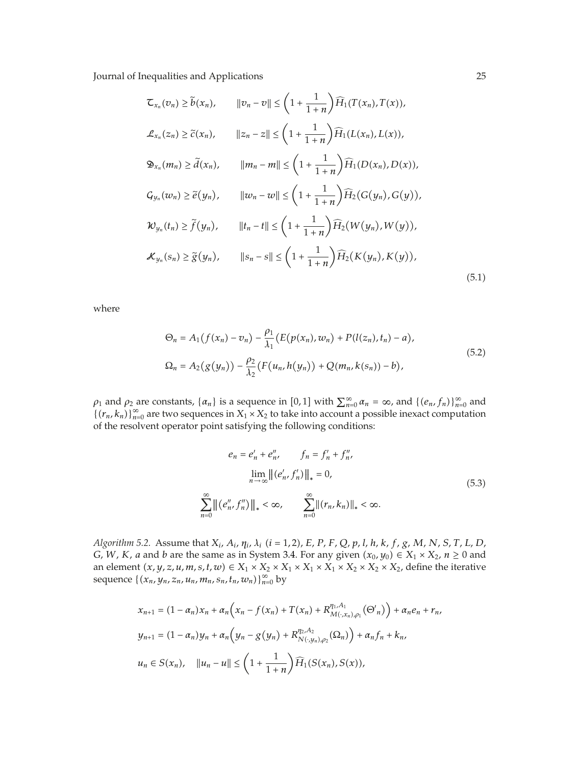$$
\begin{aligned}
&\mathcal{T}_{x_n}(v_n) \geq \widetilde{b}(x_n), \qquad \|v_n - v\| \leq \left(1 + \frac{1}{1+n}\right)\widehat{H_1}(T(x_n), T(x)),\\
&\mathcal{L}_{x_n}(z_n) \geq \widetilde{c}(x_n), \qquad \|z_n - z\| \leq \left(1 + \frac{1}{1+n}\right)\widehat{H_1}(L(x_n), L(x)),\\
&\mathfrak{D}_{x_n}(m_n) \geq \widetilde{d}(x_n), \qquad \|m_n - m\| \leq \left(1 + \frac{1}{1+n}\right)\widehat{H_1}(D(x_n), D(x)),\\
&\mathcal{G}_{y_n}(w_n) \geq \widetilde{e}(y_n), \qquad \|w_n - w\| \leq \left(1 + \frac{1}{1+n}\right)\widehat{H_2}(G(y_n), G(y)),\\
&\mathcal{W}_{y_n}(t_n) \geq \widetilde{f}(y_n), \qquad \|t_n - t\| \leq \left(1 + \frac{1}{1+n}\right)\widehat{H_2}(W(y_n), W(y)),\\
&\mathcal{K}_{y_n}(s_n) \geq \widetilde{g}(y_n), \qquad \|s_n - s\| \leq \left(1 + \frac{1}{1+n}\right)\widehat{H_2}(K(y_n), K(y)),
\end{aligned}
\tag{5.1}
$$

where

$$
\begin{aligned}
\Theta_n &= A_1(f(x_n) - v_n) - \frac{\rho_1}{\lambda_1}\left(E(p(x_n), w_n) + P(l(z_n), t_n) - a\right),\\
\Omega_n &= A_2(g(y_n)) - \frac{\rho_2}{\lambda_2}\left(F(u_n, h(y_n)) + Q(m_n, k(s_n)) - b\right),
\end{aligned}
\tag{5.2}
$$

$\rho_1$ and $\rho_2$ are constants, $\{\alpha_n\}$ is a sequence in $[0,1]$ with $\sum_{n=0}^{\infty}\alpha_n = \infty$, and $\{(e_n, f_n)\}_{n=0}^{\infty}$ and $\{(r_n, k_n)\}_{n=0}^{\infty}$ are two sequences in $X_1 \times X_2$ to take into account a possible inexact computation of the resolvent operator point satisfying the following conditions:

$$
\begin{gathered}
e_n = e'_n + e''_n, \qquad f_n = f'_n + f''_n,\\
\lim_{n\to\infty}\left\|(e'_n, f'_n)\right\|_* = 0,\\
\sum_{n=0}^{\infty}\left\|(e''_n, f''_n)\right\|_* < \infty, \qquad \sum_{n=0}^{\infty}\|(r_n, k_n)\|_* < \infty.
\end{gathered}
\tag{5.3}
$$

*Algorithm 5.2.* Assume that $X_i$, $A_i$, $\eta_i$, $\lambda_i$ $(i = 1, 2)$, $E$, $P$, $F$, $Q$, $p$, $l$, $h$, $k$, $f$, $g$, $M$, $N$, $S$, $T$, $L$, $D$, $G$, $W$, $K$, $a$ and $b$ are the same as in System 3.4. For any given $(x_0, y_0) \in X_1 \times X_2$, $n \geq 0$ and an element $(x, y, z, u, m, s, t, w) \in X_1 \times X_2 \times X_1 \times X_1 \times X_1 \times X_2 \times X_2 \times X_2$, define the iterative sequence $\{(x_n, y_n, z_n, u_n, m_n, s_n, t_n, w_n)\}_{n=0}^{\infty}$ by

$$
\begin{aligned}
&x_{n+1} = (1 - \alpha_n)x_n + \alpha_n\left(x_n - f(x_n) + T(x_n) + R^{\eta_1, A_1}_{M(\cdot, x_n), \rho_1}(\Theta'_n)\right) + \alpha_n e_n + r_n,\\
&y_{n+1} = (1 - \alpha_n)y_n + \alpha_n\left(y_n - g(y_n) + R^{\eta_2, A_2}_{N(\cdot, y_n), \rho_2}(\Omega_n)\right) + \alpha_n f_n + k_n,\\
&u_n \in S(x_n), \quad \|u_n - u\| \leq \left(1 + \frac{1}{1+n}\right)\widehat{H_1}(S(x_n), S(x)),
\end{aligned}
$$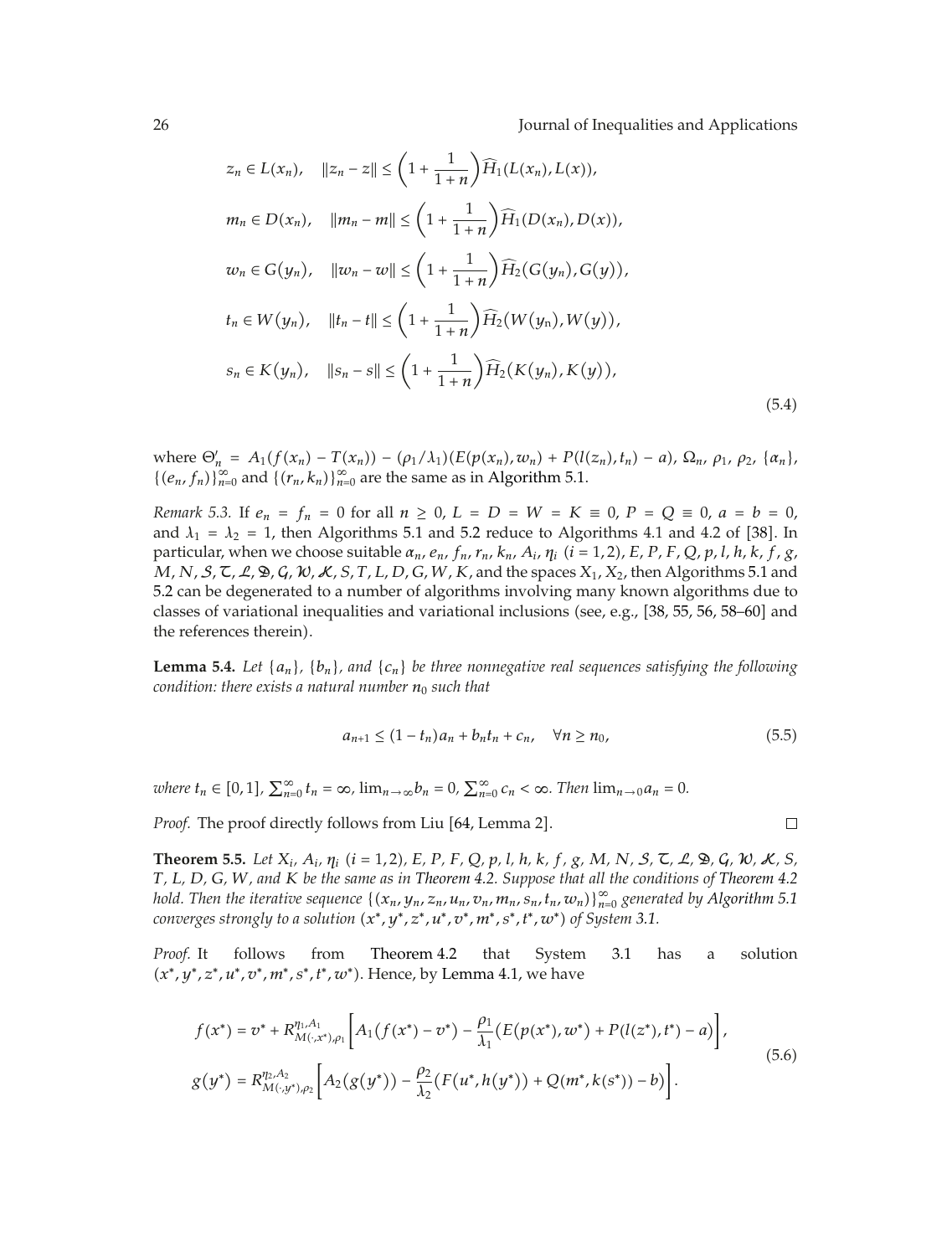$$
\begin{aligned}
&z_n \in L(x_n), \quad \|z_n - z\| \le \left(1 + \frac{1}{1+n}\right)\widehat{H}_1(L(x_n), L(x)),\\
&m_n \in D(x_n), \quad \|m_n - m\| \le \left(1 + \frac{1}{1+n}\right)\widehat{H}_1(D(x_n), D(x)),\\
&w_n \in G(y_n), \quad \|w_n - w\| \le \left(1 + \frac{1}{1+n}\right)\widehat{H}_2(G(y_n), G(y)),\\
&t_n \in W(y_n), \quad \|t_n - t\| \le \left(1 + \frac{1}{1+n}\right)\widehat{H}_2(W(y_n), W(y)),\\
&s_n \in K(y_n), \quad \|s_n - s\| \le \left(1 + \frac{1}{1+n}\right)\widehat{H}_2(K(y_n), K(y)),
\end{aligned}
\tag{5.4}
$$

where $\Theta'_n = A_1(f(x_n) - T(x_n)) - (\rho_1/\lambda_1)(E(p(x_n), w_n) + P(l(z_n), t_n) - a)$, $\Omega_n$, $\rho_1$, $\rho_2$, $\{\alpha_n\}$, $\{(e_n, f_n)\}_{n=0}^{\infty}$ and $\{(r_n, k_n)\}_{n=0}^{\infty}$ are the same as in Algorithm 5.1.

*Remark 5.3.* If $e_n = f_n = 0$ for all $n \ge 0$, $L = D = W = K \equiv 0$, $P = Q \equiv 0$, $a = b = 0$, and $\lambda_1 = \lambda_2 = 1$, then Algorithms 5.1 and 5.2 reduce to Algorithms 4.1 and 4.2 of [38]. In particular, when we choose suitable $\alpha_n$, $e_n$, $f_n$, $r_n$, $k_n$, $A_i$, $\eta_i$ $(i = 1, 2)$, $E$, $P$, $F$, $Q$, $p$, $l$, $h$, $k$, $f$, $g$, $M$, $N$, $\mathcal{S}$, $\mathcal{T}$, $\mathcal{L}$, $\mathfrak{D}$, $\mathcal{G}$, $\mathcal{W}$, $\mathcal{K}$, $S$, $T$, $L$, $D$, $G$, $W$, $K$, and the spaces $X_1$, $X_2$, then Algorithms 5.1 and 5.2 can be degenerated to a number of algorithms involving many known algorithms due to classes of variational inequalities and variational inclusions (see, e.g., [38, 55, 56, 58–60] and the references therein).

**Lemma 5.4.** *Let $\{a_n\}$, $\{b_n\}$, and $\{c_n\}$ be three nonnegative real sequences satisfying the following condition: there exists a natural number $n_0$ such that*

$$
a_{n+1} \le (1 - t_n)a_n + b_n t_n + c_n, \quad \forall n \ge n_0,
\tag{5.5}
$$

*where $t_n \in [0, 1]$, $\sum_{n=0}^{\infty} t_n = \infty$, $\lim_{n\to\infty} b_n = 0$, $\sum_{n=0}^{\infty} c_n < \infty$. Then $\lim_{n\to 0} a_n = 0$.*

*Proof.* The proof directly follows from Liu [64, Lemma 2]. □

**Theorem 5.5.** *Let $X_i$, $A_i$, $\eta_i$ $(i = 1, 2)$, $E$, $P$, $F$, $Q$, $p$, $l$, $h$, $k$, $f$, $g$, $M$, $N$, $\mathcal{S}$, $\mathcal{T}$, $\mathcal{L}$, $\mathfrak{D}$, $\mathcal{G}$, $\mathcal{W}$, $\mathcal{K}$, $S$, $T$, $L$, $D$, $G$, $W$, and $K$ be the same as in Theorem 4.2. Suppose that all the conditions of Theorem 4.2 hold. Then the iterative sequence $\{(x_n, y_n, z_n, u_n, v_n, m_n, s_n, t_n, w_n)\}_{n=0}^{\infty}$ generated by Algorithm 5.1 converges strongly to a solution $(x^*, y^*, z^*, u^*, v^*, m^*, s^*, t^*, w^*)$ of System 3.1.*

*Proof.* It follows from Theorem 4.2 that System 3.1 has a solution $(x^*, y^*, z^*, u^*, v^*, m^*, s^*, t^*, w^*)$. Hence, by Lemma 4.1, we have

$$
\begin{aligned}
f(x^*) &= v^* + R_{M(\cdot, x^*), \rho_1}^{\eta_1, A_1}\left[A_1\big(f(x^*) - v^*\big) - \frac{\rho_1}{\lambda_1}\big(E\big(p(x^*), w^*\big) + P(l(z^*), t^*) - a\big)\right],\\
g(y^*) &= R_{M(\cdot, y^*), \rho_2}^{\eta_2, A_2}\left[A_2\big(g(y^*)\big) - \frac{\rho_2}{\lambda_2}\big(F\big(u^*, h(y^*)\big) + Q(m^*, k(s^*)) - b\big)\right].
\end{aligned}
\tag{5.6}
$$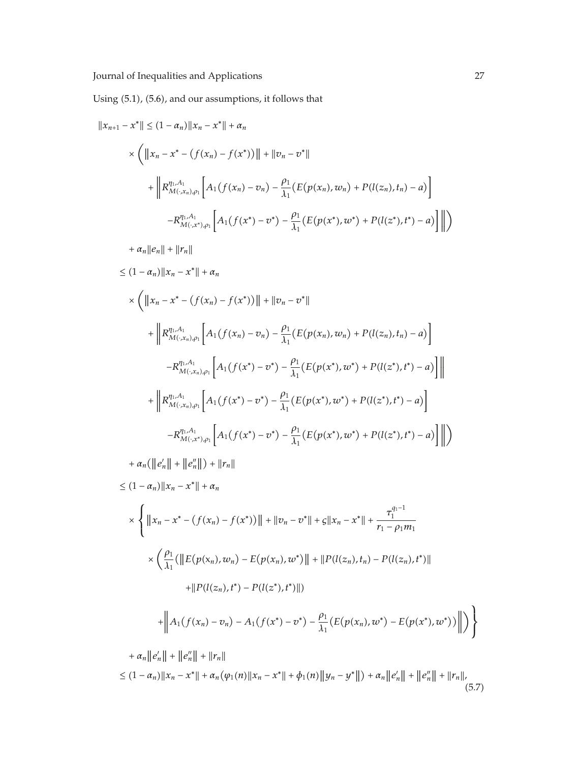Using (5.1), (5.6), and our assumptions, it follows that

$$
\begin{aligned}
\|x_{n+1} - x^*\| &\le (1-\alpha_n)\|x_n - x^*\| + \alpha_n \\
&\quad \times \Bigg( \big\|x_n - x^* - (f(x_n) - f(x^*))\big\| + \|v_n - v^*\| \\
&\qquad + \Bigg\| R^{\eta_1, A_1}_{M(\cdot, x_n), \rho_1}\left[A_1(f(x_n) - v_n) - \frac{\rho_1}{\lambda_1}(E(p(x_n), w_n) + P(l(z_n), t_n) - a)\right] \\
&\qquad\qquad - R^{\eta_1, A_1}_{M(\cdot, x^*), \rho_1}\left[A_1(f(x^*) - v^*) - \frac{\rho_1}{\lambda_1}(E(p(x^*), w^*) + P(l(z^*), t^*) - a)\right] \Bigg\| \Bigg) \\
&\quad + \alpha_n\|e_n\| + \|r_n\| \\
&\le (1-\alpha_n)\|x_n - x^*\| + \alpha_n \\
&\quad \times \Bigg( \big\|x_n - x^* - (f(x_n) - f(x^*))\big\| + \|v_n - v^*\| \\
&\qquad + \Bigg\| R^{\eta_1, A_1}_{M(\cdot, x_n), \rho_1}\left[A_1(f(x_n) - v_n) - \frac{\rho_1}{\lambda_1}(E(p(x_n), w_n) + P(l(z_n), t_n) - a)\right] \\
&\qquad\qquad - R^{\eta_1, A_1}_{M(\cdot, x_n), \rho_1}\left[A_1(f(x^*) - v^*) - \frac{\rho_1}{\lambda_1}(E(p(x^*), w^*) + P(l(z^*), t^*) - a)\right] \Bigg\| \\
&\qquad + \Bigg\| R^{\eta_1, A_1}_{M(\cdot, x_n), \rho_1}\left[A_1(f(x^*) - v^*) - \frac{\rho_1}{\lambda_1}(E(p(x^*), w^*) + P(l(z^*), t^*) - a)\right] \\
&\qquad\qquad - R^{\eta_1, A_1}_{M(\cdot, x^*), \rho_1}\left[A_1(f(x^*) - v^*) - \frac{\rho_1}{\lambda_1}(E(p(x^*), w^*) + P(l(z^*), t^*) - a)\right] \Bigg\| \Bigg) \\
&\quad + \alpha_n(\|e_n'\| + \|e_n''\|) + \|r_n\| \\
&\le (1-\alpha_n)\|x_n - x^*\| + \alpha_n \\
&\quad \times \Bigg\{ \big\|x_n - x^* - (f(x_n) - f(x^*))\big\| + \|v_n - v^*\| + \varsigma\|x_n - x^*\| + \frac{\tau_1^{q_1 - 1}}{r_1 - \rho_1 m_1} \\
&\qquad \times \Bigg( \frac{\rho_1}{\lambda_1}\big(\|E(p(x_n), w_n) - E(p(x_n), w^*)\| + \|P(l(z_n), t_n) - P(l(z_n), t^*)\| \\
&\qquad\qquad + \|P(l(z_n), t^*) - P(l(z^*), t^*)\|\big) \\
&\qquad\qquad + \left\| A_1(f(x_n) - v_n) - A_1(f(x^*) - v^*) - \frac{\rho_1}{\lambda_1}(E(p(x_n), w^*) - E(p(x^*), w^*)) \right\| \Bigg) \Bigg\} \\
&\quad + \alpha_n\|e_n'\| + \|e_n''\| + \|r_n\| \\
&\le (1-\alpha_n)\|x_n - x^*\| + \alpha_n(\varphi_1(n)\|x_n - x^*\| + \phi_1(n)\|y_n - y^*\|) + \alpha_n\|e_n'\| + \|e_n''\| + \|r_n\|,
\end{aligned} \tag{5.7}
$$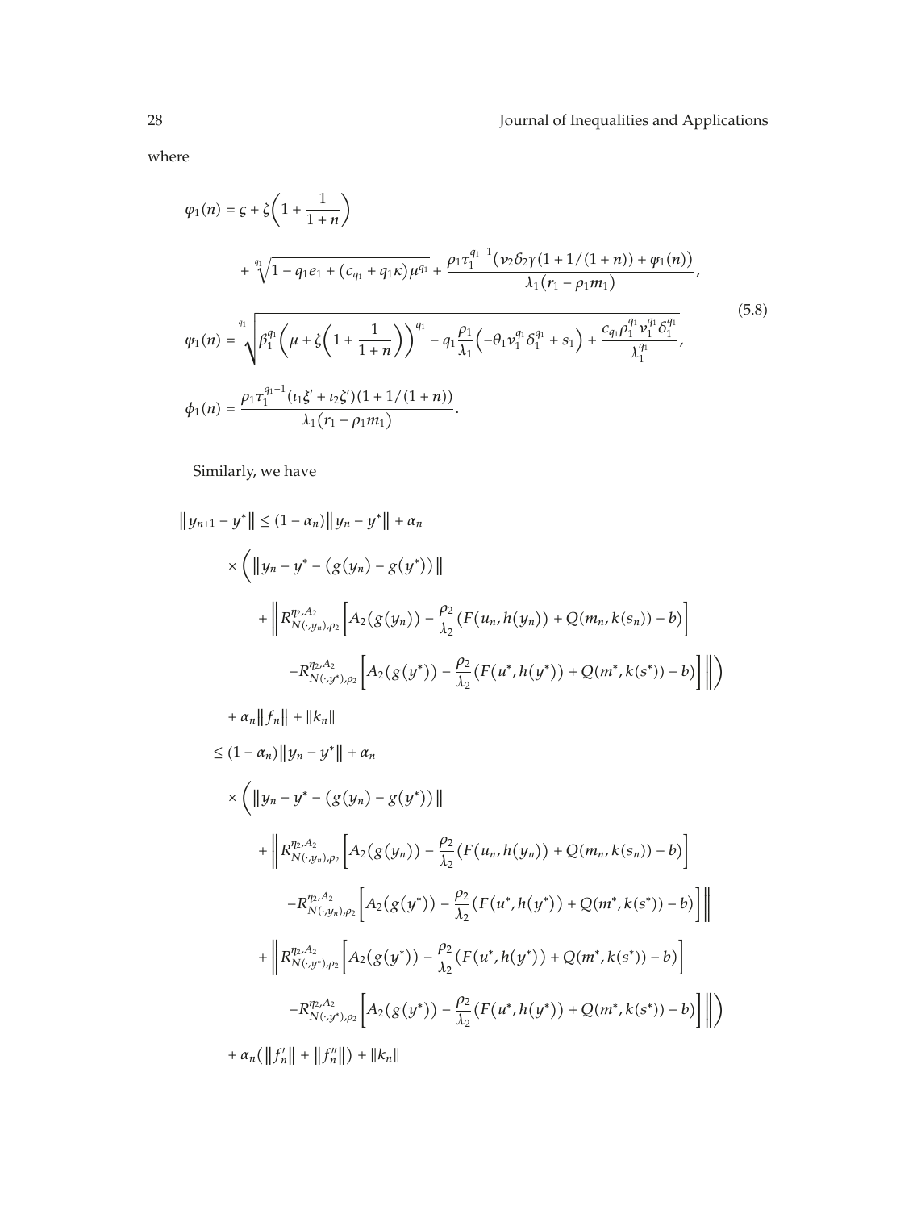where

$$
\begin{aligned}
\varphi_1(n) &= \varsigma + \zeta\left(1 + \frac{1}{1+n}\right) \\
&\quad + \sqrt[q_1]{1 - q_1 e_1 + (c_{q_1} + q_1\kappa)\mu^{q_1}} + \frac{\rho_1 \tau_1^{q_1 - 1}\left(\nu_2 \delta_2 \gamma(1 + 1/(1+n)) + \psi_1(n)\right)}{\lambda_1(r_1 - \rho_1 m_1)}, \\
\psi_1(n) &= \sqrt[q_1]{\beta_1^{q_1}\left(\mu + \zeta\left(1 + \frac{1}{1+n}\right)\right)^{q_1} - q_1 \frac{\rho_1}{\lambda_1}\left(-\theta_1 \nu_1^{q_1} \delta_1^{q_1} + s_1\right) + \frac{c_{q_1} \rho_1^{q_1} \nu_1^{q_1} \delta_1^{q_1}}{\lambda_1^{q_1}}}, \\
\phi_1(n) &= \frac{\rho_1 \tau_1^{q_1 - 1}(\iota_1 \xi' + \iota_2 \zeta')(1 + 1/(1+n))}{\lambda_1(r_1 - \rho_1 m_1)}.
\end{aligned}
\tag{5.8}
$$

Similarly, we have

$$
\begin{aligned}
\|y_{n+1} - y^*\| &\le (1 - \alpha_n)\|y_n - y^*\| + \alpha_n \\
&\quad \times \Bigg( \|y_n - y^* - (g(y_n) - g(y^*))\| \\
&\quad + \Bigg\| R^{\eta_2, A_2}_{N(\cdot, y_n), \rho_2}\left[A_2(g(y_n)) - \frac{\rho_2}{\lambda_2}\left(F(u_n, h(y_n)) + Q(m_n, k(s_n)) - b\right)\right] \\
&\quad\quad - R^{\eta_2, A_2}_{N(\cdot, y^*), \rho_2}\left[A_2(g(y^*)) - \frac{\rho_2}{\lambda_2}\left(F(u^*, h(y^*)) + Q(m^*, k(s^*)) - b\right)\right] \Bigg\| \Bigg) \\
&\quad + \alpha_n \|f_n\| + \|k_n\| \\
&\le (1 - \alpha_n)\|y_n - y^*\| + \alpha_n \\
&\quad \times \Bigg( \|y_n - y^* - (g(y_n) - g(y^*))\| \\
&\quad + \Bigg\| R^{\eta_2, A_2}_{N(\cdot, y_n), \rho_2}\left[A_2(g(y_n)) - \frac{\rho_2}{\lambda_2}\left(F(u_n, h(y_n)) + Q(m_n, k(s_n)) - b\right)\right] \\
&\quad\quad - R^{\eta_2, A_2}_{N(\cdot, y_n), \rho_2}\left[A_2(g(y^*)) - \frac{\rho_2}{\lambda_2}\left(F(u^*, h(y^*)) + Q(m^*, k(s^*)) - b\right)\right] \Bigg\| \\
&\quad + \Bigg\| R^{\eta_2, A_2}_{N(\cdot, y^*), \rho_2}\left[A_2(g(y^*)) - \frac{\rho_2}{\lambda_2}\left(F(u^*, h(y^*)) + Q(m^*, k(s^*)) - b\right)\right] \\
&\quad\quad - R^{\eta_2, A_2}_{N(\cdot, y^*), \rho_2}\left[A_2(g(y^*)) - \frac{\rho_2}{\lambda_2}\left(F(u^*, h(y^*)) + Q(m^*, k(s^*)) - b\right)\right] \Bigg\| \Bigg) \\
&\quad + \alpha_n(\|f_n'\| + \|f_n''\|) + \|k_n\|
\end{aligned}
$$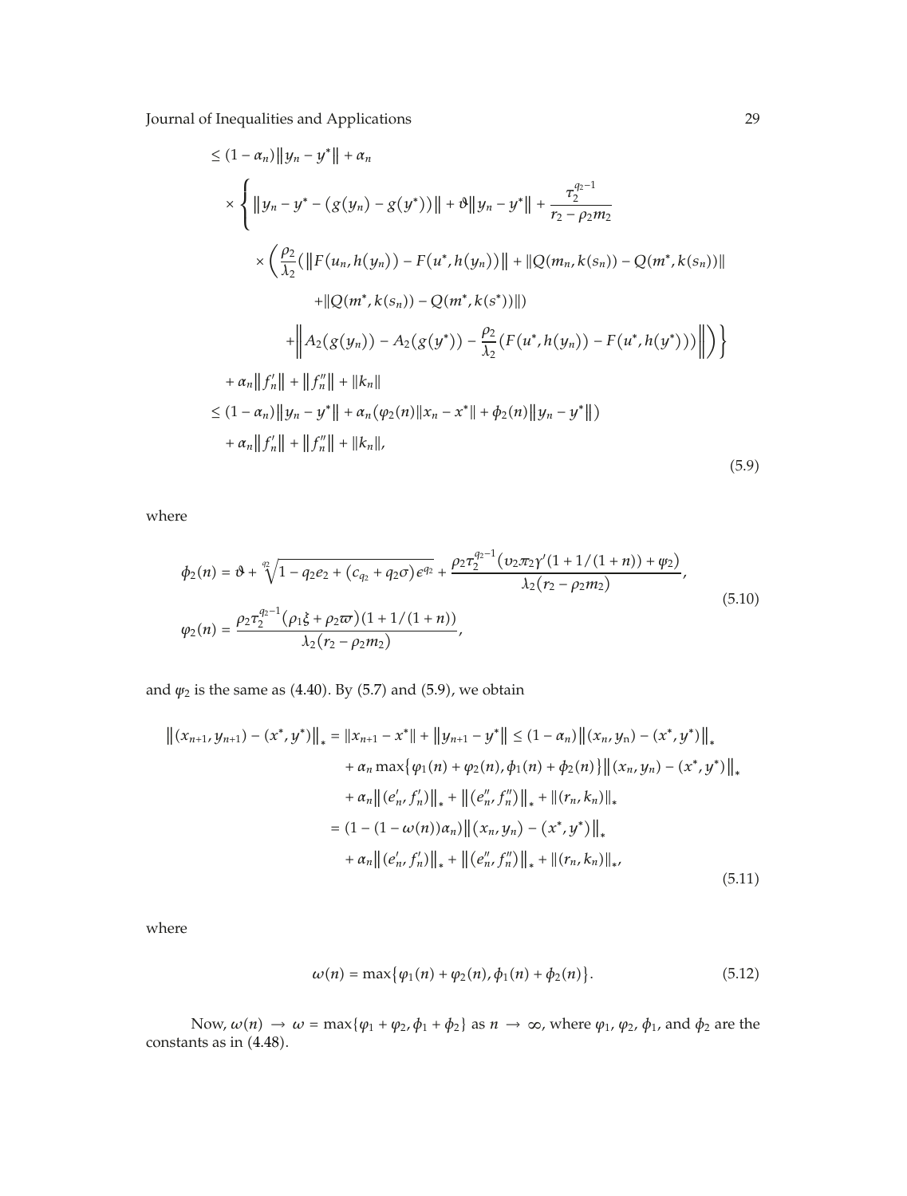$$
\begin{aligned}
&\leq (1-\alpha_n)\|y_n - y^*\| + \alpha_n \\
&\quad \times \Bigg\{ \|y_n - y^* - (g(y_n) - g(y^*))\| + \vartheta\|y_n - y^*\| + \frac{\tau_2^{q_2-1}}{r_2 - \rho_2 m_2} \\
&\qquad \times \bigg( \frac{\rho_2}{\lambda_2}\big(\|F(u_n, h(y_n)) - F(u^*, h(y_n))\| + \|Q(m_n, k(s_n)) - Q(m^*, k(s_n))\| \\
&\qquad\qquad + \|Q(m^*, k(s_n)) - Q(m^*, k(s^*))\|\big) \\
&\qquad\quad + \left\| A_2(g(y_n)) - A_2(g(y^*)) - \frac{\rho_2}{\lambda_2}\big(F(u^*, h(y_n)) - F(u^*, h(y^*))\big) \right\| \bigg) \Bigg\} \\
&\quad + \alpha_n \|f_n'\| + \|f_n''\| + \|k_n\| \\
&\leq (1-\alpha_n)\|y_n - y^*\| + \alpha_n\big(\varphi_2(n)\|x_n - x^*\| + \phi_2(n)\|y_n - y^*\|\big) \\
&\quad + \alpha_n \|f_n'\| + \|f_n''\| + \|k_n\|,
\end{aligned} \tag{5.9}
$$

where

$$
\begin{aligned}
\phi_2(n) &= \vartheta + \sqrt[q_2]{1 - q_2 e_2 + (c_{q_2} + q_2\sigma)\epsilon^{q_2}} + \frac{\rho_2 \tau_2^{q_2-1}\big(\upsilon_2 \pi_2 \gamma'(1 + 1/(1+n)) + \psi_2\big)}{\lambda_2(r_2 - \rho_2 m_2)}, \\
\varphi_2(n) &= \frac{\rho_2 \tau_2^{q_2-1}(\rho_1 \xi + \rho_2 \varpi)(1 + 1/(1+n))}{\lambda_2(r_2 - \rho_2 m_2)},
\end{aligned} \tag{5.10}
$$

and $\psi_2$ is the same as (4.40). By (5.7) and (5.9), we obtain

$$
\begin{aligned}
\|(x_{n+1}, y_{n+1}) - (x^*, y^*)\|_* = \|x_{n+1} - x^*\| + \|y_{n+1} - y^*\| &\leq (1-\alpha_n)\|(x_n, y_n) - (x^*, y^*)\|_* \\
&\quad + \alpha_n \max\{\varphi_1(n) + \varphi_2(n), \phi_1(n) + \phi_2(n)\}\|(x_n, y_n) - (x^*, y^*)\|_* \\
&\quad + \alpha_n\|(e_n', f_n')\|_* + \|(e_n'', f_n'')\|_* + \|(r_n, k_n)\|_* \\
&= (1 - (1 - \omega(n))\alpha_n)\|(x_n, y_n) - (x^*, y^*)\|_* \\
&\quad + \alpha_n\|(e_n', f_n')\|_* + \|(e_n'', f_n'')\|_* + \|(r_n, k_n)\|_*,
\end{aligned} \tag{5.11}
$$

where

$$
\omega(n) = \max\{\varphi_1(n) + \varphi_2(n), \phi_1(n) + \phi_2(n)\}. \tag{5.12}
$$

Now, $\omega(n) \to \omega = \max\{\varphi_1 + \varphi_2, \phi_1 + \phi_2\}$ as $n \to \infty$, where $\varphi_1$, $\varphi_2$, $\phi_1$, and $\phi_2$ are the constants as in (4.48).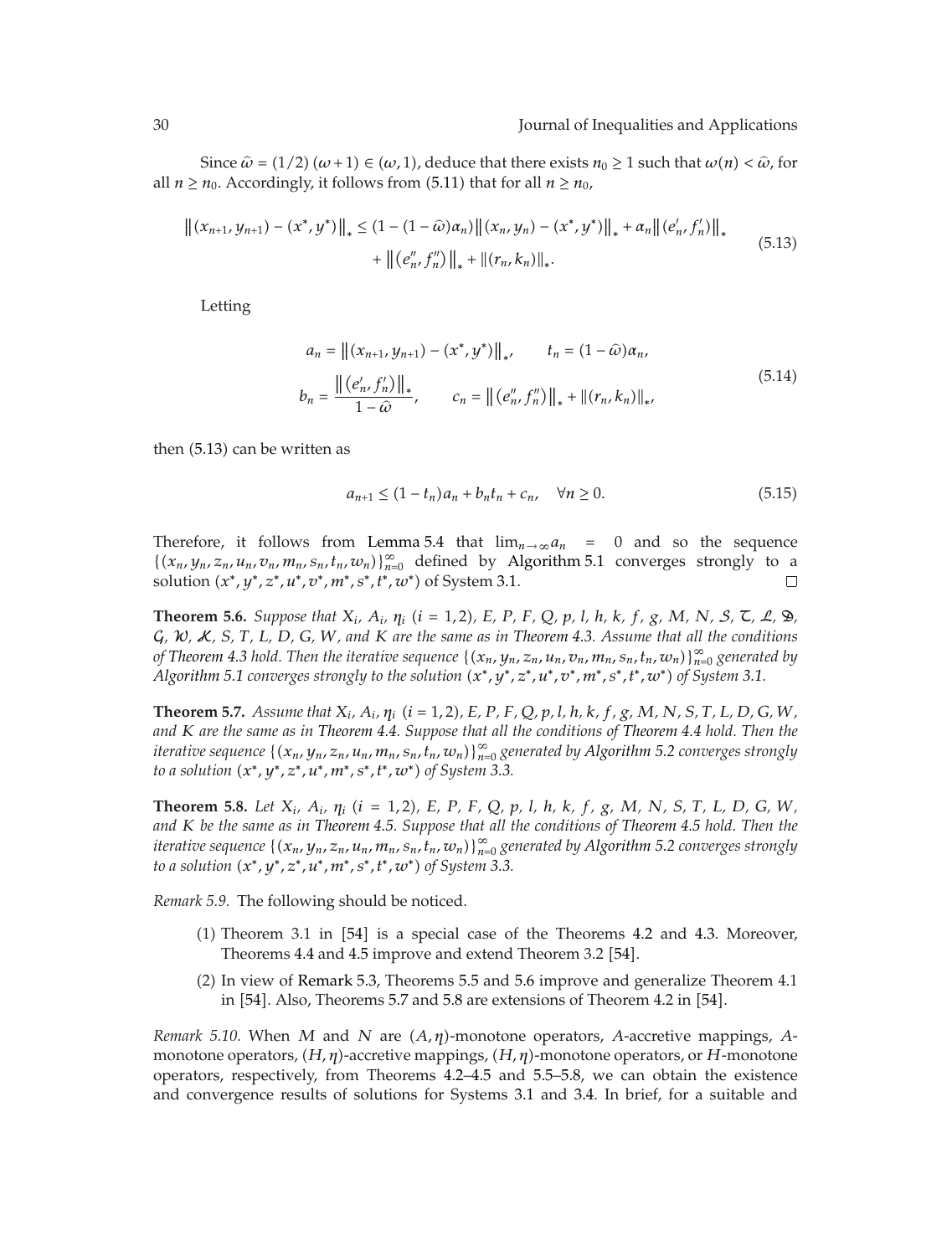Since $\widehat{\omega} = (1/2)(\omega + 1) \in (\omega, 1)$, deduce that there exists $n_0 \geq 1$ such that $\omega(n) < \widehat{\omega}$, for all $n \geq n_0$. Accordingly, it follows from (5.11) that for all $n \geq n_0$,

$$\left\|(x_{n+1}, y_{n+1}) - (x^*, y^*)\right\|_* \leq (1 - (1 - \widehat{\omega})\alpha_n)\left\|(x_n, y_n) - (x^*, y^*)\right\|_* + \alpha_n \left\|(e'_n, f'_n)\right\|_* + \left\|(e''_n, f''_n)\right\|_* + \|(r_n, k_n)\|_*. \tag{5.13}$$

Letting

$$a_n = \left\|(x_{n+1}, y_{n+1}) - (x^*, y^*)\right\|_*, \qquad t_n = (1 - \widehat{\omega})\alpha_n,$$
$$b_n = \frac{\left\|(e'_n, f'_n)\right\|_*}{1 - \widehat{\omega}}, \qquad c_n = \left\|(e''_n, f''_n)\right\|_* + \|(r_n, k_n)\|_*, \tag{5.14}$$

then (5.13) can be written as

$$a_{n+1} \leq (1 - t_n)a_n + b_n t_n + c_n, \quad \forall n \geq 0. \tag{5.15}$$

Therefore, it follows from Lemma 5.4 that $\lim_{n\to\infty} a_n = 0$ and so the sequence $\{(x_n, y_n, z_n, u_n, v_n, m_n, s_n, t_n, w_n)\}_{n=0}^{\infty}$ defined by Algorithm 5.1 converges strongly to a solution $(x^*, y^*, z^*, u^*, v^*, m^*, s^*, t^*, w^*)$ of System 3.1. □

**Theorem 5.6.** *Suppose that $X_i$, $A_i$, $\eta_i$ $(i = 1, 2)$, $E$, $P$, $F$, $Q$, $p$, $l$, $h$, $k$, $f$, $g$, $M$, $N$, $\mathcal{S}$, $\mathcal{T}$, $\mathcal{L}$, $\mathfrak{D}$, $\mathcal{G}$, $\mathcal{W}$, $\mathcal{K}$, $S$, $T$, $L$, $D$, $G$, $W$, and $K$ are the same as in Theorem 4.3. Assume that all the conditions of Theorem 4.3 hold. Then the iterative sequence $\{(x_n, y_n, z_n, u_n, v_n, m_n, s_n, t_n, w_n)\}_{n=0}^{\infty}$ generated by Algorithm 5.1 converges strongly to the solution $(x^*, y^*, z^*, u^*, v^*, m^*, s^*, t^*, w^*)$ of System 3.1.*

**Theorem 5.7.** *Assume that $X_i$, $A_i$, $\eta_i$ $(i = 1, 2)$, $E$, $P$, $F$, $Q$, $p$, $l$, $h$, $k$, $f$, $g$, $M$, $N$, $S$, $T$, $L$, $D$, $G$, $W$, and $K$ are the same as in Theorem 4.4. Suppose that all the conditions of Theorem 4.4 hold. Then the iterative sequence $\{(x_n, y_n, z_n, u_n, m_n, s_n, t_n, w_n)\}_{n=0}^{\infty}$ generated by Algorithm 5.2 converges strongly to a solution $(x^*, y^*, z^*, u^*, m^*, s^*, t^*, w^*)$ of System 3.3.*

**Theorem 5.8.** *Let $X_i$, $A_i$, $\eta_i$ $(i = 1, 2)$, $E$, $P$, $F$, $Q$, $p$, $l$, $h$, $k$, $f$, $g$, $M$, $N$, $S$, $T$, $L$, $D$, $G$, $W$, and $K$ be the same as in Theorem 4.5. Suppose that all the conditions of Theorem 4.5 hold. Then the iterative sequence $\{(x_n, y_n, z_n, u_n, m_n, s_n, t_n, w_n)\}_{n=0}^{\infty}$ generated by Algorithm 5.2 converges strongly to a solution $(x^*, y^*, z^*, u^*, m^*, s^*, t^*, w^*)$ of System 3.3.*

*Remark 5.9.* The following should be noticed.

(1) Theorem 3.1 in [54] is a special case of the Theorems 4.2 and 4.3. Moreover, Theorems 4.4 and 4.5 improve and extend Theorem 3.2 [54].

(2) In view of Remark 5.3, Theorems 5.5 and 5.6 improve and generalize Theorem 4.1 in [54]. Also, Theorems 5.7 and 5.8 are extensions of Theorem 4.2 in [54].

*Remark 5.10.* When $M$ and $N$ are $(A, \eta)$-monotone operators, $A$-accretive mappings, $A$-monotone operators, $(H, \eta)$-accretive mappings, $(H, \eta)$-monotone operators, or $H$-monotone operators, respectively, from Theorems 4.2–4.5 and 5.5–5.8, we can obtain the existence and convergence results of solutions for Systems 3.1 and 3.4. In brief, for a suitable and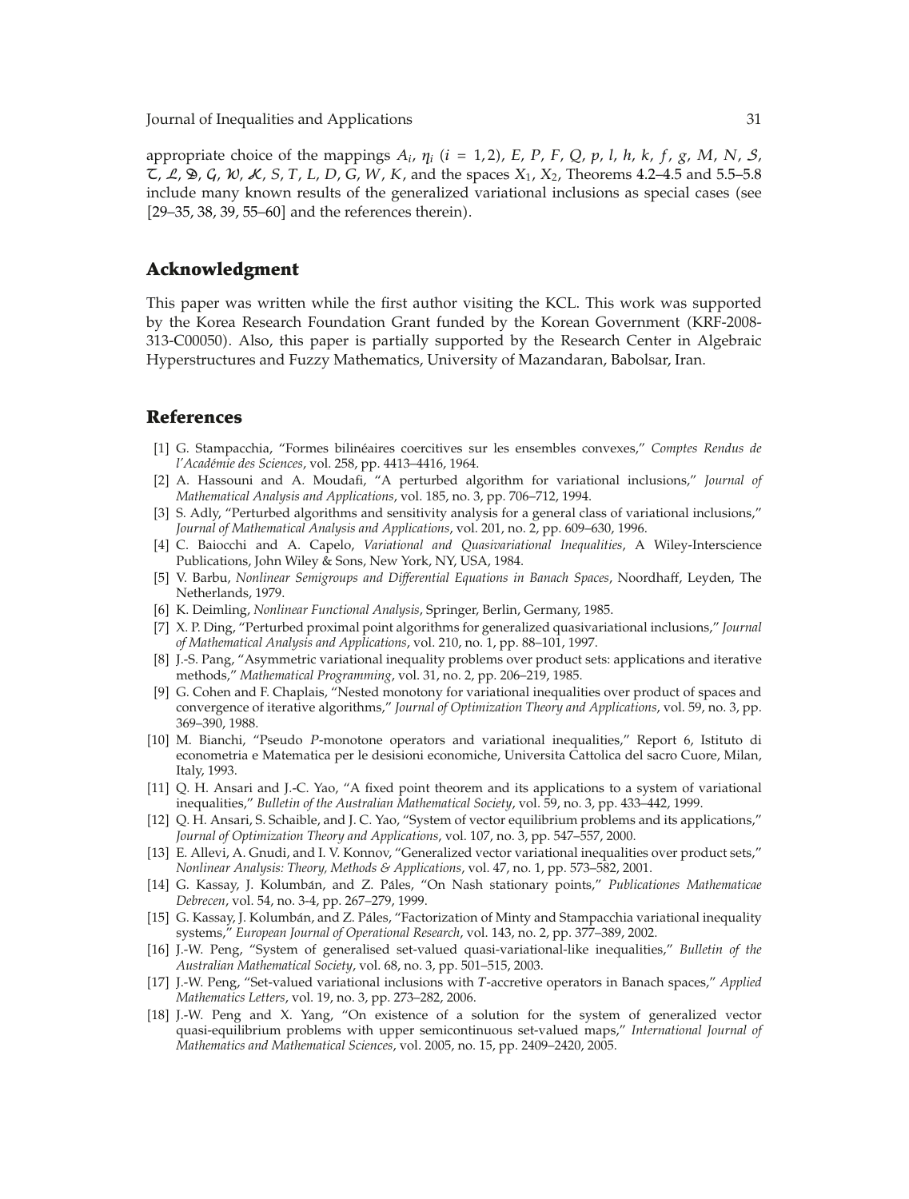appropriate choice of the mappings $A_i$, $\eta_i$ $(i = 1, 2)$, $E$, $P$, $F$, $Q$, $p$, $l$, $h$, $k$, $f$, $g$, $M$, $N$, $\mathcal{S}$, $\mathcal{T}$, $\mathcal{L}$, $\mathfrak{D}$, $\mathcal{G}$, $\mathcal{W}$, $\mathcal{K}$, $S$, $T$, $L$, $D$, $G$, $W$, $K$, and the spaces $X_1$, $X_2$, Theorems 4.2–4.5 and 5.5–5.8 include many known results of the generalized variational inclusions as special cases (see [29–35, 38, 39, 55–60] and the references therein).

## Acknowledgment

This paper was written while the first author visiting the KCL. This work was supported by the Korea Research Foundation Grant funded by the Korean Government (KRF-2008-313-C00050). Also, this paper is partially supported by the Research Center in Algebraic Hyperstructures and Fuzzy Mathematics, University of Mazandaran, Babolsar, Iran.

## References

[1] G. Stampacchia, "Formes bilinéaires coercitives sur les ensembles convexes," *Comptes Rendus de l'Académie des Sciences*, vol. 258, pp. 4413–4416, 1964.

[2] A. Hassouni and A. Moudafi, "A perturbed algorithm for variational inclusions," *Journal of Mathematical Analysis and Applications*, vol. 185, no. 3, pp. 706–712, 1994.

[3] S. Adly, "Perturbed algorithms and sensitivity analysis for a general class of variational inclusions," *Journal of Mathematical Analysis and Applications*, vol. 201, no. 2, pp. 609–630, 1996.

[4] C. Baiocchi and A. Capelo, *Variational and Quasivariational Inequalities*, A Wiley-Interscience Publications, John Wiley & Sons, New York, NY, USA, 1984.

[5] V. Barbu, *Nonlinear Semigroups and Differential Equations in Banach Spaces*, Noordhaff, Leyden, The Netherlands, 1979.

[6] K. Deimling, *Nonlinear Functional Analysis*, Springer, Berlin, Germany, 1985.

[7] X. P. Ding, "Perturbed proximal point algorithms for generalized quasivariational inclusions," *Journal of Mathematical Analysis and Applications*, vol. 210, no. 1, pp. 88–101, 1997.

[8] J.-S. Pang, "Asymmetric variational inequality problems over product sets: applications and iterative methods," *Mathematical Programming*, vol. 31, no. 2, pp. 206–219, 1985.

[9] G. Cohen and F. Chaplais, "Nested monotony for variational inequalities over product of spaces and convergence of iterative algorithms," *Journal of Optimization Theory and Applications*, vol. 59, no. 3, pp. 369–390, 1988.

[10] M. Bianchi, "Pseudo *P*-monotone operators and variational inequalities," Report 6, Istituto di econometria e Matematica per le desisioni economiche, Universita Cattolica del sacro Cuore, Milan, Italy, 1993.

[11] Q. H. Ansari and J.-C. Yao, "A fixed point theorem and its applications to a system of variational inequalities," *Bulletin of the Australian Mathematical Society*, vol. 59, no. 3, pp. 433–442, 1999.

[12] Q. H. Ansari, S. Schaible, and J. C. Yao, "System of vector equilibrium problems and its applications," *Journal of Optimization Theory and Applications*, vol. 107, no. 3, pp. 547–557, 2000.

[13] E. Allevi, A. Gnudi, and I. V. Konnov, "Generalized vector variational inequalities over product sets," *Nonlinear Analysis: Theory, Methods & Applications*, vol. 47, no. 1, pp. 573–582, 2001.

[14] G. Kassay, J. Kolumbán, and Z. Páles, "On Nash stationary points," *Publicationes Mathematicae Debrecen*, vol. 54, no. 3-4, pp. 267–279, 1999.

[15] G. Kassay, J. Kolumbán, and Z. Páles, "Factorization of Minty and Stampacchia variational inequality systems," *European Journal of Operational Research*, vol. 143, no. 2, pp. 377–389, 2002.

[16] J.-W. Peng, "System of generalised set-valued quasi-variational-like inequalities," *Bulletin of the Australian Mathematical Society*, vol. 68, no. 3, pp. 501–515, 2003.

[17] J.-W. Peng, "Set-valued variational inclusions with *T*-accretive operators in Banach spaces," *Applied Mathematics Letters*, vol. 19, no. 3, pp. 273–282, 2006.

[18] J.-W. Peng and X. Yang, "On existence of a solution for the system of generalized vector quasi-equilibrium problems with upper semicontinuous set-valued maps," *International Journal of Mathematics and Mathematical Sciences*, vol. 2005, no. 15, pp. 2409–2420, 2005.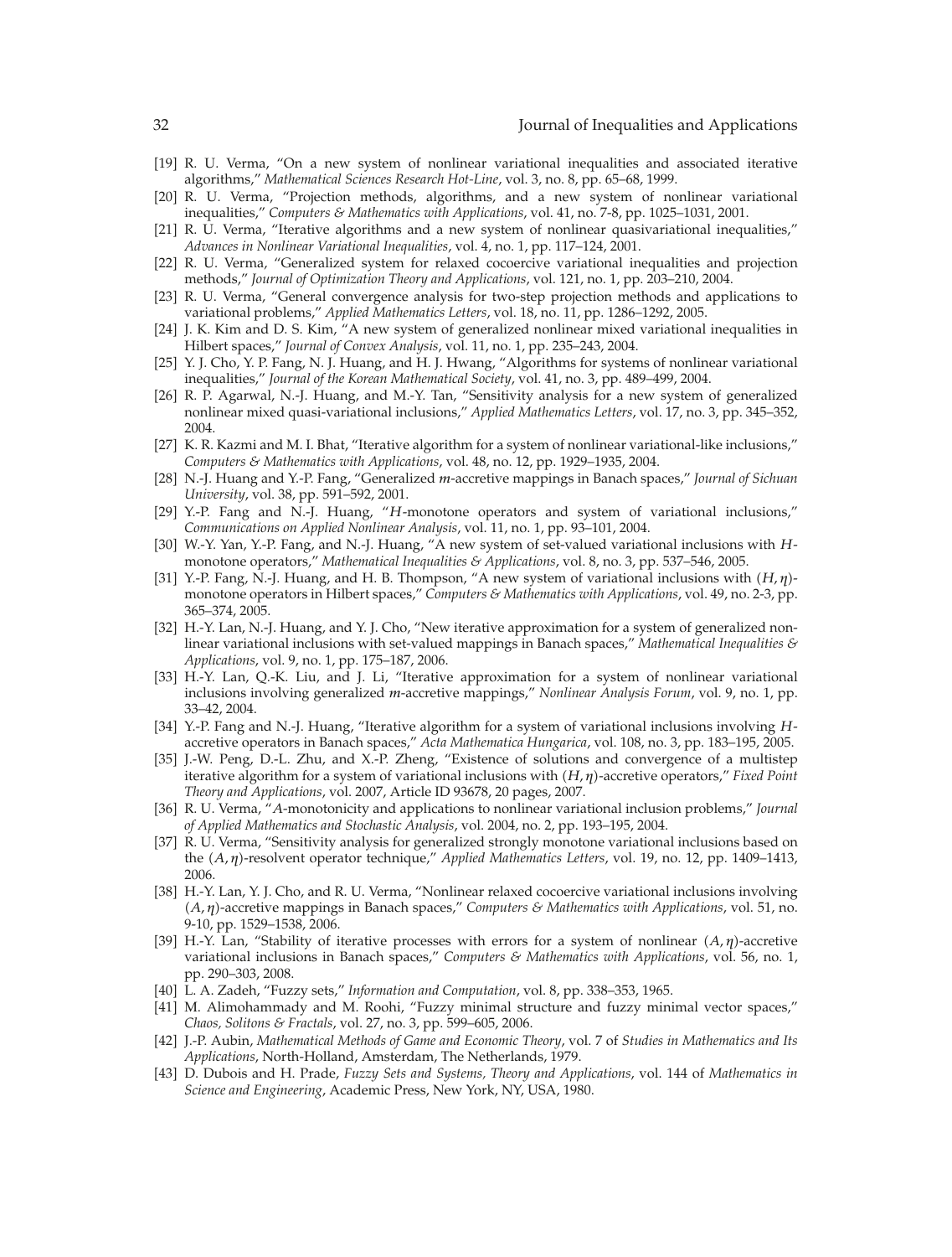[19] R. U. Verma, "On a new system of nonlinear variational inequalities and associated iterative algorithms," *Mathematical Sciences Research Hot-Line*, vol. 3, no. 8, pp. 65–68, 1999.

[20] R. U. Verma, "Projection methods, algorithms, and a new system of nonlinear variational inequalities," *Computers & Mathematics with Applications*, vol. 41, no. 7-8, pp. 1025–1031, 2001.

[21] R. U. Verma, "Iterative algorithms and a new system of nonlinear quasivariational inequalities," *Advances in Nonlinear Variational Inequalities*, vol. 4, no. 1, pp. 117–124, 2001.

[22] R. U. Verma, "Generalized system for relaxed cocoercive variational inequalities and projection methods," *Journal of Optimization Theory and Applications*, vol. 121, no. 1, pp. 203–210, 2004.

[23] R. U. Verma, "General convergence analysis for two-step projection methods and applications to variational problems," *Applied Mathematics Letters*, vol. 18, no. 11, pp. 1286–1292, 2005.

[24] J. K. Kim and D. S. Kim, "A new system of generalized nonlinear mixed variational inequalities in Hilbert spaces," *Journal of Convex Analysis*, vol. 11, no. 1, pp. 235–243, 2004.

[25] Y. J. Cho, Y. P. Fang, N. J. Huang, and H. J. Hwang, "Algorithms for systems of nonlinear variational inequalities," *Journal of the Korean Mathematical Society*, vol. 41, no. 3, pp. 489–499, 2004.

[26] R. P. Agarwal, N.-J. Huang, and M.-Y. Tan, "Sensitivity analysis for a new system of generalized nonlinear mixed quasi-variational inclusions," *Applied Mathematics Letters*, vol. 17, no. 3, pp. 345–352, 2004.

[27] K. R. Kazmi and M. I. Bhat, "Iterative algorithm for a system of nonlinear variational-like inclusions," *Computers & Mathematics with Applications*, vol. 48, no. 12, pp. 1929–1935, 2004.

[28] N.-J. Huang and Y.-P. Fang, "Generalized $m$-accretive mappings in Banach spaces," *Journal of Sichuan University*, vol. 38, pp. 591–592, 2001.

[29] Y.-P. Fang and N.-J. Huang, "$H$-monotone operators and system of variational inclusions," *Communications on Applied Nonlinear Analysis*, vol. 11, no. 1, pp. 93–101, 2004.

[30] W.-Y. Yan, Y.-P. Fang, and N.-J. Huang, "A new system of set-valued variational inclusions with $H$-monotone operators," *Mathematical Inequalities & Applications*, vol. 8, no. 3, pp. 537–546, 2005.

[31] Y.-P. Fang, N.-J. Huang, and H. B. Thompson, "A new system of variational inclusions with $(H, \eta)$-monotone operators in Hilbert spaces," *Computers & Mathematics with Applications*, vol. 49, no. 2-3, pp. 365–374, 2005.

[32] H.-Y. Lan, N.-J. Huang, and Y. J. Cho, "New iterative approximation for a system of generalized nonlinear variational inclusions with set-valued mappings in Banach spaces," *Mathematical Inequalities & Applications*, vol. 9, no. 1, pp. 175–187, 2006.

[33] H.-Y. Lan, Q.-K. Liu, and J. Li, "Iterative approximation for a system of nonlinear variational inclusions involving generalized $m$-accretive mappings," *Nonlinear Analysis Forum*, vol. 9, no. 1, pp. 33–42, 2004.

[34] Y.-P. Fang and N.-J. Huang, "Iterative algorithm for a system of variational inclusions involving $H$-accretive operators in Banach spaces," *Acta Mathematica Hungarica*, vol. 108, no. 3, pp. 183–195, 2005.

[35] J.-W. Peng, D.-L. Zhu, and X.-P. Zheng, "Existence of solutions and convergence of a multistep iterative algorithm for a system of variational inclusions with $(H, \eta)$-accretive operators," *Fixed Point Theory and Applications*, vol. 2007, Article ID 93678, 20 pages, 2007.

[36] R. U. Verma, "$A$-monotonicity and applications to nonlinear variational inclusion problems," *Journal of Applied Mathematics and Stochastic Analysis*, vol. 2004, no. 2, pp. 193–195, 2004.

[37] R. U. Verma, "Sensitivity analysis for generalized strongly monotone variational inclusions based on the $(A, \eta)$-resolvent operator technique," *Applied Mathematics Letters*, vol. 19, no. 12, pp. 1409–1413, 2006.

[38] H.-Y. Lan, Y. J. Cho, and R. U. Verma, "Nonlinear relaxed cocoercive variational inclusions involving $(A, \eta)$-accretive mappings in Banach spaces," *Computers & Mathematics with Applications*, vol. 51, no. 9-10, pp. 1529–1538, 2006.

[39] H.-Y. Lan, "Stability of iterative processes with errors for a system of nonlinear $(A, \eta)$-accretive variational inclusions in Banach spaces," *Computers & Mathematics with Applications*, vol. 56, no. 1, pp. 290–303, 2008.

[40] L. A. Zadeh, "Fuzzy sets," *Information and Computation*, vol. 8, pp. 338–353, 1965.

[41] M. Alimohammady and M. Roohi, "Fuzzy minimal structure and fuzzy minimal vector spaces," *Chaos, Solitons & Fractals*, vol. 27, no. 3, pp. 599–605, 2006.

[42] J.-P. Aubin, *Mathematical Methods of Game and Economic Theory*, vol. 7 of *Studies in Mathematics and Its Applications*, North-Holland, Amsterdam, The Netherlands, 1979.

[43] D. Dubois and H. Prade, *Fuzzy Sets and Systems, Theory and Applications*, vol. 144 of *Mathematics in Science and Engineering*, Academic Press, New York, NY, USA, 1980.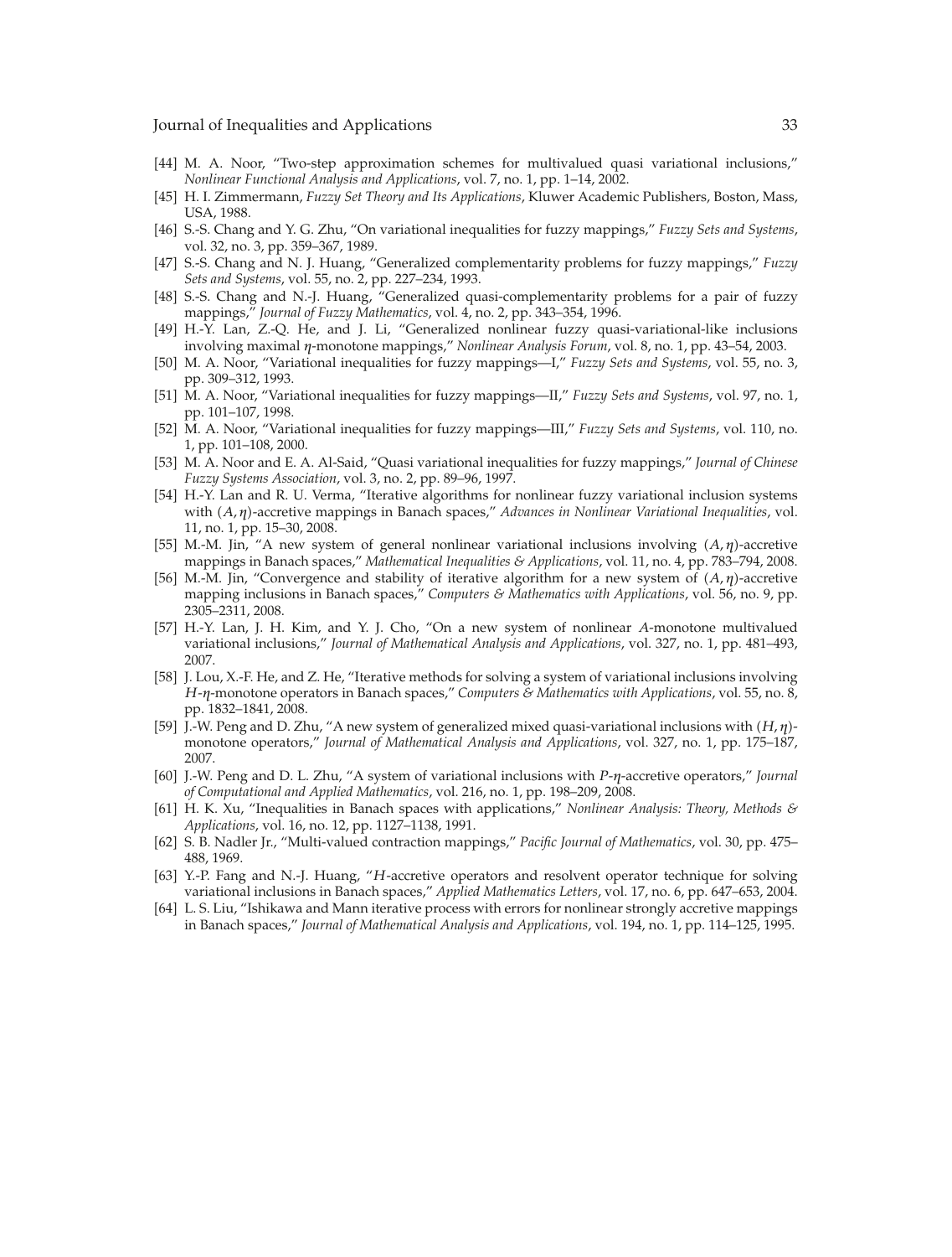[44] M. A. Noor, "Two-step approximation schemes for multivalued quasi variational inclusions," *Nonlinear Functional Analysis and Applications*, vol. 7, no. 1, pp. 1–14, 2002.

[45] H. I. Zimmermann, *Fuzzy Set Theory and Its Applications*, Kluwer Academic Publishers, Boston, Mass, USA, 1988.

[46] S.-S. Chang and Y. G. Zhu, "On variational inequalities for fuzzy mappings," *Fuzzy Sets and Systems*, vol. 32, no. 3, pp. 359–367, 1989.

[47] S.-S. Chang and N. J. Huang, "Generalized complementarity problems for fuzzy mappings," *Fuzzy Sets and Systems*, vol. 55, no. 2, pp. 227–234, 1993.

[48] S.-S. Chang and N.-J. Huang, "Generalized quasi-complementarity problems for a pair of fuzzy mappings," *Journal of Fuzzy Mathematics*, vol. 4, no. 2, pp. 343–354, 1996.

[49] H.-Y. Lan, Z.-Q. He, and J. Li, "Generalized nonlinear fuzzy quasi-variational-like inclusions involving maximal $\eta$-monotone mappings," *Nonlinear Analysis Forum*, vol. 8, no. 1, pp. 43–54, 2003.

[50] M. A. Noor, "Variational inequalities for fuzzy mappings—I," *Fuzzy Sets and Systems*, vol. 55, no. 3, pp. 309–312, 1993.

[51] M. A. Noor, "Variational inequalities for fuzzy mappings—II," *Fuzzy Sets and Systems*, vol. 97, no. 1, pp. 101–107, 1998.

[52] M. A. Noor, "Variational inequalities for fuzzy mappings—III," *Fuzzy Sets and Systems*, vol. 110, no. 1, pp. 101–108, 2000.

[53] M. A. Noor and E. A. Al-Said, "Quasi variational inequalities for fuzzy mappings," *Journal of Chinese Fuzzy Systems Association*, vol. 3, no. 2, pp. 89–96, 1997.

[54] H.-Y. Lan and R. U. Verma, "Iterative algorithms for nonlinear fuzzy variational inclusion systems with $(A, \eta)$-accretive mappings in Banach spaces," *Advances in Nonlinear Variational Inequalities*, vol. 11, no. 1, pp. 15–30, 2008.

[55] M.-M. Jin, "A new system of general nonlinear variational inclusions involving $(A, \eta)$-accretive mappings in Banach spaces," *Mathematical Inequalities & Applications*, vol. 11, no. 4, pp. 783–794, 2008.

[56] M.-M. Jin, "Convergence and stability of iterative algorithm for a new system of $(A, \eta)$-accretive mapping inclusions in Banach spaces," *Computers & Mathematics with Applications*, vol. 56, no. 9, pp. 2305–2311, 2008.

[57] H.-Y. Lan, J. H. Kim, and Y. J. Cho, "On a new system of nonlinear $A$-monotone multivalued variational inclusions," *Journal of Mathematical Analysis and Applications*, vol. 327, no. 1, pp. 481–493, 2007.

[58] J. Lou, X.-F. He, and Z. He, "Iterative methods for solving a system of variational inclusions involving $H$-$\eta$-monotone operators in Banach spaces," *Computers & Mathematics with Applications*, vol. 55, no. 8, pp. 1832–1841, 2008.

[59] J.-W. Peng and D. Zhu, "A new system of generalized mixed quasi-variational inclusions with $(H, \eta)$-monotone operators," *Journal of Mathematical Analysis and Applications*, vol. 327, no. 1, pp. 175–187, 2007.

[60] J.-W. Peng and D. L. Zhu, "A system of variational inclusions with $P$-$\eta$-accretive operators," *Journal of Computational and Applied Mathematics*, vol. 216, no. 1, pp. 198–209, 2008.

[61] H. K. Xu, "Inequalities in Banach spaces with applications," *Nonlinear Analysis: Theory, Methods & Applications*, vol. 16, no. 12, pp. 1127–1138, 1991.

[62] S. B. Nadler Jr., "Multi-valued contraction mappings," *Pacific Journal of Mathematics*, vol. 30, pp. 475–488, 1969.

[63] Y.-P. Fang and N.-J. Huang, "$H$-accretive operators and resolvent operator technique for solving variational inclusions in Banach spaces," *Applied Mathematics Letters*, vol. 17, no. 6, pp. 647–653, 2004.

[64] L. S. Liu, "Ishikawa and Mann iterative process with errors for nonlinear strongly accretive mappings in Banach spaces," *Journal of Mathematical Analysis and Applications*, vol. 194, no. 1, pp. 114–125, 1995.